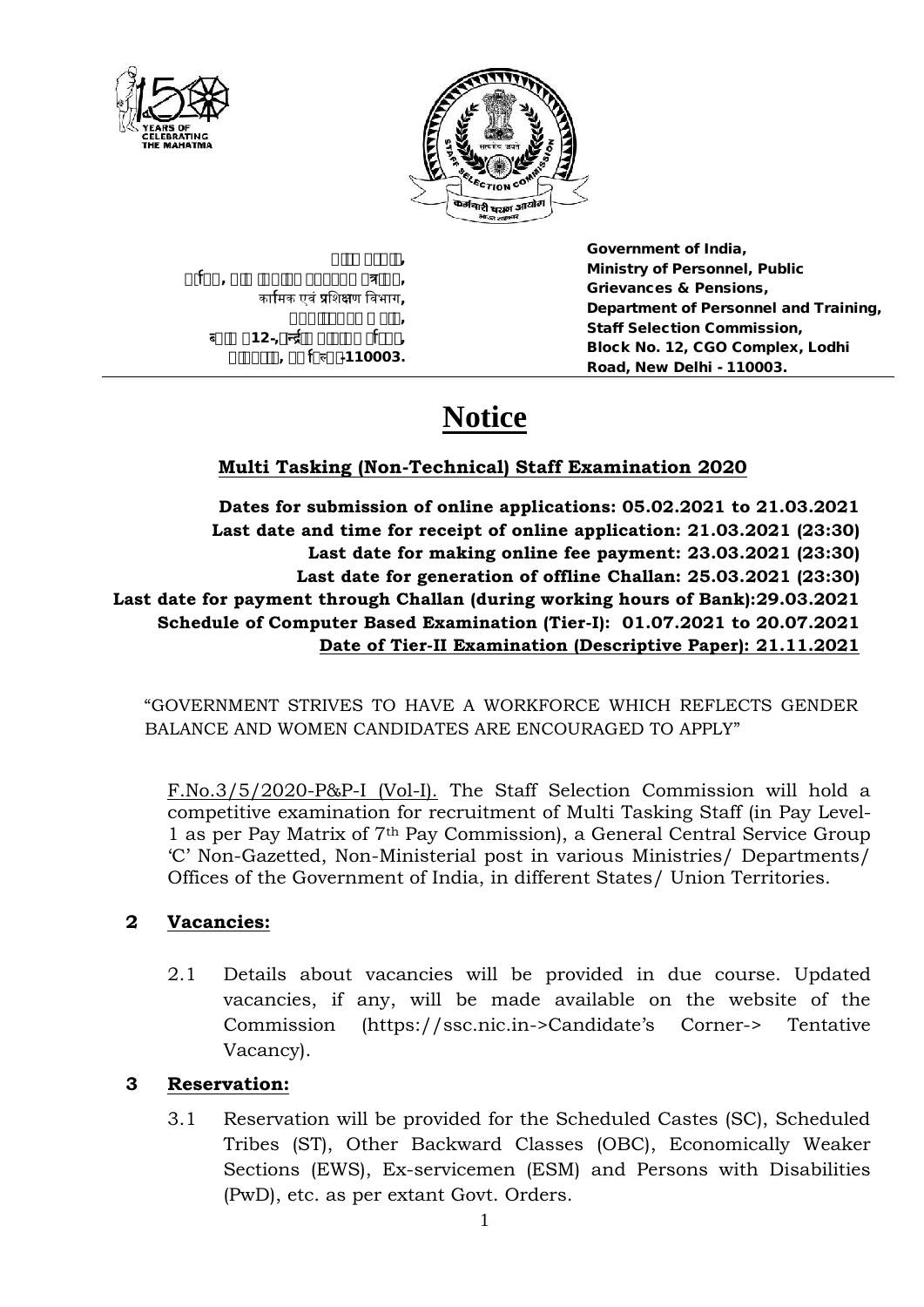भारत सरकार,
कार्मिक, लोक शिकायत तथा पेंशन मंत्रालय,
कार्मिक एवं प्रशिक्षण विभाग,
कर्मचारी चयन आयोग,
ब्लॉक 12, केन्द्रीय कार्यालय परिसर,
लोधी रोड, नई दिल्ली-110003.

**Government of India,**
**Ministry of Personnel, Public Grievances & Pensions,**
**Department of Personnel and Training,**
**Staff Selection Commission,**
**Block No. 12, CGO Complex, Lodhi Road, New Delhi - 110003.**

# Notice

## Multi Tasking (Non-Technical) Staff Examination 2020

**Dates for submission of online applications: 05.02.2021 to 21.03.2021**
**Last date and time for receipt of online application: 21.03.2021 (23:30)**
**Last date for making online fee payment: 23.03.2021 (23:30)**
**Last date for generation of offline Challan: 25.03.2021 (23:30)**
**Last date for payment through Challan (during working hours of Bank):29.03.2021**
**Schedule of Computer Based Examination (Tier-I): 01.07.2021 to 20.07.2021**
**Date of Tier-II Examination (Descriptive Paper): 21.11.2021**

"GOVERNMENT STRIVES TO HAVE A WORKFORCE WHICH REFLECTS GENDER BALANCE AND WOMEN CANDIDATES ARE ENCOURAGED TO APPLY"

F.No.3/5/2020-P&P-I (Vol-I). The Staff Selection Commission will hold a competitive examination for recruitment of Multi Tasking Staff (in Pay Level-1 as per Pay Matrix of 7th Pay Commission), a General Central Service Group 'C' Non-Gazetted, Non-Ministerial post in various Ministries/ Departments/ Offices of the Government of India, in different States/ Union Territories.

### 2 Vacancies:

2.1 Details about vacancies will be provided in due course. Updated vacancies, if any, will be made available on the website of the Commission (https://ssc.nic.in->Candidate's Corner-> Tentative Vacancy).

### 3 Reservation:

3.1 Reservation will be provided for the Scheduled Castes (SC), Scheduled Tribes (ST), Other Backward Classes (OBC), Economically Weaker Sections (EWS), Ex-servicemen (ESM) and Persons with Disabilities (PwD), etc. as per extant Govt. Orders.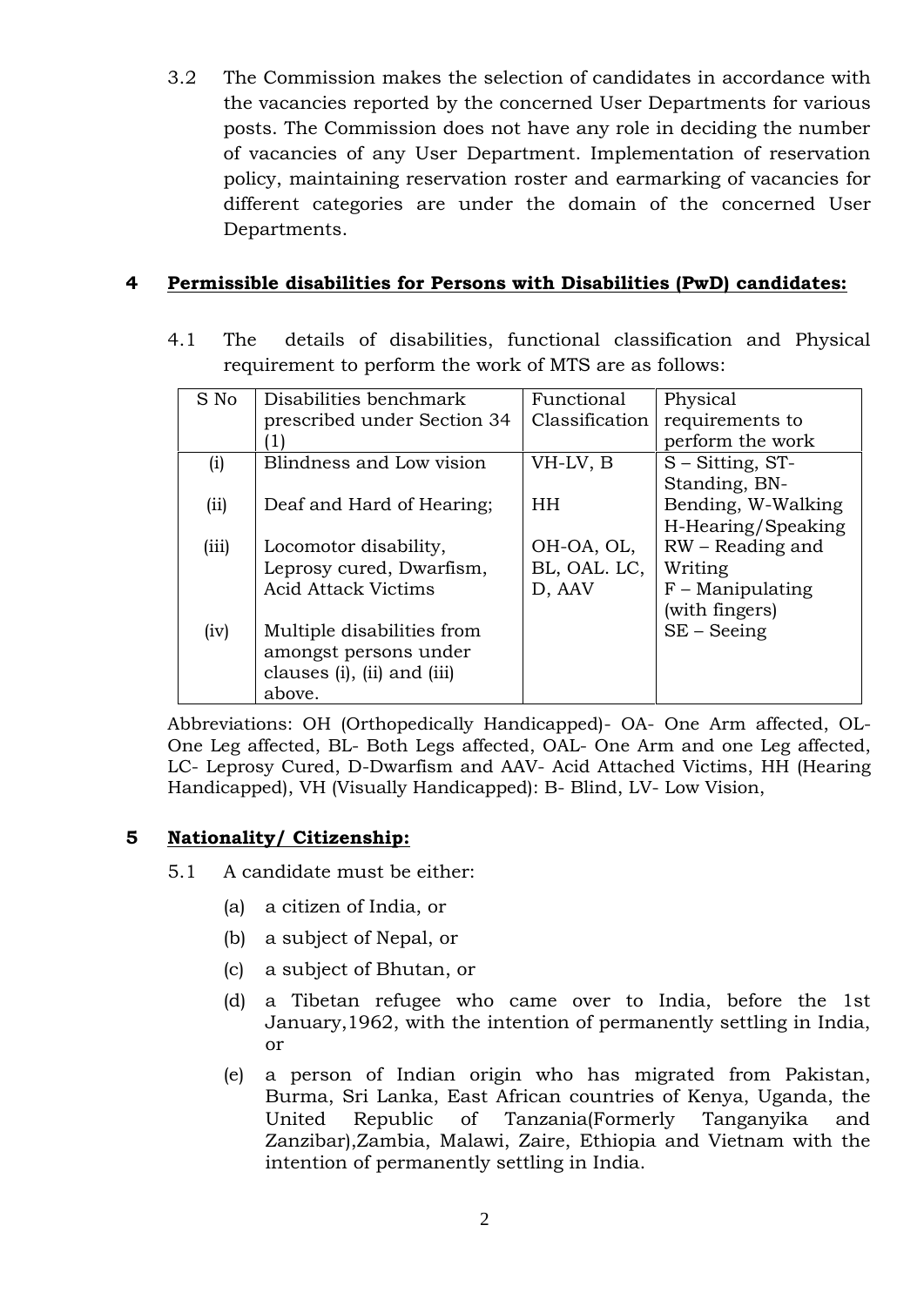3.2 The Commission makes the selection of candidates in accordance with the vacancies reported by the concerned User Departments for various posts. The Commission does not have any role in deciding the number of vacancies of any User Department. Implementation of reservation policy, maintaining reservation roster and earmarking of vacancies for different categories are under the domain of the concerned User Departments.

## 4 Permissible disabilities for Persons with Disabilities (PwD) candidates:

4.1 The details of disabilities, functional classification and Physical requirement to perform the work of MTS are as follows:

| S No | Disabilities benchmark prescribed under Section 34 (1) | Functional Classification | Physical requirements to perform the work |
|---|---|---|---|
| (i) | Blindness and Low vision | VH-LV, B | S – Sitting, ST-Standing, BN-Bending, W-Walking H-Hearing/Speaking RW – Reading and Writing F – Manipulating (with fingers) SE – Seeing |
| (ii) | Deaf and Hard of Hearing; | HH | |
| (iii) | Locomotor disability, Leprosy cured, Dwarfism, Acid Attack Victims | OH-OA, OL, BL, OAL. LC, D, AAV | |
| (iv) | Multiple disabilities from amongst persons under clauses (i), (ii) and (iii) above. | | |

Abbreviations: OH (Orthopedically Handicapped)- OA- One Arm affected, OL- One Leg affected, BL- Both Legs affected, OAL- One Arm and one Leg affected, LC- Leprosy Cured, D-Dwarfism and AAV- Acid Attached Victims, HH (Hearing Handicapped), VH (Visually Handicapped): B- Blind, LV- Low Vision,

## 5 Nationality/ Citizenship:

5.1 A candidate must be either:

(a) a citizen of India, or

(b) a subject of Nepal, or

(c) a subject of Bhutan, or

(d) a Tibetan refugee who came over to India, before the 1st January,1962, with the intention of permanently settling in India, or

(e) a person of Indian origin who has migrated from Pakistan, Burma, Sri Lanka, East African countries of Kenya, Uganda, the United Republic of Tanzania(Formerly Tanganyika and Zanzibar),Zambia, Malawi, Zaire, Ethiopia and Vietnam with the intention of permanently settling in India.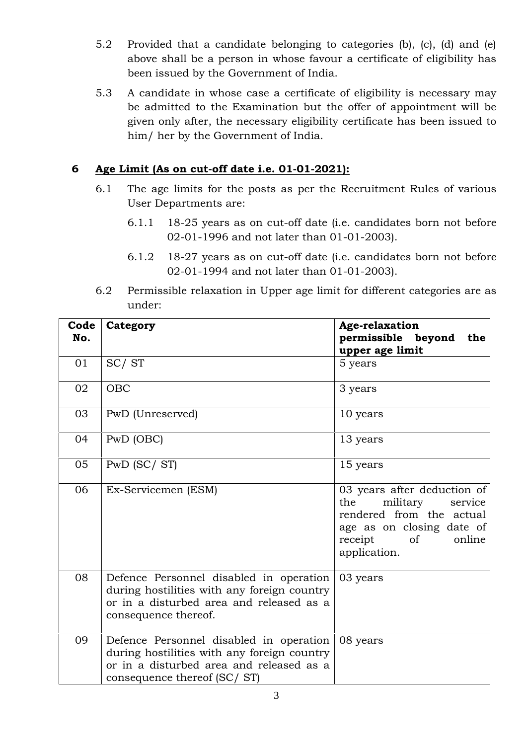5.2 Provided that a candidate belonging to categories (b), (c), (d) and (e) above shall be a person in whose favour a certificate of eligibility has been issued by the Government of India.

5.3 A candidate in whose case a certificate of eligibility is necessary may be admitted to the Examination but the offer of appointment will be given only after, the necessary eligibility certificate has been issued to him/ her by the Government of India.

## 6 Age Limit (As on cut-off date i.e. 01-01-2021):

6.1 The age limits for the posts as per the Recruitment Rules of various User Departments are:

6.1.1 18-25 years as on cut-off date (i.e. candidates born not before 02-01-1996 and not later than 01-01-2003).

6.1.2 18-27 years as on cut-off date (i.e. candidates born not before 02-01-1994 and not later than 01-01-2003).

6.2 Permissible relaxation in Upper age limit for different categories are as under:

| Code No. | Category | Age-relaxation permissible beyond the upper age limit |
|---|---|---|
| 01 | SC/ ST | 5 years |
| 02 | OBC | 3 years |
| 03 | PwD (Unreserved) | 10 years |
| 04 | PwD (OBC) | 13 years |
| 05 | PwD (SC/ ST) | 15 years |
| 06 | Ex-Servicemen (ESM) | 03 years after deduction of the military service rendered from the actual age as on closing date of receipt of online application. |
| 08 | Defence Personnel disabled in operation during hostilities with any foreign country or in a disturbed area and released as a consequence thereof. | 03 years |
| 09 | Defence Personnel disabled in operation during hostilities with any foreign country or in a disturbed area and released as a consequence thereof (SC/ ST) | 08 years |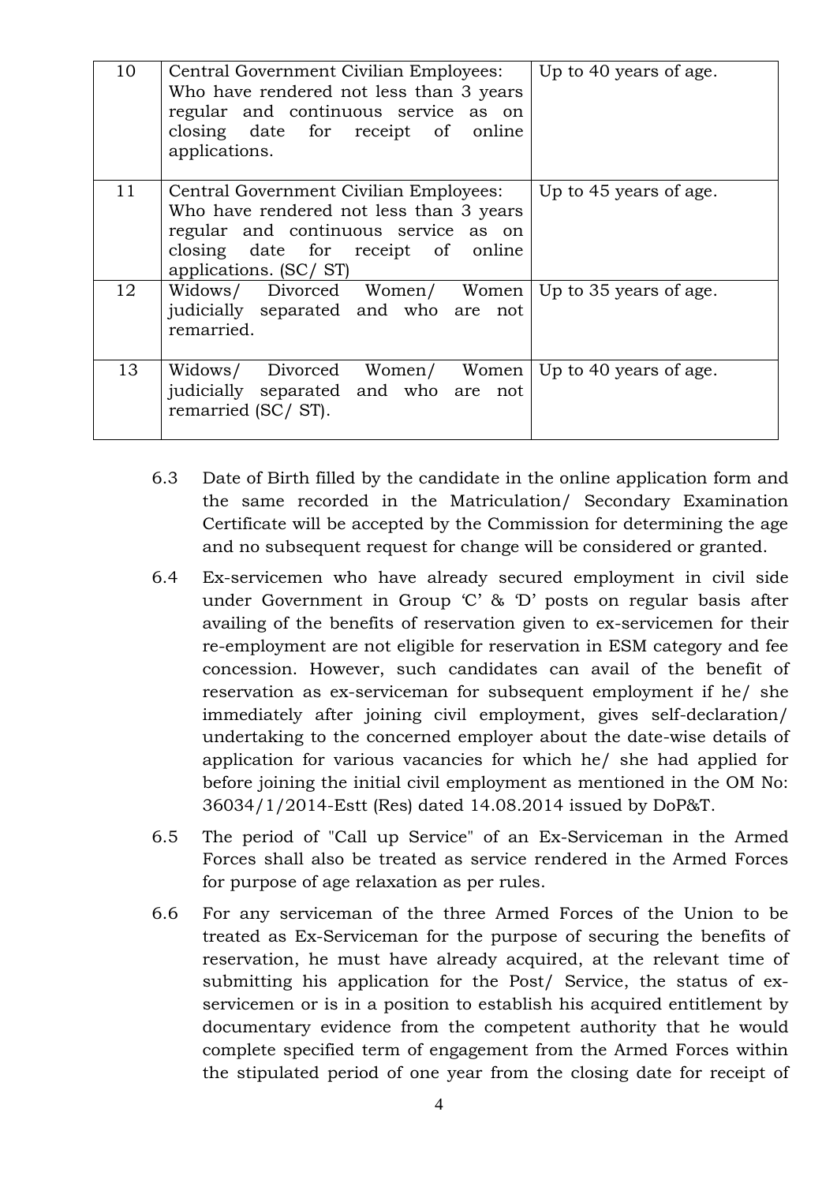| 10 | Central Government Civilian Employees: Who have rendered not less than 3 years regular and continuous service as on closing date for receipt of online applications. | Up to 40 years of age. |
|---|---|---|
| 11 | Central Government Civilian Employees: Who have rendered not less than 3 years regular and continuous service as on closing date for receipt of online applications. (SC/ ST) | Up to 45 years of age. |
| 12 | Widows/ Divorced Women/ Women judicially separated and who are not remarried. | Up to 35 years of age. |
| 13 | Widows/ Divorced Women/ Women judicially separated and who are not remarried (SC/ ST). | Up to 40 years of age. |

6.3 Date of Birth filled by the candidate in the online application form and the same recorded in the Matriculation/ Secondary Examination Certificate will be accepted by the Commission for determining the age and no subsequent request for change will be considered or granted.

6.4 Ex-servicemen who have already secured employment in civil side under Government in Group 'C' & 'D' posts on regular basis after availing of the benefits of reservation given to ex-servicemen for their re-employment are not eligible for reservation in ESM category and fee concession. However, such candidates can avail of the benefit of reservation as ex-serviceman for subsequent employment if he/ she immediately after joining civil employment, gives self-declaration/ undertaking to the concerned employer about the date-wise details of application for various vacancies for which he/ she had applied for before joining the initial civil employment as mentioned in the OM No: 36034/1/2014-Estt (Res) dated 14.08.2014 issued by DoP&T.

6.5 The period of "Call up Service" of an Ex-Serviceman in the Armed Forces shall also be treated as service rendered in the Armed Forces for purpose of age relaxation as per rules.

6.6 For any serviceman of the three Armed Forces of the Union to be treated as Ex-Serviceman for the purpose of securing the benefits of reservation, he must have already acquired, at the relevant time of submitting his application for the Post/ Service, the status of ex-servicemen or is in a position to establish his acquired entitlement by documentary evidence from the competent authority that he would complete specified term of engagement from the Armed Forces within the stipulated period of one year from the closing date for receipt of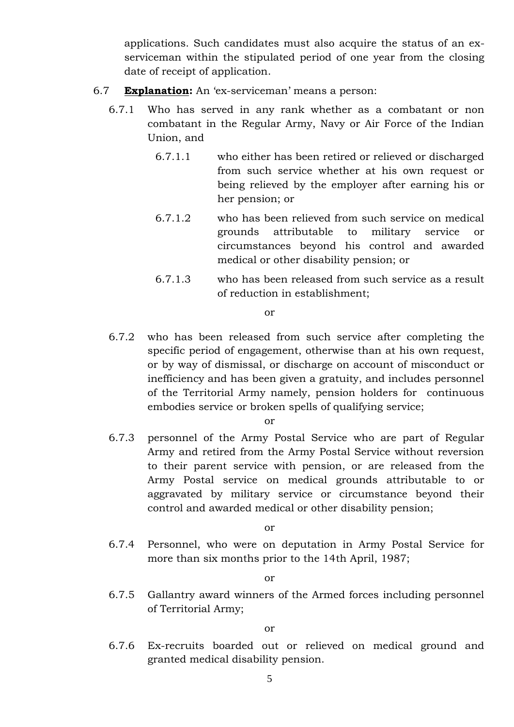applications. Such candidates must also acquire the status of an ex-serviceman within the stipulated period of one year from the closing date of receipt of application.

6.7 **Explanation:** An 'ex-serviceman' means a person:

6.7.1 Who has served in any rank whether as a combatant or non combatant in the Regular Army, Navy or Air Force of the Indian Union, and

6.7.1.1 who either has been retired or relieved or discharged from such service whether at his own request or being relieved by the employer after earning his or her pension; or

6.7.1.2 who has been relieved from such service on medical grounds attributable to military service or circumstances beyond his control and awarded medical or other disability pension; or

6.7.1.3 who has been released from such service as a result of reduction in establishment;

or

6.7.2 who has been released from such service after completing the specific period of engagement, otherwise than at his own request, or by way of dismissal, or discharge on account of misconduct or inefficiency and has been given a gratuity, and includes personnel of the Territorial Army namely, pension holders for continuous embodies service or broken spells of qualifying service;

or

6.7.3 personnel of the Army Postal Service who are part of Regular Army and retired from the Army Postal Service without reversion to their parent service with pension, or are released from the Army Postal service on medical grounds attributable to or aggravated by military service or circumstance beyond their control and awarded medical or other disability pension;

or

6.7.4 Personnel, who were on deputation in Army Postal Service for more than six months prior to the 14th April, 1987;

or

6.7.5 Gallantry award winners of the Armed forces including personnel of Territorial Army;

or

6.7.6 Ex-recruits boarded out or relieved on medical ground and granted medical disability pension.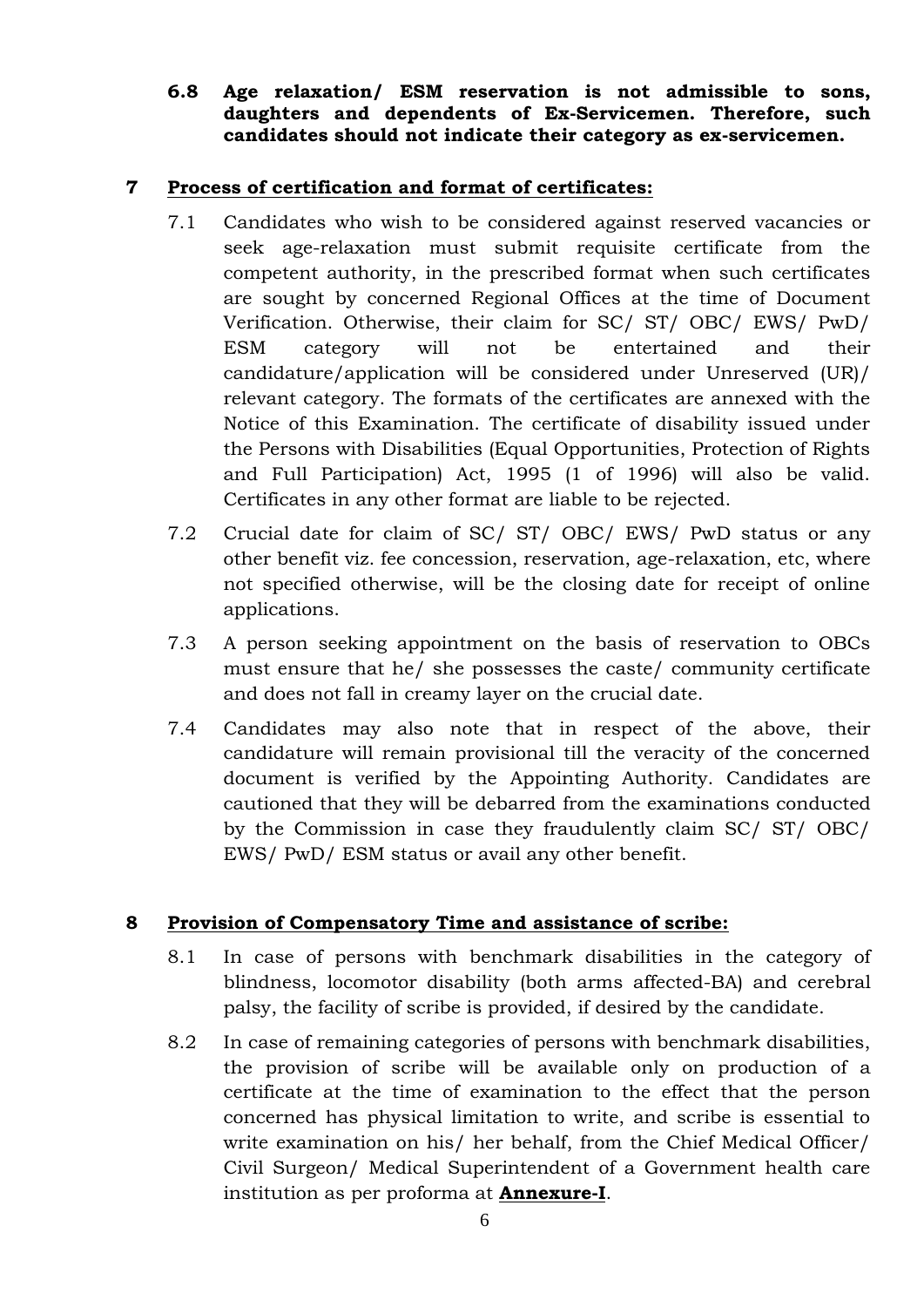**6.8 Age relaxation/ ESM reservation is not admissible to sons, daughters and dependents of Ex-Servicemen. Therefore, such candidates should not indicate their category as ex-servicemen.**

## 7 Process of certification and format of certificates:

7.1 Candidates who wish to be considered against reserved vacancies or seek age-relaxation must submit requisite certificate from the competent authority, in the prescribed format when such certificates are sought by concerned Regional Offices at the time of Document Verification. Otherwise, their claim for SC/ ST/ OBC/ EWS/ PwD/ ESM category will not be entertained and their candidature/application will be considered under Unreserved (UR)/ relevant category. The formats of the certificates are annexed with the Notice of this Examination. The certificate of disability issued under the Persons with Disabilities (Equal Opportunities, Protection of Rights and Full Participation) Act, 1995 (1 of 1996) will also be valid. Certificates in any other format are liable to be rejected.

7.2 Crucial date for claim of SC/ ST/ OBC/ EWS/ PwD status or any other benefit viz. fee concession, reservation, age-relaxation, etc, where not specified otherwise, will be the closing date for receipt of online applications.

7.3 A person seeking appointment on the basis of reservation to OBCs must ensure that he/ she possesses the caste/ community certificate and does not fall in creamy layer on the crucial date.

7.4 Candidates may also note that in respect of the above, their candidature will remain provisional till the veracity of the concerned document is verified by the Appointing Authority. Candidates are cautioned that they will be debarred from the examinations conducted by the Commission in case they fraudulently claim SC/ ST/ OBC/ EWS/ PwD/ ESM status or avail any other benefit.

## 8 Provision of Compensatory Time and assistance of scribe:

8.1 In case of persons with benchmark disabilities in the category of blindness, locomotor disability (both arms affected-BA) and cerebral palsy, the facility of scribe is provided, if desired by the candidate.

8.2 In case of remaining categories of persons with benchmark disabilities, the provision of scribe will be available only on production of a certificate at the time of examination to the effect that the person concerned has physical limitation to write, and scribe is essential to write examination on his/ her behalf, from the Chief Medical Officer/ Civil Surgeon/ Medical Superintendent of a Government health care institution as per proforma at **Annexure-I**.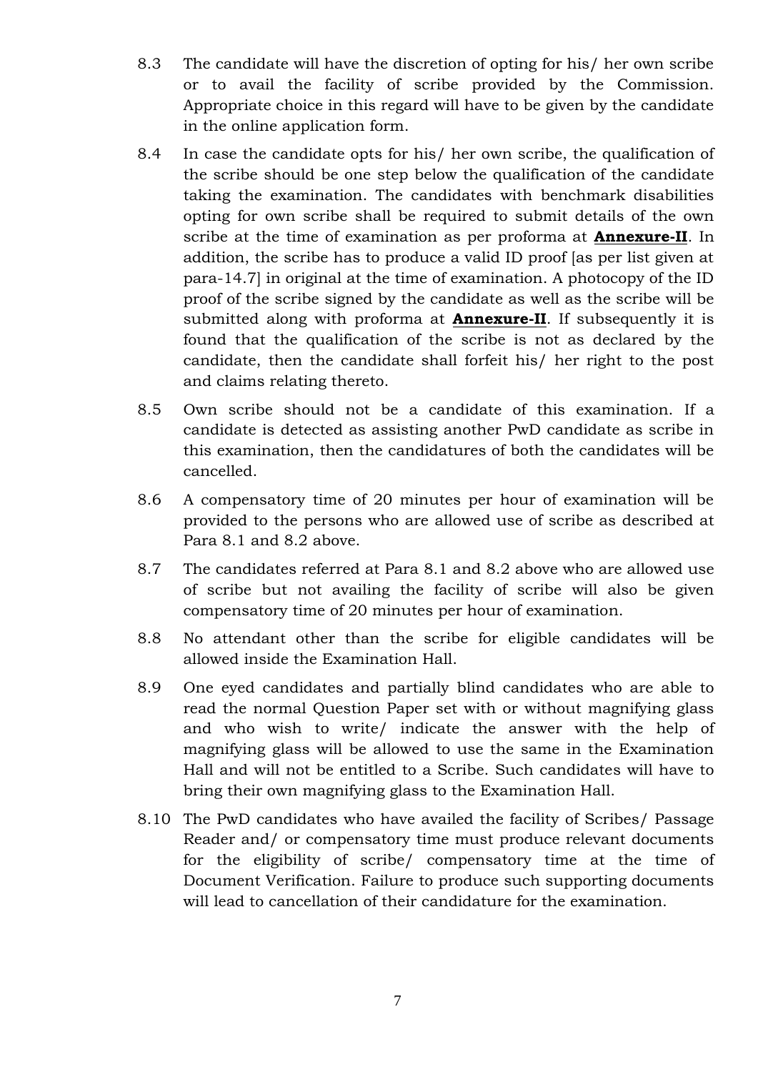8.3 The candidate will have the discretion of opting for his/ her own scribe or to avail the facility of scribe provided by the Commission. Appropriate choice in this regard will have to be given by the candidate in the online application form.

8.4 In case the candidate opts for his/ her own scribe, the qualification of the scribe should be one step below the qualification of the candidate taking the examination. The candidates with benchmark disabilities opting for own scribe shall be required to submit details of the own scribe at the time of examination as per proforma at **Annexure-II**. In addition, the scribe has to produce a valid ID proof [as per list given at para-14.7] in original at the time of examination. A photocopy of the ID proof of the scribe signed by the candidate as well as the scribe will be submitted along with proforma at **Annexure-II**. If subsequently it is found that the qualification of the scribe is not as declared by the candidate, then the candidate shall forfeit his/ her right to the post and claims relating thereto.

8.5 Own scribe should not be a candidate of this examination. If a candidate is detected as assisting another PwD candidate as scribe in this examination, then the candidatures of both the candidates will be cancelled.

8.6 A compensatory time of 20 minutes per hour of examination will be provided to the persons who are allowed use of scribe as described at Para 8.1 and 8.2 above.

8.7 The candidates referred at Para 8.1 and 8.2 above who are allowed use of scribe but not availing the facility of scribe will also be given compensatory time of 20 minutes per hour of examination.

8.8 No attendant other than the scribe for eligible candidates will be allowed inside the Examination Hall.

8.9 One eyed candidates and partially blind candidates who are able to read the normal Question Paper set with or without magnifying glass and who wish to write/ indicate the answer with the help of magnifying glass will be allowed to use the same in the Examination Hall and will not be entitled to a Scribe. Such candidates will have to bring their own magnifying glass to the Examination Hall.

8.10 The PwD candidates who have availed the facility of Scribes/ Passage Reader and/ or compensatory time must produce relevant documents for the eligibility of scribe/ compensatory time at the time of Document Verification. Failure to produce such supporting documents will lead to cancellation of their candidature for the examination.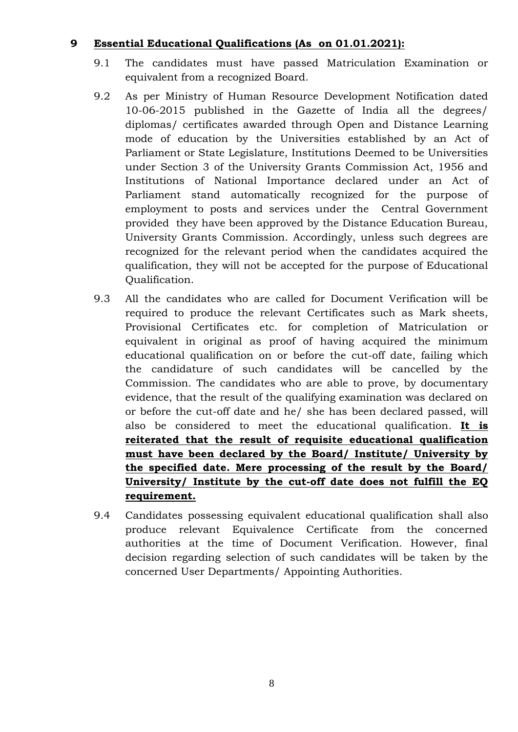## 9 Essential Educational Qualifications (As on 01.01.2021):

9.1 The candidates must have passed Matriculation Examination or equivalent from a recognized Board.

9.2 As per Ministry of Human Resource Development Notification dated 10-06-2015 published in the Gazette of India all the degrees/ diplomas/ certificates awarded through Open and Distance Learning mode of education by the Universities established by an Act of Parliament or State Legislature, Institutions Deemed to be Universities under Section 3 of the University Grants Commission Act, 1956 and Institutions of National Importance declared under an Act of Parliament stand automatically recognized for the purpose of employment to posts and services under the Central Government provided they have been approved by the Distance Education Bureau, University Grants Commission. Accordingly, unless such degrees are recognized for the relevant period when the candidates acquired the qualification, they will not be accepted for the purpose of Educational Qualification.

9.3 All the candidates who are called for Document Verification will be required to produce the relevant Certificates such as Mark sheets, Provisional Certificates etc. for completion of Matriculation or equivalent in original as proof of having acquired the minimum educational qualification on or before the cut-off date, failing which the candidature of such candidates will be cancelled by the Commission. The candidates who are able to prove, by documentary evidence, that the result of the qualifying examination was declared on or before the cut-off date and he/ she has been declared passed, will also be considered to meet the educational qualification. **It is reiterated that the result of requisite educational qualification must have been declared by the Board/ Institute/ University by the specified date. Mere processing of the result by the Board/ University/ Institute by the cut-off date does not fulfill the EQ requirement.**

9.4 Candidates possessing equivalent educational qualification shall also produce relevant Equivalence Certificate from the concerned authorities at the time of Document Verification. However, final decision regarding selection of such candidates will be taken by the concerned User Departments/ Appointing Authorities.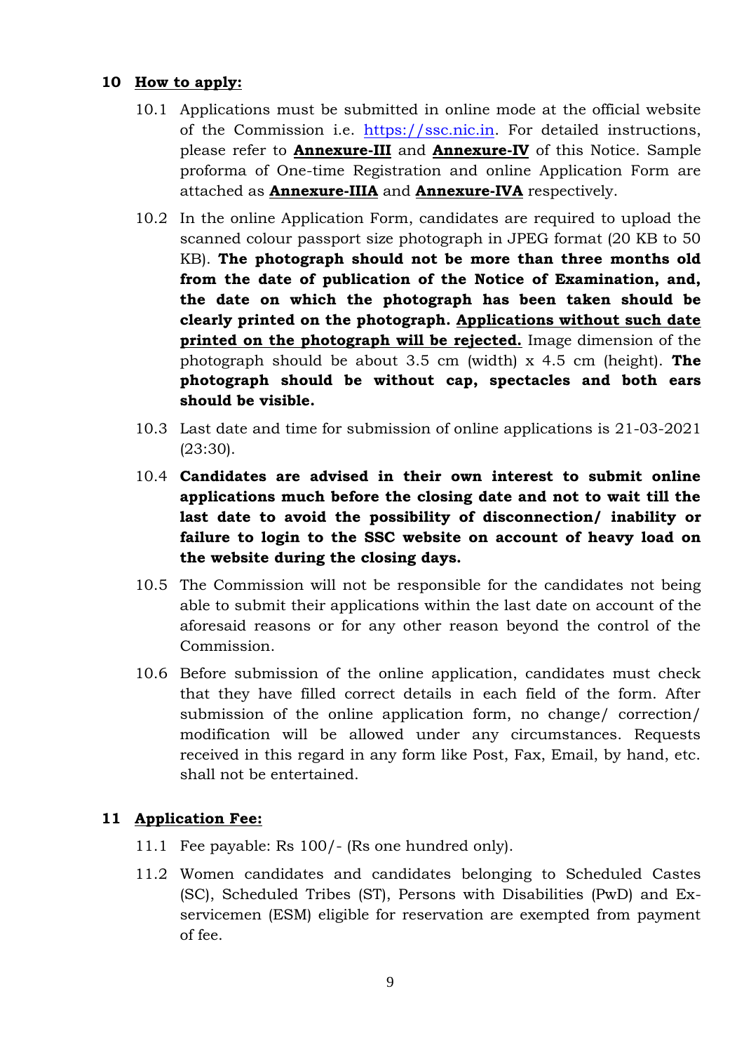## 10 How to apply:

10.1 Applications must be submitted in online mode at the official website of the Commission i.e. https://ssc.nic.in. For detailed instructions, please refer to **Annexure-III** and **Annexure-IV** of this Notice. Sample proforma of One-time Registration and online Application Form are attached as **Annexure-IIIA** and **Annexure-IVA** respectively.

10.2 In the online Application Form, candidates are required to upload the scanned colour passport size photograph in JPEG format (20 KB to 50 KB). **The photograph should not be more than three months old from the date of publication of the Notice of Examination, and, the date on which the photograph has been taken should be clearly printed on the photograph. Applications without such date printed on the photograph will be rejected.** Image dimension of the photograph should be about 3.5 cm (width) x 4.5 cm (height). **The photograph should be without cap, spectacles and both ears should be visible.**

10.3 Last date and time for submission of online applications is 21-03-2021 (23:30).

10.4 **Candidates are advised in their own interest to submit online applications much before the closing date and not to wait till the last date to avoid the possibility of disconnection/ inability or failure to login to the SSC website on account of heavy load on the website during the closing days.**

10.5 The Commission will not be responsible for the candidates not being able to submit their applications within the last date on account of the aforesaid reasons or for any other reason beyond the control of the Commission.

10.6 Before submission of the online application, candidates must check that they have filled correct details in each field of the form. After submission of the online application form, no change/ correction/ modification will be allowed under any circumstances. Requests received in this regard in any form like Post, Fax, Email, by hand, etc. shall not be entertained.

## 11 Application Fee:

11.1 Fee payable: Rs 100/- (Rs one hundred only).

11.2 Women candidates and candidates belonging to Scheduled Castes (SC), Scheduled Tribes (ST), Persons with Disabilities (PwD) and Ex-servicemen (ESM) eligible for reservation are exempted from payment of fee.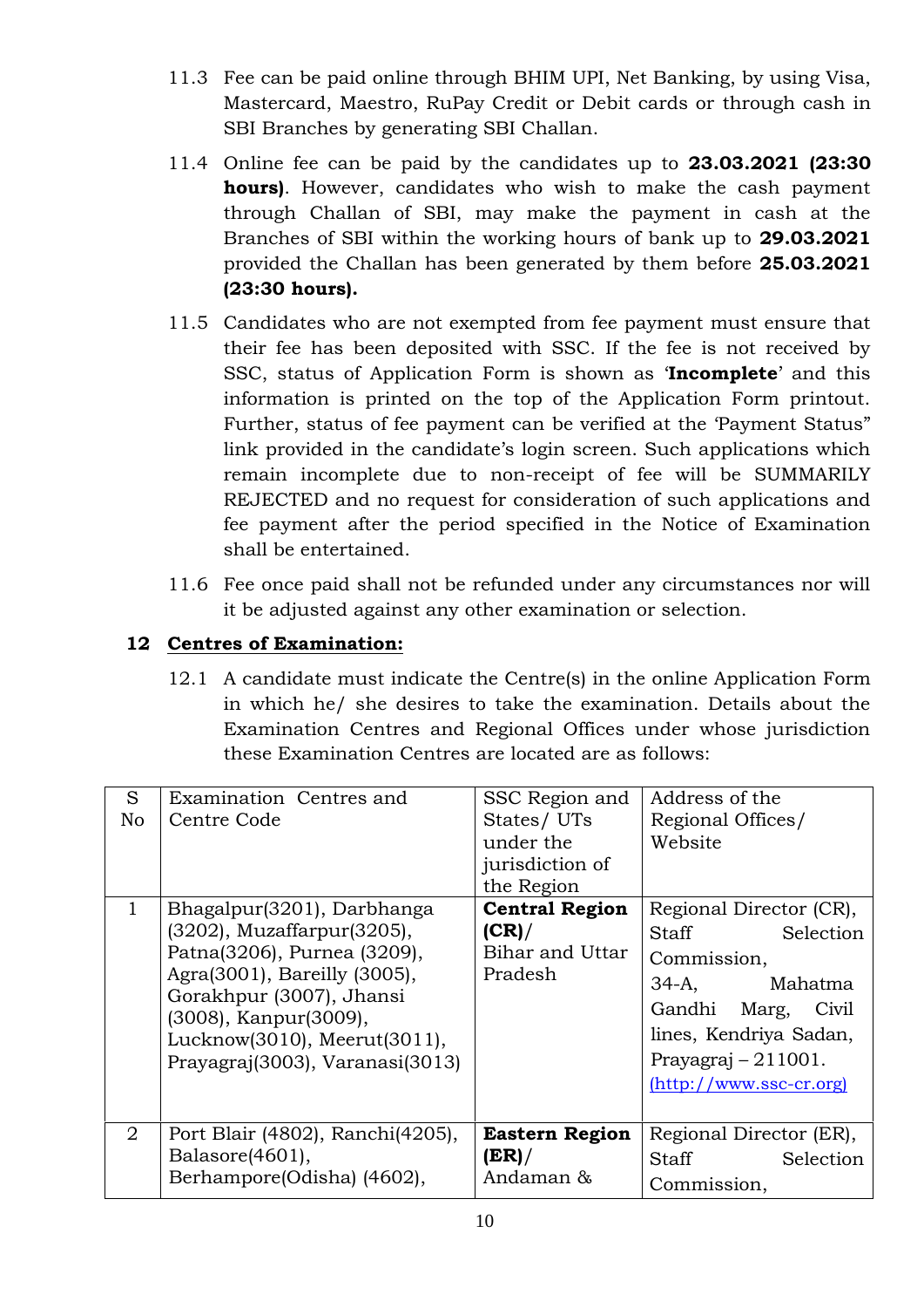11.3 Fee can be paid online through BHIM UPI, Net Banking, by using Visa, Mastercard, Maestro, RuPay Credit or Debit cards or through cash in SBI Branches by generating SBI Challan.

11.4 Online fee can be paid by the candidates up to **23.03.2021 (23:30 hours)**. However, candidates who wish to make the cash payment through Challan of SBI, may make the payment in cash at the Branches of SBI within the working hours of bank up to **29.03.2021** provided the Challan has been generated by them before **25.03.2021 (23:30 hours).**

11.5 Candidates who are not exempted from fee payment must ensure that their fee has been deposited with SSC. If the fee is not received by SSC, status of Application Form is shown as '**Incomplete**' and this information is printed on the top of the Application Form printout. Further, status of fee payment can be verified at the 'Payment Status" link provided in the candidate's login screen. Such applications which remain incomplete due to non-receipt of fee will be SUMMARILY REJECTED and no request for consideration of such applications and fee payment after the period specified in the Notice of Examination shall be entertained.

11.6 Fee once paid shall not be refunded under any circumstances nor will it be adjusted against any other examination or selection.

## 12 Centres of Examination:

12.1 A candidate must indicate the Centre(s) in the online Application Form in which he/ she desires to take the examination. Details about the Examination Centres and Regional Offices under whose jurisdiction these Examination Centres are located are as follows:

| S No | Examination Centres and Centre Code | SSC Region and States/ UTs under the jurisdiction of the Region | Address of the Regional Offices/ Website |
|---|---|---|---|
| 1 | Bhagalpur(3201), Darbhanga (3202), Muzaffarpur(3205), Patna(3206), Purnea (3209), Agra(3001), Bareilly (3005), Gorakhpur (3007), Jhansi (3008), Kanpur(3009), Lucknow(3010), Meerut(3011), Prayagraj(3003), Varanasi(3013) | **Central Region (CR)**/ Bihar and Uttar Pradesh | Regional Director (CR), Staff Selection Commission, 34-A, Mahatma Gandhi Marg, Civil lines, Kendriya Sadan, Prayagraj – 211001. (http://www.ssc-cr.org) |
| 2 | Port Blair (4802), Ranchi(4205), Balasore(4601), Berhampore(Odisha) (4602), | **Eastern Region (ER)**/ Andaman & | Regional Director (ER), Staff Selection Commission, |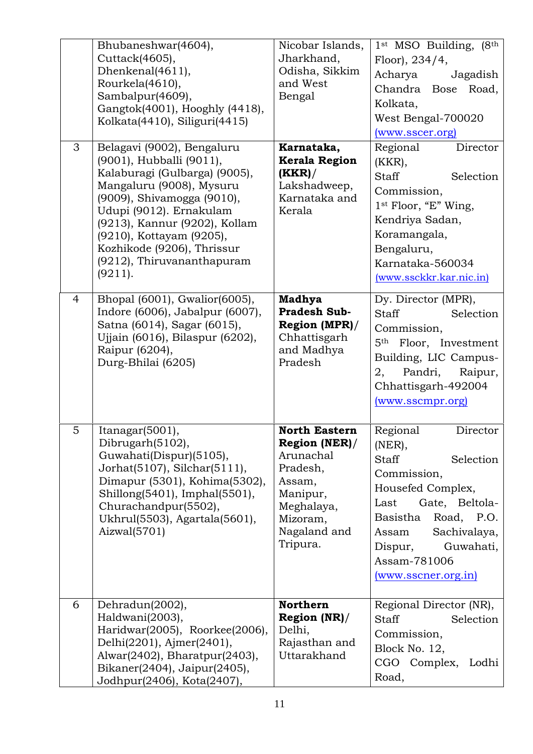|  |  |  |  |
|---|---|---|---|
|  | Bhubaneshwar(4604), Cuttack(4605), Dhenkenal(4611), Rourkela(4610), Sambalpur(4609), Gangtok(4001), Hooghly (4418), Kolkata(4410), Siliguri(4415) | Nicobar Islands, Jharkhand, Odisha, Sikkim and West Bengal | 1st MSO Building, (8th Floor), 234/4, Acharya Jagadish Chandra Bose Road, Kolkata, West Bengal-700020 (www.sscer.org) |
| 3 | Belagavi (9002), Bengaluru (9001), Hubballi (9011), Kalaburagi (Gulbarga) (9005), Mangaluru (9008), Mysuru (9009), Shivamogga (9010), Udupi (9012). Ernakulam (9213), Kannur (9202), Kollam (9210), Kottayam (9205), Kozhikode (9206), Thrissur (9212), Thiruvananthapuram (9211). | **Karnataka, Kerala Region (KKR)**/ Lakshadweep, Karnataka and Kerala | Regional Director (KKR), Staff Selection Commission, 1st Floor, "E" Wing, Kendriya Sadan, Koramangala, Bengaluru, Karnataka-560034 (www.ssckkr.kar.nic.in) |
| 4 | Bhopal (6001), Gwalior(6005), Indore (6006), Jabalpur (6007), Satna (6014), Sagar (6015), Ujjain (6016), Bilaspur (6202), Raipur (6204), Durg-Bhilai (6205) | **Madhya Pradesh Sub-Region (MPR)**/ Chhattisgarh and Madhya Pradesh | Dy. Director (MPR), Staff Selection Commission, 5th Floor, Investment Building, LIC Campus-2, Pandri, Raipur, Chhattisgarh-492004 (www.sscmpr.org) |
| 5 | Itanagar(5001), Dibrugarh(5102), Guwahati(Dispur)(5105), Jorhat(5107), Silchar(5111), Dimapur (5301), Kohima(5302), Shillong(5401), Imphal(5501), Churachandpur(5502), Ukhrul(5503), Agartala(5601), Aizwal(5701) | **North Eastern Region (NER)**/ Arunachal Pradesh, Assam, Manipur, Meghalaya, Mizoram, Nagaland and Tripura. | Regional Director (NER), Staff Selection Commission, Housefed Complex, Last Gate, Beltola-Basistha Road, P.O. Assam Sachivalaya, Dispur, Guwahati, Assam-781006 (www.sscner.org.in) |
| 6 | Dehradun(2002), Haldwani(2003), Haridwar(2005), Roorkee(2006), Delhi(2201), Ajmer(2401), Alwar(2402), Bharatpur(2403), Bikaner(2404), Jaipur(2405), Jodhpur(2406), Kota(2407), | **Northern Region (NR)**/ Delhi, Rajasthan and Uttarakhand | Regional Director (NR), Staff Selection Commission, Block No. 12, CGO Complex, Lodhi Road, |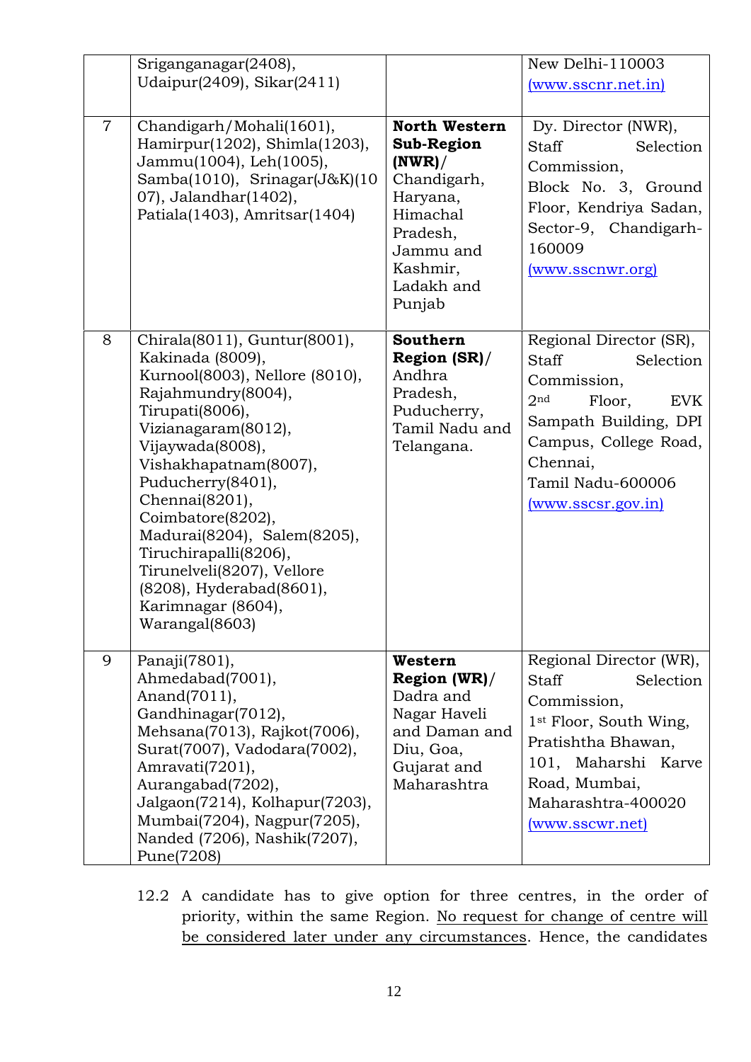| | | | |
|---|---|---|---|
| | Sriganganagar(2408), Udaipur(2409), Sikar(2411) | | New Delhi-110003 (www.sscnr.net.in) |
| 7 | Chandigarh/Mohali(1601), Hamirpur(1202), Shimla(1203), Jammu(1004), Leh(1005), Samba(1010), Srinagar(J&K)(1007), Jalandhar(1402), Patiala(1403), Amritsar(1404) | **North Western Sub-Region (NWR)**/ Chandigarh, Haryana, Himachal Pradesh, Jammu and Kashmir, Ladakh and Punjab | Dy. Director (NWR), Staff Selection Commission, Block No. 3, Ground Floor, Kendriya Sadan, Sector-9, Chandigarh-160009 (www.sscnwr.org) |
| 8 | Chirala(8011), Guntur(8001), Kakinada (8009), Kurnool(8003), Nellore (8010), Rajahmundry(8004), Tirupati(8006), Vizianagaram(8012), Vijaywada(8008), Vishakhapatnam(8007), Puducherry(8401), Chennai(8201), Coimbatore(8202), Madurai(8204), Salem(8205), Tiruchirapalli(8206), Tirunelveli(8207), Vellore (8208), Hyderabad(8601), Karimnagar (8604), Warangal(8603) | **Southern Region (SR)**/ Andhra Pradesh, Puducherry, Tamil Nadu and Telangana. | Regional Director (SR), Staff Selection Commission, 2nd Floor, EVK Sampath Building, DPI Campus, College Road, Chennai, Tamil Nadu-600006 (www.sscsr.gov.in) |
| 9 | Panaji(7801), Ahmedabad(7001), Anand(7011), Gandhinagar(7012), Mehsana(7013), Rajkot(7006), Surat(7007), Vadodara(7002), Amravati(7201), Aurangabad(7202), Jalgaon(7214), Kolhapur(7203), Mumbai(7204), Nagpur(7205), Nanded (7206), Nashik(7207), Pune(7208) | **Western Region (WR)**/ Dadra and Nagar Haveli and Daman and Diu, Goa, Gujarat and Maharashtra | Regional Director (WR), Staff Selection Commission, 1st Floor, South Wing, Pratishtha Bhawan, 101, Maharshi Karve Road, Mumbai, Maharashtra-400020 (www.sscwr.net) |

12.2 A candidate has to give option for three centres, in the order of priority, within the same Region. No request for change of centre will be considered later under any circumstances. Hence, the candidates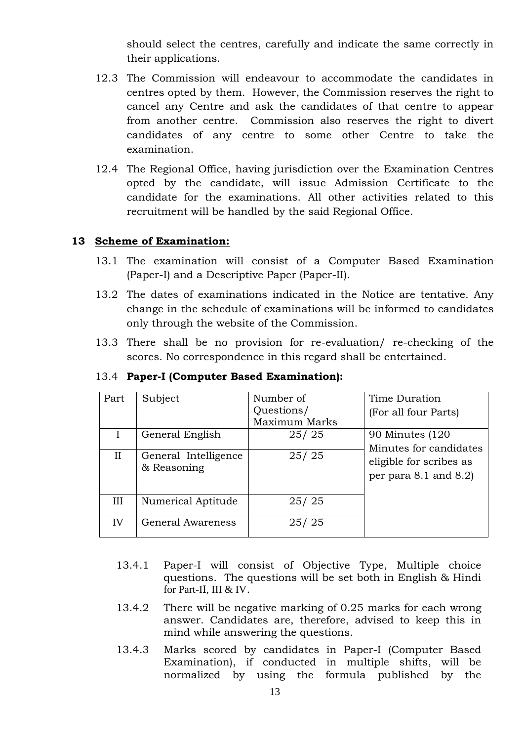should select the centres, carefully and indicate the same correctly in their applications.

12.3 The Commission will endeavour to accommodate the candidates in centres opted by them. However, the Commission reserves the right to cancel any Centre and ask the candidates of that centre to appear from another centre. Commission also reserves the right to divert candidates of any centre to some other Centre to take the examination.

12.4 The Regional Office, having jurisdiction over the Examination Centres opted by the candidate, will issue Admission Certificate to the candidate for the examinations. All other activities related to this recruitment will be handled by the said Regional Office.

## 13 Scheme of Examination:

13.1 The examination will consist of a Computer Based Examination (Paper-I) and a Descriptive Paper (Paper-II).

13.2 The dates of examinations indicated in the Notice are tentative. Any change in the schedule of examinations will be informed to candidates only through the website of the Commission.

13.3 There shall be no provision for re-evaluation/ re-checking of the scores. No correspondence in this regard shall be entertained.

13.4 **Paper-I (Computer Based Examination):**

| Part | Subject | Number of Questions/ Maximum Marks | Time Duration (For all four Parts) |
|---|---|---|---|
| I | General English | 25/ 25 | 90 Minutes (120 Minutes for candidates eligible for scribes as per para 8.1 and 8.2) |
| II | General Intelligence & Reasoning | 25/ 25 | |
| III | Numerical Aptitude | 25/ 25 | |
| IV | General Awareness | 25/ 25 | |

13.4.1 Paper-I will consist of Objective Type, Multiple choice questions. The questions will be set both in English & Hindi for Part-II, III & IV.

13.4.2 There will be negative marking of 0.25 marks for each wrong answer. Candidates are, therefore, advised to keep this in mind while answering the questions.

13.4.3 Marks scored by candidates in Paper-I (Computer Based Examination), if conducted in multiple shifts, will be normalized by using the formula published by the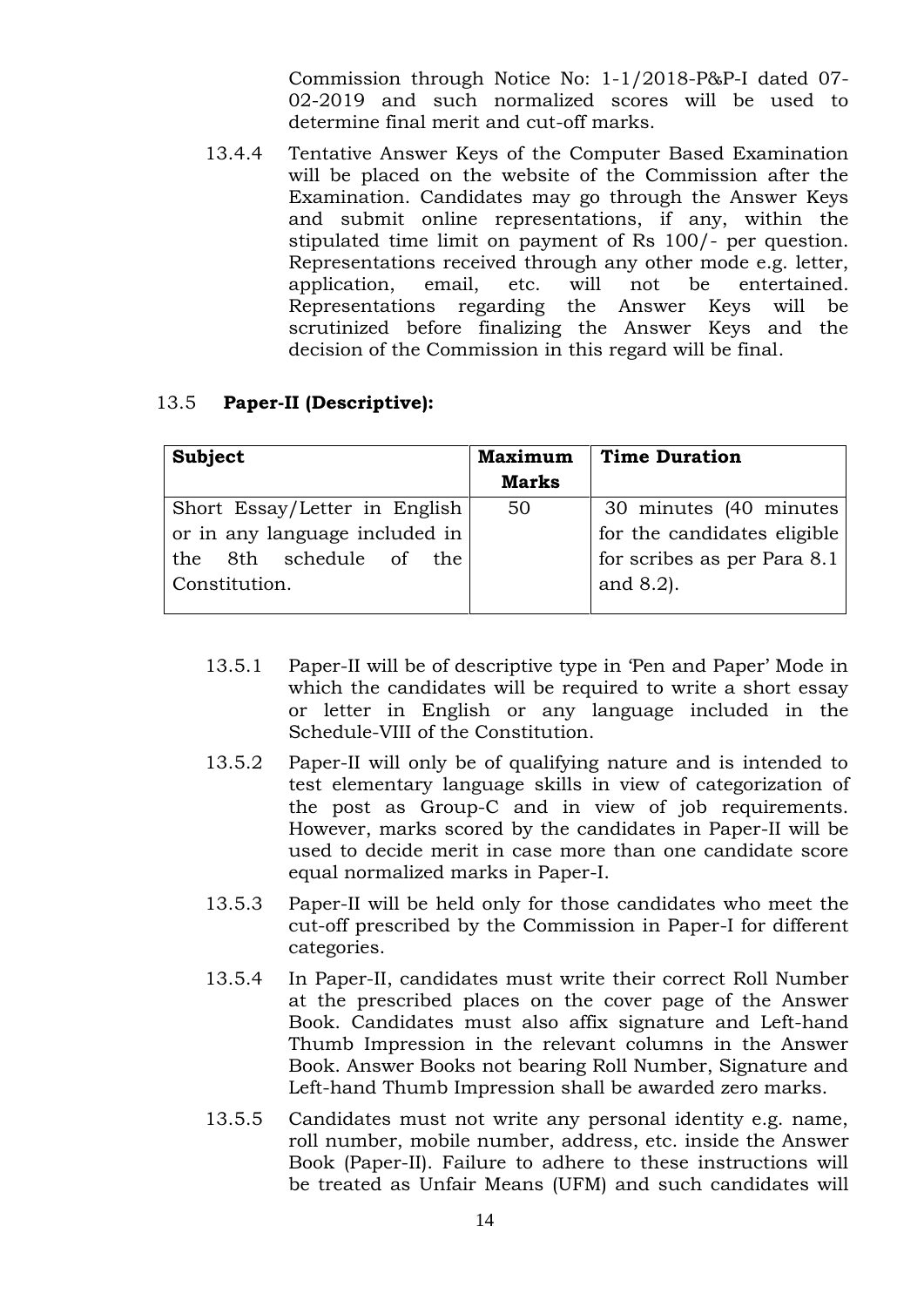Commission through Notice No: 1-1/2018-P&P-I dated 07-02-2019 and such normalized scores will be used to determine final merit and cut-off marks.

13.4.4 Tentative Answer Keys of the Computer Based Examination will be placed on the website of the Commission after the Examination. Candidates may go through the Answer Keys and submit online representations, if any, within the stipulated time limit on payment of Rs 100/- per question. Representations received through any other mode e.g. letter, application, email, etc. will not be entertained. Representations regarding the Answer Keys will be scrutinized before finalizing the Answer Keys and the decision of the Commission in this regard will be final.

13.5 **Paper-II (Descriptive):**

| **Subject** | **Maximum Marks** | **Time Duration** |
| --- | --- | --- |
| Short Essay/Letter in English or in any language included in the 8th schedule of the Constitution. | 50 | 30 minutes (40 minutes for the candidates eligible for scribes as per Para 8.1 and 8.2). |

13.5.1 Paper-II will be of descriptive type in 'Pen and Paper' Mode in which the candidates will be required to write a short essay or letter in English or any language included in the Schedule-VIII of the Constitution.

13.5.2 Paper-II will only be of qualifying nature and is intended to test elementary language skills in view of categorization of the post as Group-C and in view of job requirements. However, marks scored by the candidates in Paper-II will be used to decide merit in case more than one candidate score equal normalized marks in Paper-I.

13.5.3 Paper-II will be held only for those candidates who meet the cut-off prescribed by the Commission in Paper-I for different categories.

13.5.4 In Paper-II, candidates must write their correct Roll Number at the prescribed places on the cover page of the Answer Book. Candidates must also affix signature and Left-hand Thumb Impression in the relevant columns in the Answer Book. Answer Books not bearing Roll Number, Signature and Left-hand Thumb Impression shall be awarded zero marks.

13.5.5 Candidates must not write any personal identity e.g. name, roll number, mobile number, address, etc. inside the Answer Book (Paper-II). Failure to adhere to these instructions will be treated as Unfair Means (UFM) and such candidates will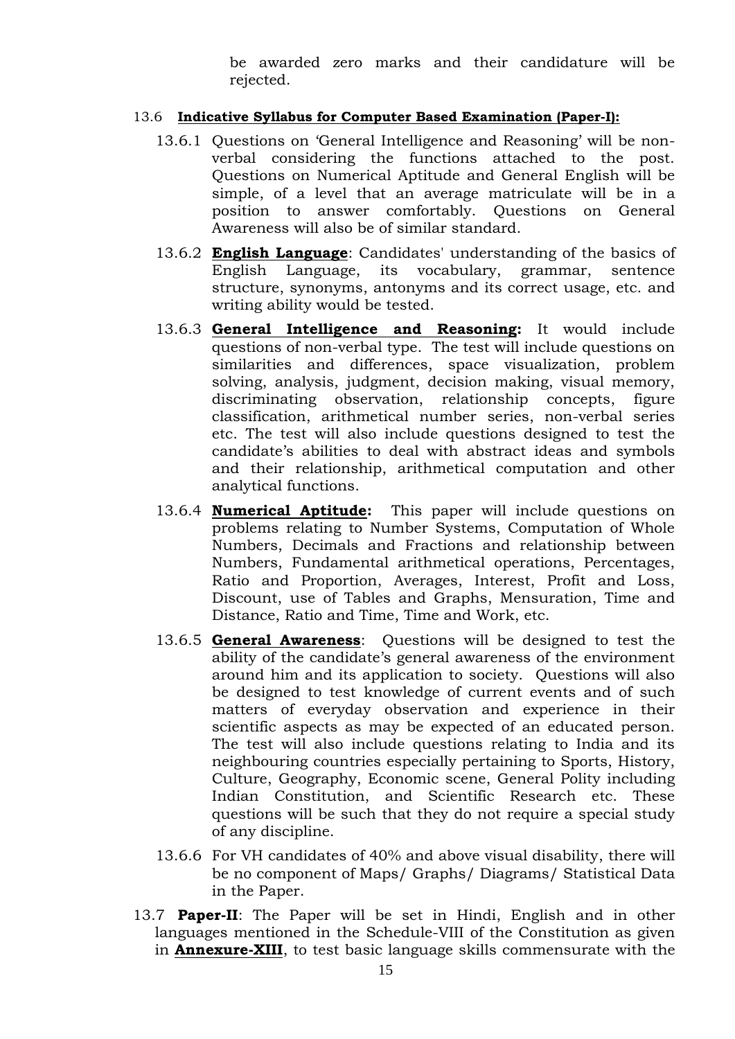be awarded zero marks and their candidature will be rejected.

13.6 **Indicative Syllabus for Computer Based Examination (Paper-I):**

13.6.1 Questions on 'General Intelligence and Reasoning' will be non-verbal considering the functions attached to the post. Questions on Numerical Aptitude and General English will be simple, of a level that an average matriculate will be in a position to answer comfortably. Questions on General Awareness will also be of similar standard.

13.6.2 **English Language**: Candidates' understanding of the basics of English Language, its vocabulary, grammar, sentence structure, synonyms, antonyms and its correct usage, etc. and writing ability would be tested.

13.6.3 **General Intelligence and Reasoning:** It would include questions of non-verbal type. The test will include questions on similarities and differences, space visualization, problem solving, analysis, judgment, decision making, visual memory, discriminating observation, relationship concepts, figure classification, arithmetical number series, non-verbal series etc. The test will also include questions designed to test the candidate's abilities to deal with abstract ideas and symbols and their relationship, arithmetical computation and other analytical functions.

13.6.4 **Numerical Aptitude:** This paper will include questions on problems relating to Number Systems, Computation of Whole Numbers, Decimals and Fractions and relationship between Numbers, Fundamental arithmetical operations, Percentages, Ratio and Proportion, Averages, Interest, Profit and Loss, Discount, use of Tables and Graphs, Mensuration, Time and Distance, Ratio and Time, Time and Work, etc.

13.6.5 **General Awareness**: Questions will be designed to test the ability of the candidate's general awareness of the environment around him and its application to society. Questions will also be designed to test knowledge of current events and of such matters of everyday observation and experience in their scientific aspects as may be expected of an educated person. The test will also include questions relating to India and its neighbouring countries especially pertaining to Sports, History, Culture, Geography, Economic scene, General Polity including Indian Constitution, and Scientific Research etc. These questions will be such that they do not require a special study of any discipline.

13.6.6 For VH candidates of 40% and above visual disability, there will be no component of Maps/ Graphs/ Diagrams/ Statistical Data in the Paper.

13.7 **Paper-II**: The Paper will be set in Hindi, English and in other languages mentioned in the Schedule-VIII of the Constitution as given in **Annexure-XIII**, to test basic language skills commensurate with the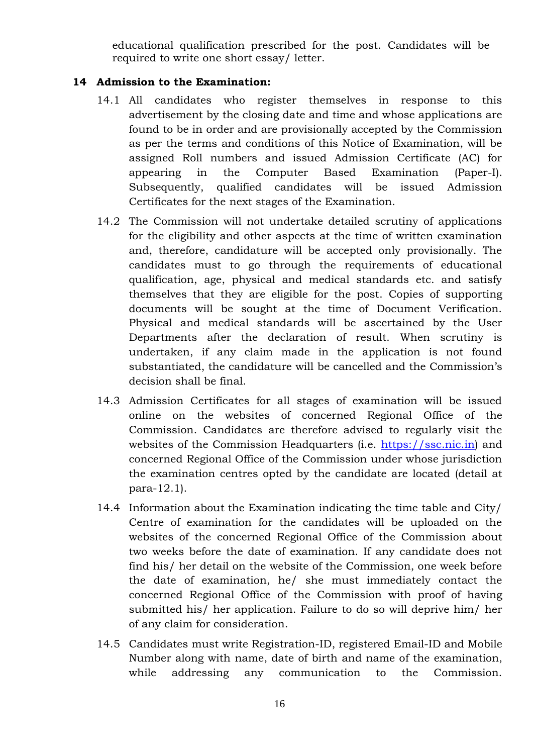educational qualification prescribed for the post. Candidates will be required to write one short essay/ letter.

## 14 Admission to the Examination:

14.1 All candidates who register themselves in response to this advertisement by the closing date and time and whose applications are found to be in order and are provisionally accepted by the Commission as per the terms and conditions of this Notice of Examination, will be assigned Roll numbers and issued Admission Certificate (AC) for appearing in the Computer Based Examination (Paper-I). Subsequently, qualified candidates will be issued Admission Certificates for the next stages of the Examination.

14.2 The Commission will not undertake detailed scrutiny of applications for the eligibility and other aspects at the time of written examination and, therefore, candidature will be accepted only provisionally. The candidates must to go through the requirements of educational qualification, age, physical and medical standards etc. and satisfy themselves that they are eligible for the post. Copies of supporting documents will be sought at the time of Document Verification. Physical and medical standards will be ascertained by the User Departments after the declaration of result. When scrutiny is undertaken, if any claim made in the application is not found substantiated, the candidature will be cancelled and the Commission's decision shall be final.

14.3 Admission Certificates for all stages of examination will be issued online on the websites of concerned Regional Office of the Commission. Candidates are therefore advised to regularly visit the websites of the Commission Headquarters (i.e. https://ssc.nic.in) and concerned Regional Office of the Commission under whose jurisdiction the examination centres opted by the candidate are located (detail at para-12.1).

14.4 Information about the Examination indicating the time table and City/ Centre of examination for the candidates will be uploaded on the websites of the concerned Regional Office of the Commission about two weeks before the date of examination. If any candidate does not find his/ her detail on the website of the Commission, one week before the date of examination, he/ she must immediately contact the concerned Regional Office of the Commission with proof of having submitted his/ her application. Failure to do so will deprive him/ her of any claim for consideration.

14.5 Candidates must write Registration-ID, registered Email-ID and Mobile Number along with name, date of birth and name of the examination, while addressing any communication to the Commission.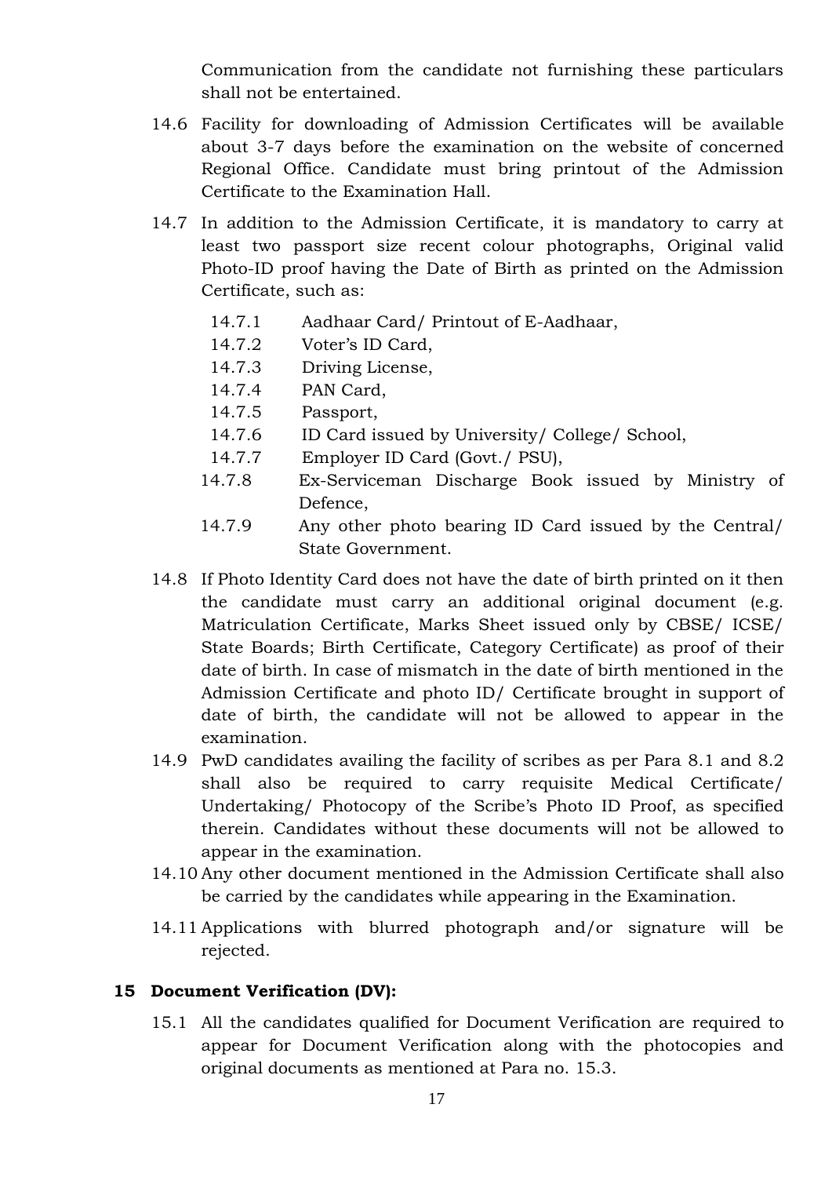Communication from the candidate not furnishing these particulars shall not be entertained.

14.6 Facility for downloading of Admission Certificates will be available about 3-7 days before the examination on the website of concerned Regional Office. Candidate must bring printout of the Admission Certificate to the Examination Hall.

14.7 In addition to the Admission Certificate, it is mandatory to carry at least two passport size recent colour photographs, Original valid Photo-ID proof having the Date of Birth as printed on the Admission Certificate, such as:

- 14.7.1 Aadhaar Card/ Printout of E-Aadhaar,
- 14.7.2 Voter's ID Card,
- 14.7.3 Driving License,
- 14.7.4 PAN Card,
- 14.7.5 Passport,
- 14.7.6 ID Card issued by University/ College/ School,
- 14.7.7 Employer ID Card (Govt./ PSU),
- 14.7.8 Ex-Serviceman Discharge Book issued by Ministry of Defence,
- 14.7.9 Any other photo bearing ID Card issued by the Central/ State Government.

14.8 If Photo Identity Card does not have the date of birth printed on it then the candidate must carry an additional original document (e.g. Matriculation Certificate, Marks Sheet issued only by CBSE/ ICSE/ State Boards; Birth Certificate, Category Certificate) as proof of their date of birth. In case of mismatch in the date of birth mentioned in the Admission Certificate and photo ID/ Certificate brought in support of date of birth, the candidate will not be allowed to appear in the examination.

14.9 PwD candidates availing the facility of scribes as per Para 8.1 and 8.2 shall also be required to carry requisite Medical Certificate/ Undertaking/ Photocopy of the Scribe's Photo ID Proof, as specified therein. Candidates without these documents will not be allowed to appear in the examination.

14.10 Any other document mentioned in the Admission Certificate shall also be carried by the candidates while appearing in the Examination.

14.11 Applications with blurred photograph and/or signature will be rejected.

## 15 Document Verification (DV):

15.1 All the candidates qualified for Document Verification are required to appear for Document Verification along with the photocopies and original documents as mentioned at Para no. 15.3.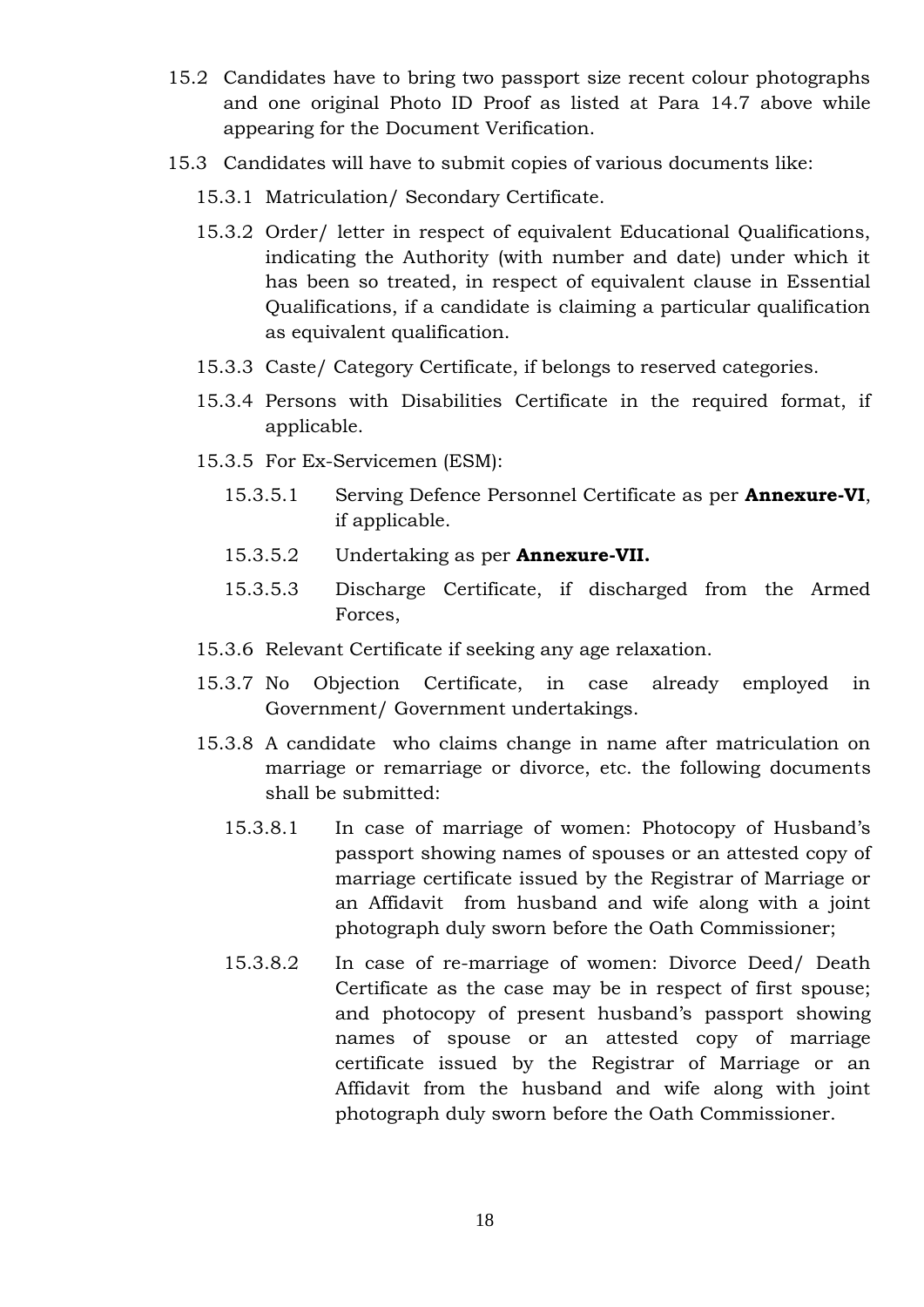15.2 Candidates have to bring two passport size recent colour photographs and one original Photo ID Proof as listed at Para 14.7 above while appearing for the Document Verification.

15.3 Candidates will have to submit copies of various documents like:

15.3.1 Matriculation/ Secondary Certificate.

15.3.2 Order/ letter in respect of equivalent Educational Qualifications, indicating the Authority (with number and date) under which it has been so treated, in respect of equivalent clause in Essential Qualifications, if a candidate is claiming a particular qualification as equivalent qualification.

15.3.3 Caste/ Category Certificate, if belongs to reserved categories.

15.3.4 Persons with Disabilities Certificate in the required format, if applicable.

15.3.5 For Ex-Servicemen (ESM):

15.3.5.1 Serving Defence Personnel Certificate as per **Annexure-VI**, if applicable.

15.3.5.2 Undertaking as per **Annexure-VII.**

15.3.5.3 Discharge Certificate, if discharged from the Armed Forces,

15.3.6 Relevant Certificate if seeking any age relaxation.

15.3.7 No Objection Certificate, in case already employed in Government/ Government undertakings.

15.3.8 A candidate who claims change in name after matriculation on marriage or remarriage or divorce, etc. the following documents shall be submitted:

15.3.8.1 In case of marriage of women: Photocopy of Husband's passport showing names of spouses or an attested copy of marriage certificate issued by the Registrar of Marriage or an Affidavit from husband and wife along with a joint photograph duly sworn before the Oath Commissioner;

15.3.8.2 In case of re-marriage of women: Divorce Deed/ Death Certificate as the case may be in respect of first spouse; and photocopy of present husband's passport showing names of spouse or an attested copy of marriage certificate issued by the Registrar of Marriage or an Affidavit from the husband and wife along with joint photograph duly sworn before the Oath Commissioner.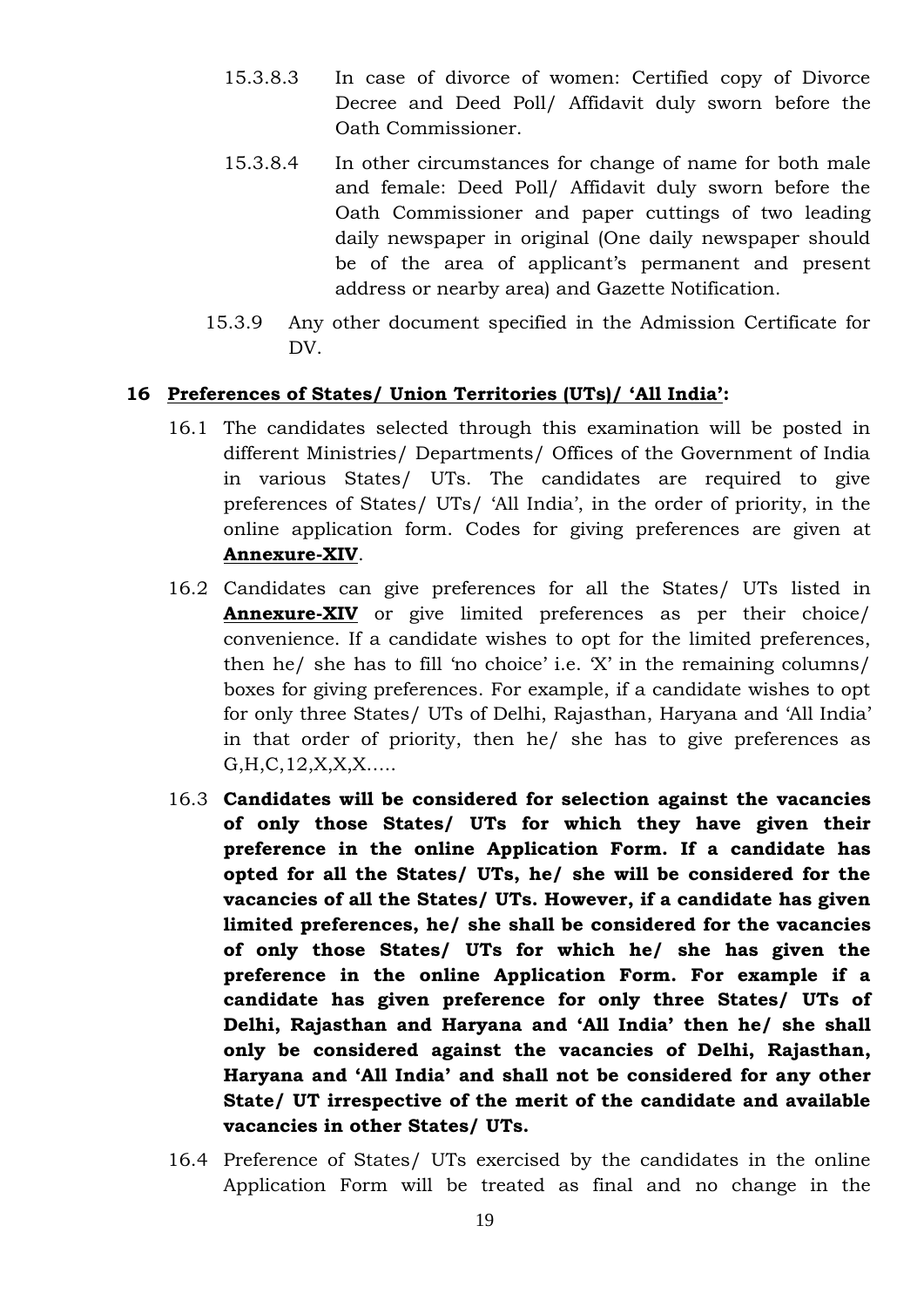15.3.8.3 In case of divorce of women: Certified copy of Divorce Decree and Deed Poll/ Affidavit duly sworn before the Oath Commissioner.

15.3.8.4 In other circumstances for change of name for both male and female: Deed Poll/ Affidavit duly sworn before the Oath Commissioner and paper cuttings of two leading daily newspaper in original (One daily newspaper should be of the area of applicant's permanent and present address or nearby area) and Gazette Notification.

15.3.9 Any other document specified in the Admission Certificate for DV.

## 16 Preferences of States/ Union Territories (UTs)/ 'All India':

16.1 The candidates selected through this examination will be posted in different Ministries/ Departments/ Offices of the Government of India in various States/ UTs. The candidates are required to give preferences of States/ UTs/ 'All India', in the order of priority, in the online application form. Codes for giving preferences are given at **Annexure-XIV**.

16.2 Candidates can give preferences for all the States/ UTs listed in **Annexure-XIV** or give limited preferences as per their choice/ convenience. If a candidate wishes to opt for the limited preferences, then he/ she has to fill 'no choice' i.e. 'X' in the remaining columns/ boxes for giving preferences. For example, if a candidate wishes to opt for only three States/ UTs of Delhi, Rajasthan, Haryana and 'All India' in that order of priority, then he/ she has to give preferences as G,H,C,12,X,X,X.....

16.3 **Candidates will be considered for selection against the vacancies of only those States/ UTs for which they have given their preference in the online Application Form. If a candidate has opted for all the States/ UTs, he/ she will be considered for the vacancies of all the States/ UTs. However, if a candidate has given limited preferences, he/ she shall be considered for the vacancies of only those States/ UTs for which he/ she has given the preference in the online Application Form. For example if a candidate has given preference for only three States/ UTs of Delhi, Rajasthan and Haryana and 'All India' then he/ she shall only be considered against the vacancies of Delhi, Rajasthan, Haryana and 'All India' and shall not be considered for any other State/ UT irrespective of the merit of the candidate and available vacancies in other States/ UTs.**

16.4 Preference of States/ UTs exercised by the candidates in the online Application Form will be treated as final and no change in the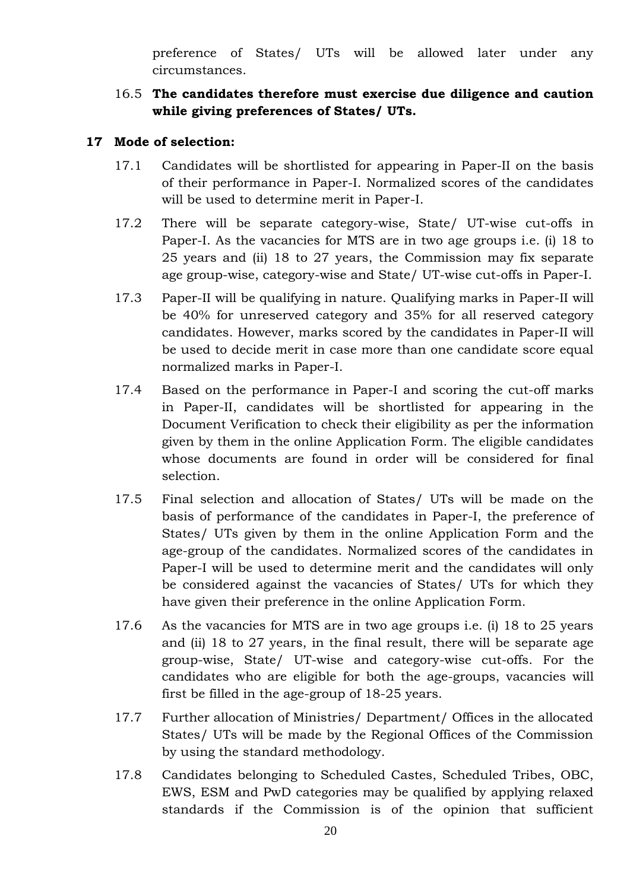preference of States/ UTs will be allowed later under any circumstances.

16.5 **The candidates therefore must exercise due diligence and caution while giving preferences of States/ UTs.**

## 17 Mode of selection:

17.1 Candidates will be shortlisted for appearing in Paper-II on the basis of their performance in Paper-I. Normalized scores of the candidates will be used to determine merit in Paper-I.

17.2 There will be separate category-wise, State/ UT-wise cut-offs in Paper-I. As the vacancies for MTS are in two age groups i.e. (i) 18 to 25 years and (ii) 18 to 27 years, the Commission may fix separate age group-wise, category-wise and State/ UT-wise cut-offs in Paper-I.

17.3 Paper-II will be qualifying in nature. Qualifying marks in Paper-II will be 40% for unreserved category and 35% for all reserved category candidates. However, marks scored by the candidates in Paper-II will be used to decide merit in case more than one candidate score equal normalized marks in Paper-I.

17.4 Based on the performance in Paper-I and scoring the cut-off marks in Paper-II, candidates will be shortlisted for appearing in the Document Verification to check their eligibility as per the information given by them in the online Application Form. The eligible candidates whose documents are found in order will be considered for final selection.

17.5 Final selection and allocation of States/ UTs will be made on the basis of performance of the candidates in Paper-I, the preference of States/ UTs given by them in the online Application Form and the age-group of the candidates. Normalized scores of the candidates in Paper-I will be used to determine merit and the candidates will only be considered against the vacancies of States/ UTs for which they have given their preference in the online Application Form.

17.6 As the vacancies for MTS are in two age groups i.e. (i) 18 to 25 years and (ii) 18 to 27 years, in the final result, there will be separate age group-wise, State/ UT-wise and category-wise cut-offs. For the candidates who are eligible for both the age-groups, vacancies will first be filled in the age-group of 18-25 years.

17.7 Further allocation of Ministries/ Department/ Offices in the allocated States/ UTs will be made by the Regional Offices of the Commission by using the standard methodology.

17.8 Candidates belonging to Scheduled Castes, Scheduled Tribes, OBC, EWS, ESM and PwD categories may be qualified by applying relaxed standards if the Commission is of the opinion that sufficient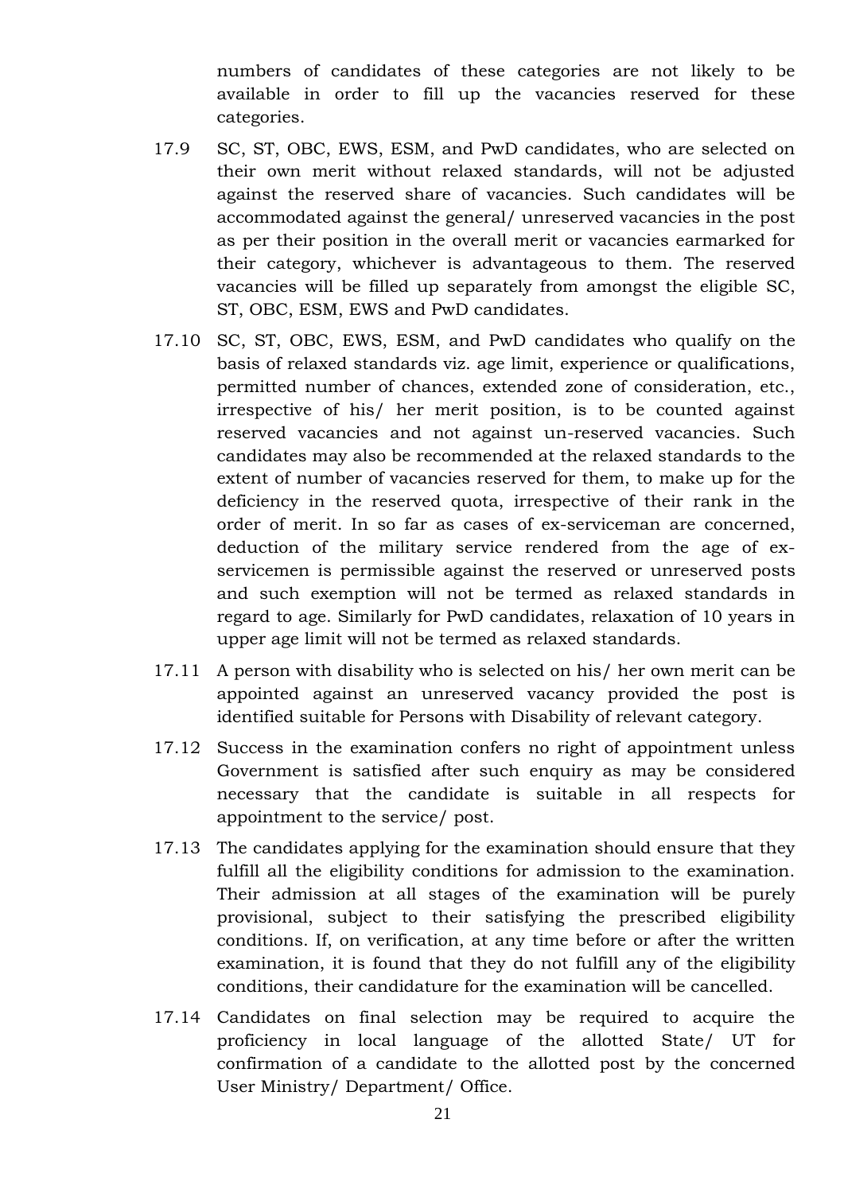numbers of candidates of these categories are not likely to be available in order to fill up the vacancies reserved for these categories.

17.9 SC, ST, OBC, EWS, ESM, and PwD candidates, who are selected on their own merit without relaxed standards, will not be adjusted against the reserved share of vacancies. Such candidates will be accommodated against the general/ unreserved vacancies in the post as per their position in the overall merit or vacancies earmarked for their category, whichever is advantageous to them. The reserved vacancies will be filled up separately from amongst the eligible SC, ST, OBC, ESM, EWS and PwD candidates.

17.10 SC, ST, OBC, EWS, ESM, and PwD candidates who qualify on the basis of relaxed standards viz. age limit, experience or qualifications, permitted number of chances, extended zone of consideration, etc., irrespective of his/ her merit position, is to be counted against reserved vacancies and not against un-reserved vacancies. Such candidates may also be recommended at the relaxed standards to the extent of number of vacancies reserved for them, to make up for the deficiency in the reserved quota, irrespective of their rank in the order of merit. In so far as cases of ex-serviceman are concerned, deduction of the military service rendered from the age of ex-servicemen is permissible against the reserved or unreserved posts and such exemption will not be termed as relaxed standards in regard to age. Similarly for PwD candidates, relaxation of 10 years in upper age limit will not be termed as relaxed standards.

17.11 A person with disability who is selected on his/ her own merit can be appointed against an unreserved vacancy provided the post is identified suitable for Persons with Disability of relevant category.

17.12 Success in the examination confers no right of appointment unless Government is satisfied after such enquiry as may be considered necessary that the candidate is suitable in all respects for appointment to the service/ post.

17.13 The candidates applying for the examination should ensure that they fulfill all the eligibility conditions for admission to the examination. Their admission at all stages of the examination will be purely provisional, subject to their satisfying the prescribed eligibility conditions. If, on verification, at any time before or after the written examination, it is found that they do not fulfill any of the eligibility conditions, their candidature for the examination will be cancelled.

17.14 Candidates on final selection may be required to acquire the proficiency in local language of the allotted State/ UT for confirmation of a candidate to the allotted post by the concerned User Ministry/ Department/ Office.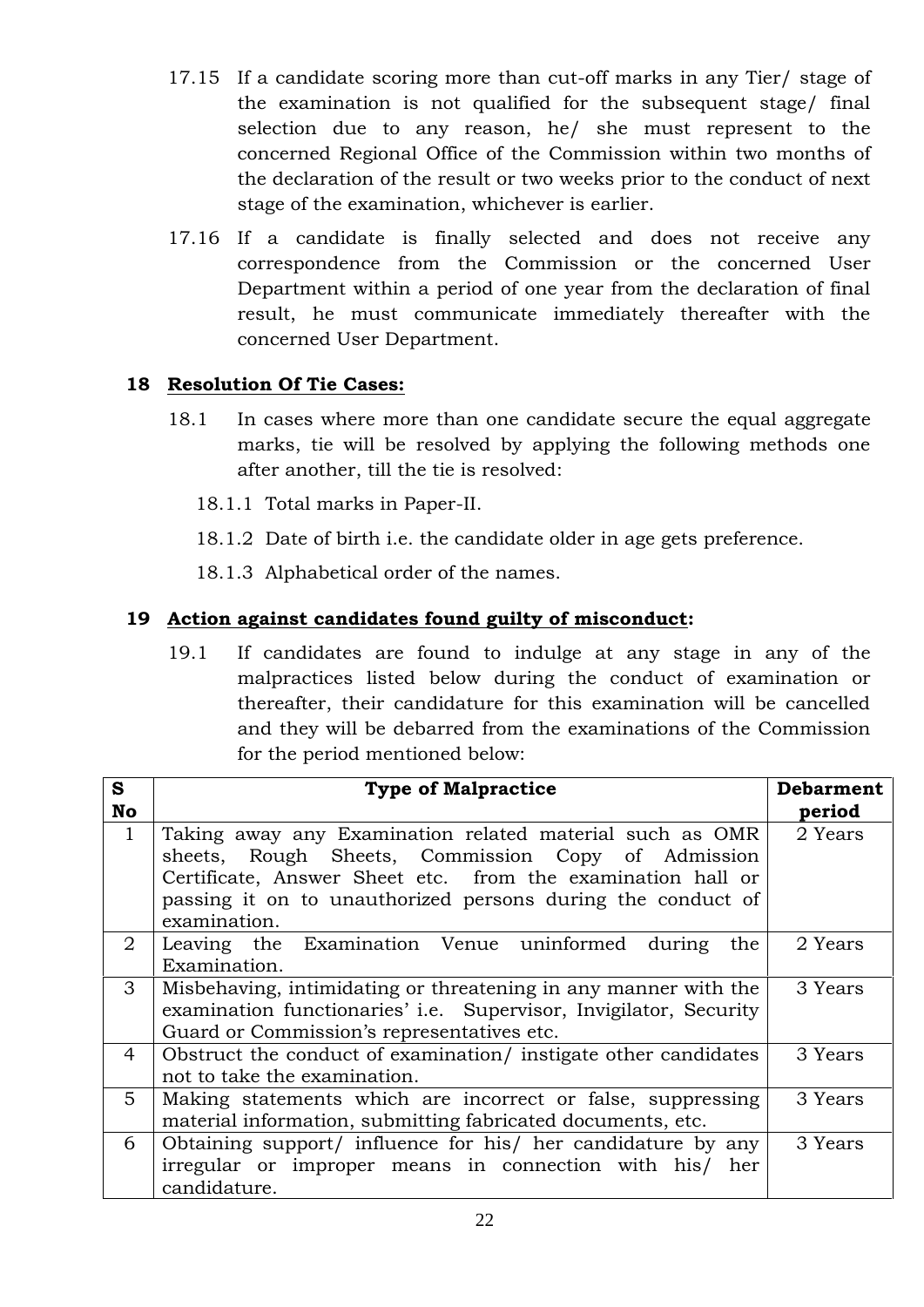17.15 If a candidate scoring more than cut-off marks in any Tier/ stage of the examination is not qualified for the subsequent stage/ final selection due to any reason, he/ she must represent to the concerned Regional Office of the Commission within two months of the declaration of the result or two weeks prior to the conduct of next stage of the examination, whichever is earlier.

17.16 If a candidate is finally selected and does not receive any correspondence from the Commission or the concerned User Department within a period of one year from the declaration of final result, he must communicate immediately thereafter with the concerned User Department.

## 18 Resolution Of Tie Cases:

18.1 In cases where more than one candidate secure the equal aggregate marks, tie will be resolved by applying the following methods one after another, till the tie is resolved:

18.1.1 Total marks in Paper-II.

18.1.2 Date of birth i.e. the candidate older in age gets preference.

18.1.3 Alphabetical order of the names.

## 19 Action against candidates found guilty of misconduct:

19.1 If candidates are found to indulge at any stage in any of the malpractices listed below during the conduct of examination or thereafter, their candidature for this examination will be cancelled and they will be debarred from the examinations of the Commission for the period mentioned below:

| S No | Type of Malpractice | Debarment period |
|---|---|---|
| 1 | Taking away any Examination related material such as OMR sheets, Rough Sheets, Commission Copy of Admission Certificate, Answer Sheet etc. from the examination hall or passing it on to unauthorized persons during the conduct of examination. | 2 Years |
| 2 | Leaving the Examination Venue uninformed during the Examination. | 2 Years |
| 3 | Misbehaving, intimidating or threatening in any manner with the examination functionaries' i.e. Supervisor, Invigilator, Security Guard or Commission's representatives etc. | 3 Years |
| 4 | Obstruct the conduct of examination/ instigate other candidates not to take the examination. | 3 Years |
| 5 | Making statements which are incorrect or false, suppressing material information, submitting fabricated documents, etc. | 3 Years |
| 6 | Obtaining support/ influence for his/ her candidature by any irregular or improper means in connection with his/ her candidature. | 3 Years |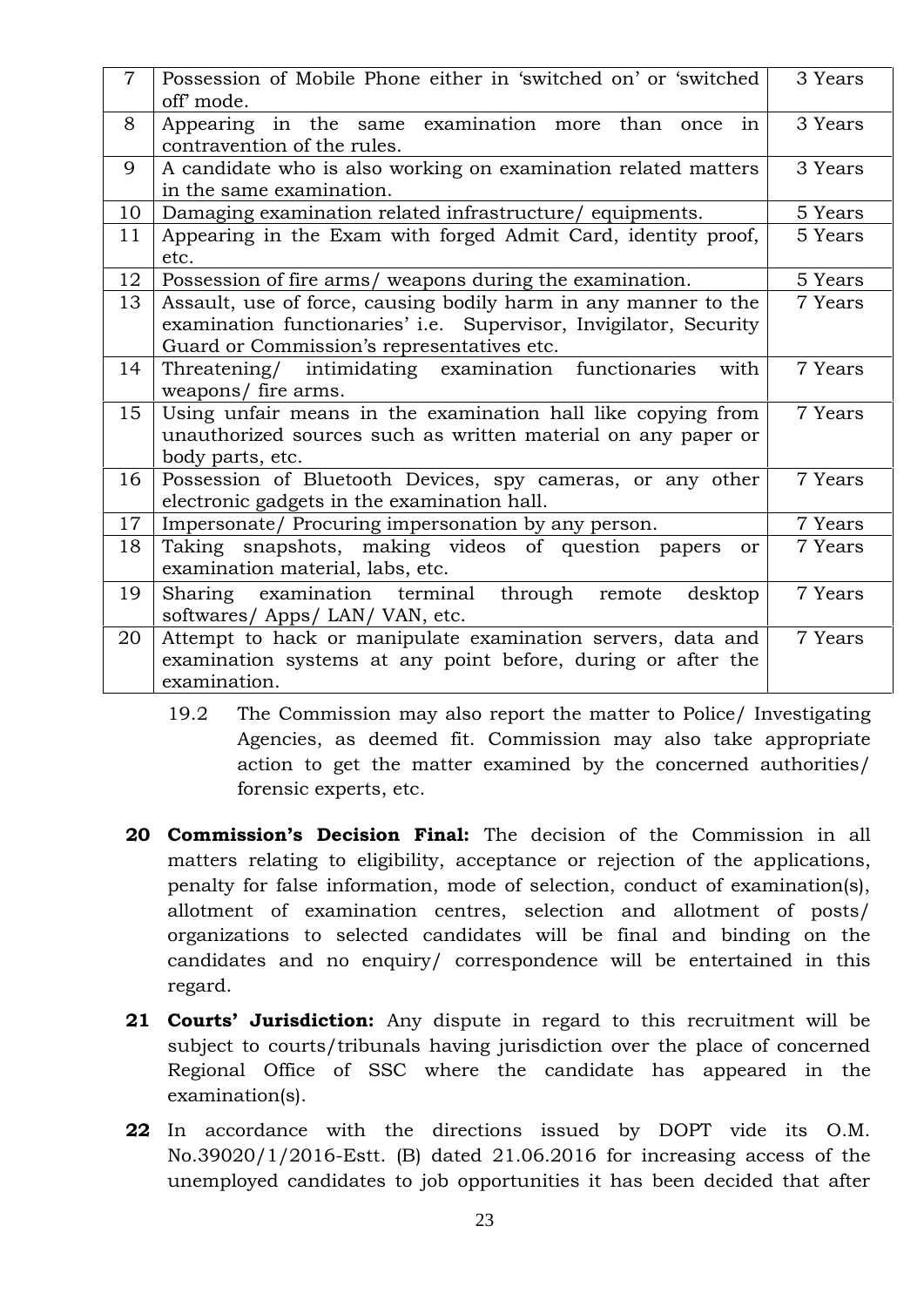| | | |
|---|---|---|
| 7 | Possession of Mobile Phone either in 'switched on' or 'switched off' mode. | 3 Years |
| 8 | Appearing in the same examination more than once in contravention of the rules. | 3 Years |
| 9 | A candidate who is also working on examination related matters in the same examination. | 3 Years |
| 10 | Damaging examination related infrastructure/ equipments. | 5 Years |
| 11 | Appearing in the Exam with forged Admit Card, identity proof, etc. | 5 Years |
| 12 | Possession of fire arms/ weapons during the examination. | 5 Years |
| 13 | Assault, use of force, causing bodily harm in any manner to the examination functionaries' i.e. Supervisor, Invigilator, Security Guard or Commission's representatives etc. | 7 Years |
| 14 | Threatening/ intimidating examination functionaries with weapons/ fire arms. | 7 Years |
| 15 | Using unfair means in the examination hall like copying from unauthorized sources such as written material on any paper or body parts, etc. | 7 Years |
| 16 | Possession of Bluetooth Devices, spy cameras, or any other electronic gadgets in the examination hall. | 7 Years |
| 17 | Impersonate/ Procuring impersonation by any person. | 7 Years |
| 18 | Taking snapshots, making videos of question papers or examination material, labs, etc. | 7 Years |
| 19 | Sharing examination terminal through remote desktop softwares/ Apps/ LAN/ VAN, etc. | 7 Years |
| 20 | Attempt to hack or manipulate examination servers, data and examination systems at any point before, during or after the examination. | 7 Years |

19.2 The Commission may also report the matter to Police/ Investigating Agencies, as deemed fit. Commission may also take appropriate action to get the matter examined by the concerned authorities/ forensic experts, etc.

**20 Commission's Decision Final:** The decision of the Commission in all matters relating to eligibility, acceptance or rejection of the applications, penalty for false information, mode of selection, conduct of examination(s), allotment of examination centres, selection and allotment of posts/ organizations to selected candidates will be final and binding on the candidates and no enquiry/ correspondence will be entertained in this regard.

**21 Courts' Jurisdiction:** Any dispute in regard to this recruitment will be subject to courts/tribunals having jurisdiction over the place of concerned Regional Office of SSC where the candidate has appeared in the examination(s).

**22** In accordance with the directions issued by DOPT vide its O.M. No.39020/1/2016-Estt. (B) dated 21.06.2016 for increasing access of the unemployed candidates to job opportunities it has been decided that after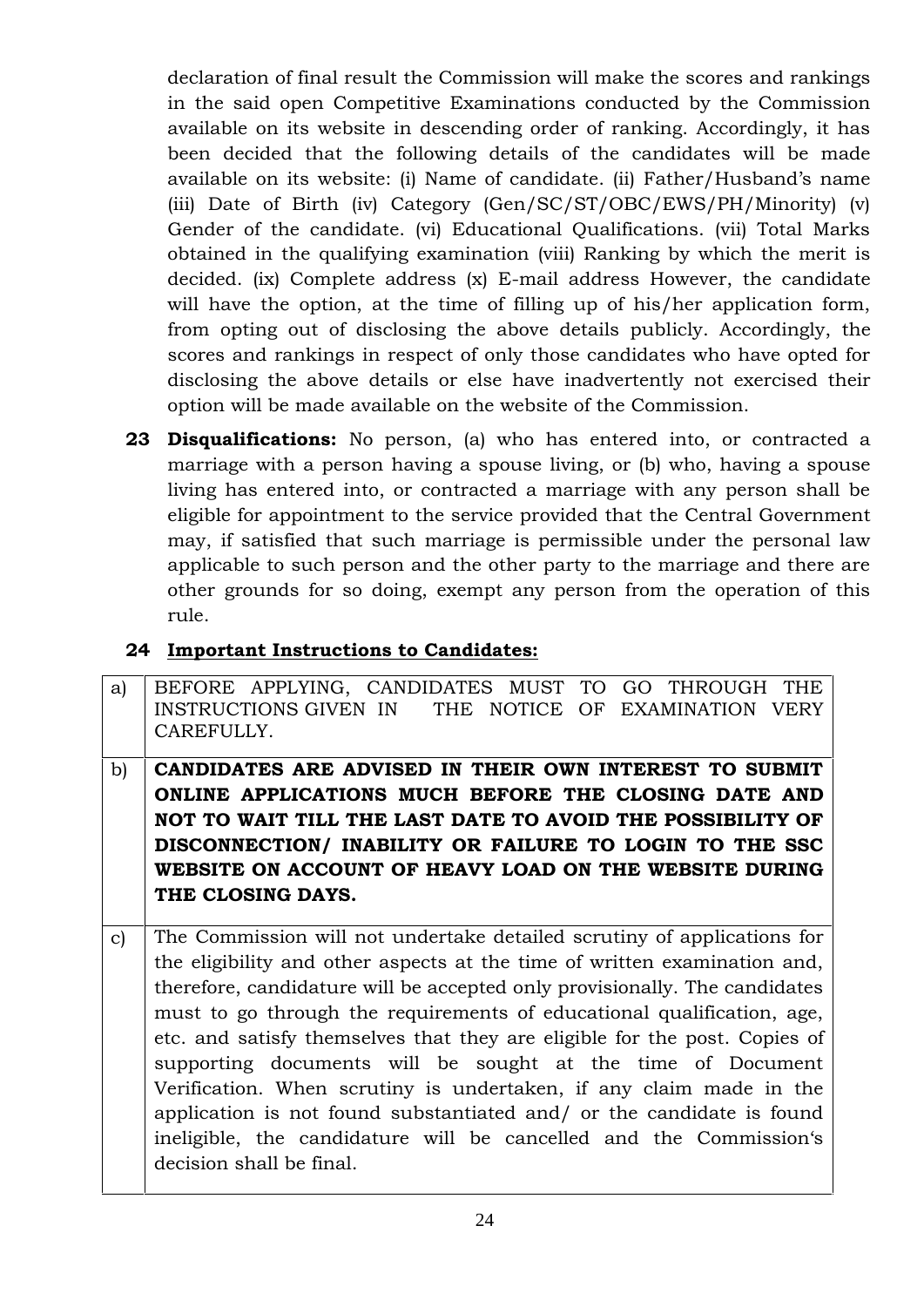declaration of final result the Commission will make the scores and rankings in the said open Competitive Examinations conducted by the Commission available on its website in descending order of ranking. Accordingly, it has been decided that the following details of the candidates will be made available on its website: (i) Name of candidate. (ii) Father/Husband's name (iii) Date of Birth (iv) Category (Gen/SC/ST/OBC/EWS/PH/Minority) (v) Gender of the candidate. (vi) Educational Qualifications. (vii) Total Marks obtained in the qualifying examination (viii) Ranking by which the merit is decided. (ix) Complete address (x) E-mail address However, the candidate will have the option, at the time of filling up of his/her application form, from opting out of disclosing the above details publicly. Accordingly, the scores and rankings in respect of only those candidates who have opted for disclosing the above details or else have inadvertently not exercised their option will be made available on the website of the Commission.

**23 Disqualifications:** No person, (a) who has entered into, or contracted a marriage with a person having a spouse living, or (b) who, having a spouse living has entered into, or contracted a marriage with any person shall be eligible for appointment to the service provided that the Central Government may, if satisfied that such marriage is permissible under the personal law applicable to such person and the other party to the marriage and there are other grounds for so doing, exempt any person from the operation of this rule.

**24 <u>Important Instructions to Candidates:</u>**

| | |
|---|---|
| a) | BEFORE APPLYING, CANDIDATES MUST TO GO THROUGH THE INSTRUCTIONS GIVEN IN THE NOTICE OF EXAMINATION VERY CAREFULLY. |
| b) | **CANDIDATES ARE ADVISED IN THEIR OWN INTEREST TO SUBMIT ONLINE APPLICATIONS MUCH BEFORE THE CLOSING DATE AND NOT TO WAIT TILL THE LAST DATE TO AVOID THE POSSIBILITY OF DISCONNECTION/ INABILITY OR FAILURE TO LOGIN TO THE SSC WEBSITE ON ACCOUNT OF HEAVY LOAD ON THE WEBSITE DURING THE CLOSING DAYS.** |
| c) | The Commission will not undertake detailed scrutiny of applications for the eligibility and other aspects at the time of written examination and, therefore, candidature will be accepted only provisionally. The candidates must to go through the requirements of educational qualification, age, etc. and satisfy themselves that they are eligible for the post. Copies of supporting documents will be sought at the time of Document Verification. When scrutiny is undertaken, if any claim made in the application is not found substantiated and/ or the candidate is found ineligible, the candidature will be cancelled and the Commission's decision shall be final. |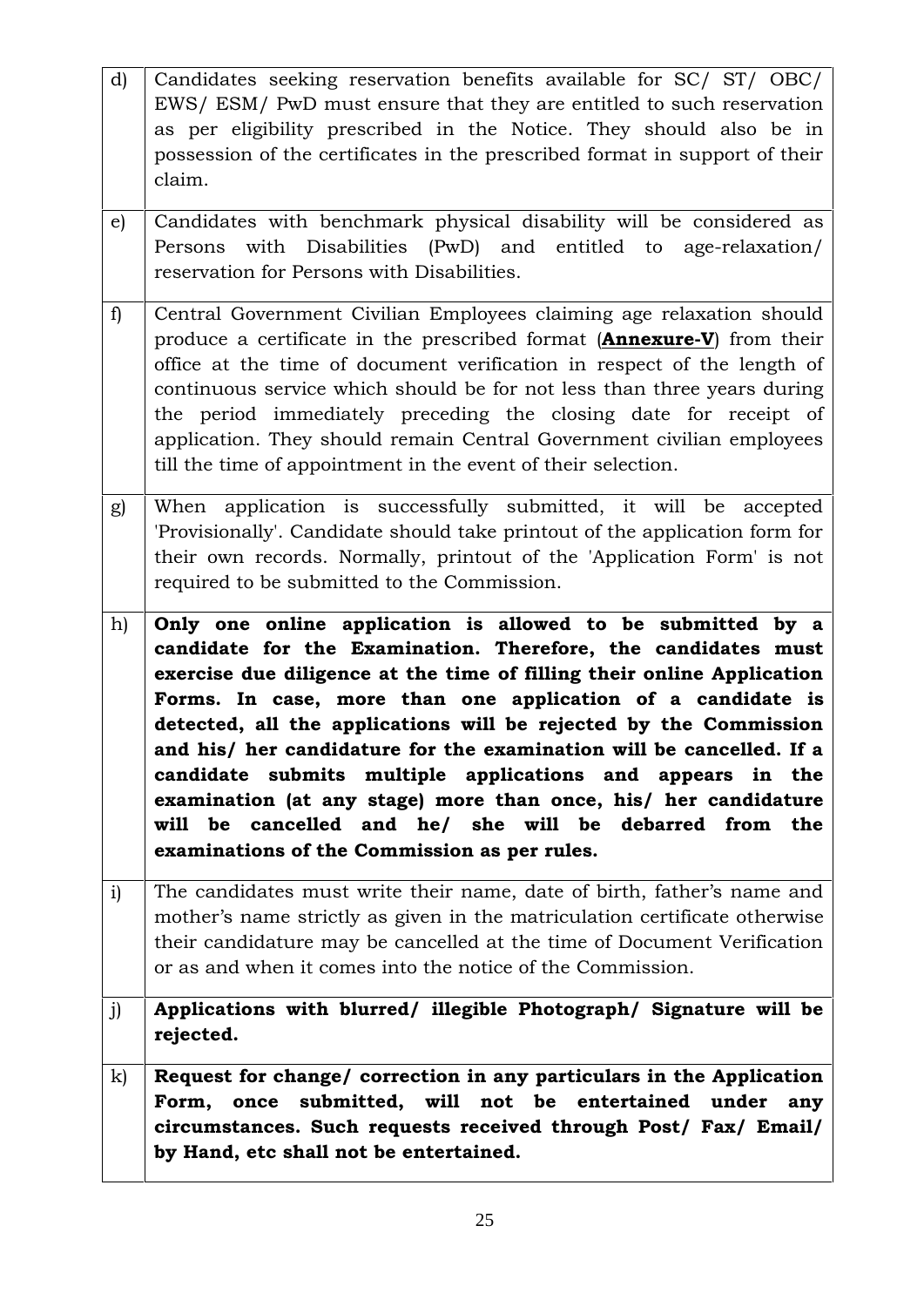| | |
|---|---|
| d) | Candidates seeking reservation benefits available for SC/ ST/ OBC/ EWS/ ESM/ PwD must ensure that they are entitled to such reservation as per eligibility prescribed in the Notice. They should also be in possession of the certificates in the prescribed format in support of their claim. |
| e) | Candidates with benchmark physical disability will be considered as Persons with Disabilities (PwD) and entitled to age-relaxation/ reservation for Persons with Disabilities. |
| f) | Central Government Civilian Employees claiming age relaxation should produce a certificate in the prescribed format (**<u>Annexure-V</u>**) from their office at the time of document verification in respect of the length of continuous service which should be for not less than three years during the period immediately preceding the closing date for receipt of application. They should remain Central Government civilian employees till the time of appointment in the event of their selection. |
| g) | When application is successfully submitted, it will be accepted 'Provisionally'. Candidate should take printout of the application form for their own records. Normally, printout of the 'Application Form' is not required to be submitted to the Commission. |
| h) | **Only one online application is allowed to be submitted by a candidate for the Examination. Therefore, the candidates must exercise due diligence at the time of filling their online Application Forms. In case, more than one application of a candidate is detected, all the applications will be rejected by the Commission and his/ her candidature for the examination will be cancelled. If a candidate submits multiple applications and appears in the examination (at any stage) more than once, his/ her candidature will be cancelled and he/ she will be debarred from the examinations of the Commission as per rules.** |
| i) | The candidates must write their name, date of birth, father's name and mother's name strictly as given in the matriculation certificate otherwise their candidature may be cancelled at the time of Document Verification or as and when it comes into the notice of the Commission. |
| j) | **Applications with blurred/ illegible Photograph/ Signature will be rejected.** |
| k) | **Request for change/ correction in any particulars in the Application Form, once submitted, will not be entertained under any circumstances. Such requests received through Post/ Fax/ Email/ by Hand, etc shall not be entertained.** |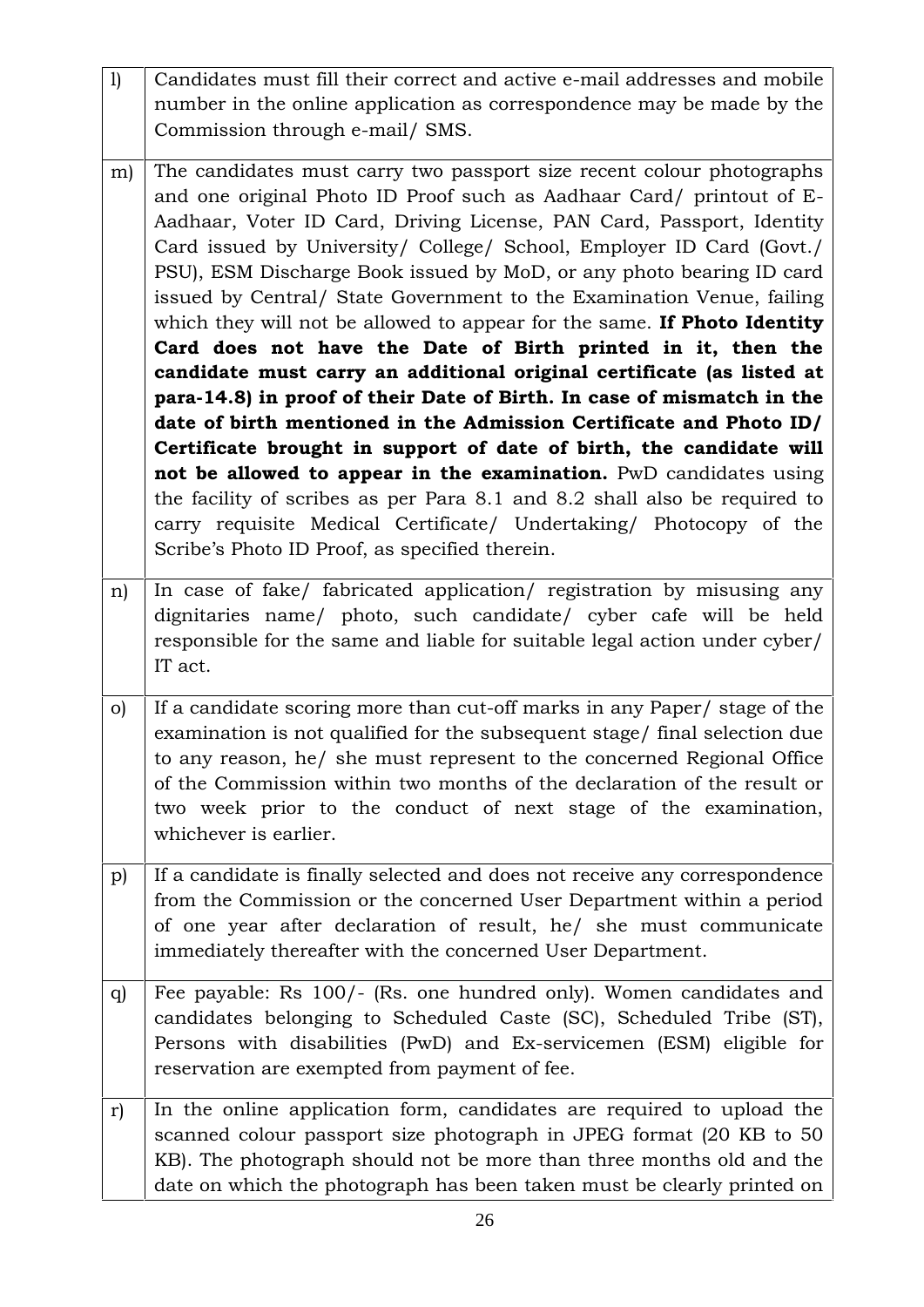| | |
|---|---|
| l) | Candidates must fill their correct and active e-mail addresses and mobile number in the online application as correspondence may be made by the Commission through e-mail/ SMS. |
| m) | The candidates must carry two passport size recent colour photographs and one original Photo ID Proof such as Aadhaar Card/ printout of E-Aadhaar, Voter ID Card, Driving License, PAN Card, Passport, Identity Card issued by University/ College/ School, Employer ID Card (Govt./ PSU), ESM Discharge Book issued by MoD, or any photo bearing ID card issued by Central/ State Government to the Examination Venue, failing which they will not be allowed to appear for the same. **If Photo Identity Card does not have the Date of Birth printed in it, then the candidate must carry an additional original certificate (as listed at para-14.8) in proof of their Date of Birth. In case of mismatch in the date of birth mentioned in the Admission Certificate and Photo ID/ Certificate brought in support of date of birth, the candidate will not be allowed to appear in the examination.** PwD candidates using the facility of scribes as per Para 8.1 and 8.2 shall also be required to carry requisite Medical Certificate/ Undertaking/ Photocopy of the Scribe's Photo ID Proof, as specified therein. |
| n) | In case of fake/ fabricated application/ registration by misusing any dignitaries name/ photo, such candidate/ cyber cafe will be held responsible for the same and liable for suitable legal action under cyber/ IT act. |
| o) | If a candidate scoring more than cut-off marks in any Paper/ stage of the examination is not qualified for the subsequent stage/ final selection due to any reason, he/ she must represent to the concerned Regional Office of the Commission within two months of the declaration of the result or two week prior to the conduct of next stage of the examination, whichever is earlier. |
| p) | If a candidate is finally selected and does not receive any correspondence from the Commission or the concerned User Department within a period of one year after declaration of result, he/ she must communicate immediately thereafter with the concerned User Department. |
| q) | Fee payable: Rs 100/- (Rs. one hundred only). Women candidates and candidates belonging to Scheduled Caste (SC), Scheduled Tribe (ST), Persons with disabilities (PwD) and Ex-servicemen (ESM) eligible for reservation are exempted from payment of fee. |
| r) | In the online application form, candidates are required to upload the scanned colour passport size photograph in JPEG format (20 KB to 50 KB). The photograph should not be more than three months old and the date on which the photograph has been taken must be clearly printed on |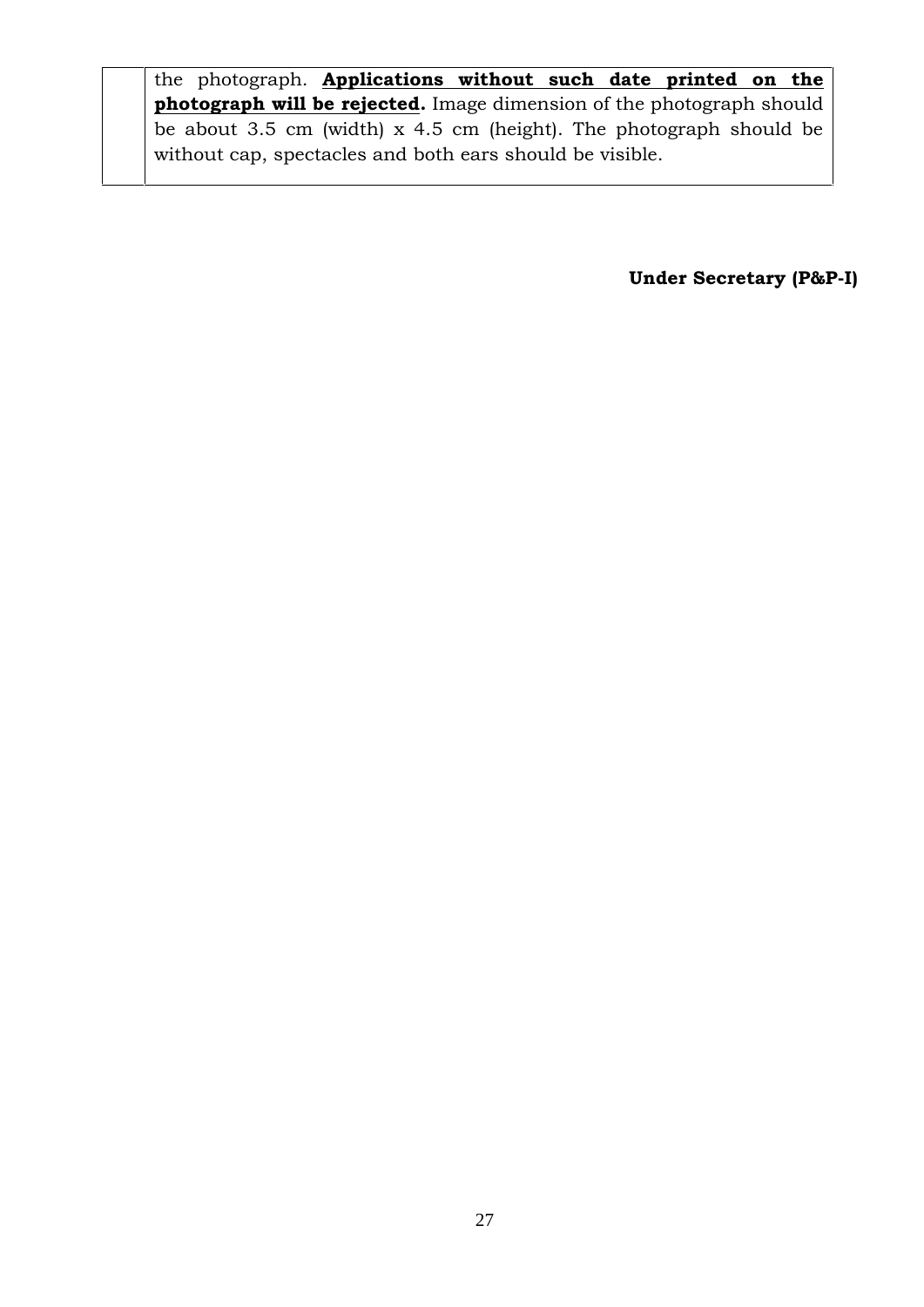|  | the photograph. <u>**Applications without such date printed on the photograph will be rejected**</u>**.** Image dimension of the photograph should be about 3.5 cm (width) x 4.5 cm (height). The photograph should be without cap, spectacles and both ears should be visible. |
|---|---|

**Under Secretary (P&P-I)**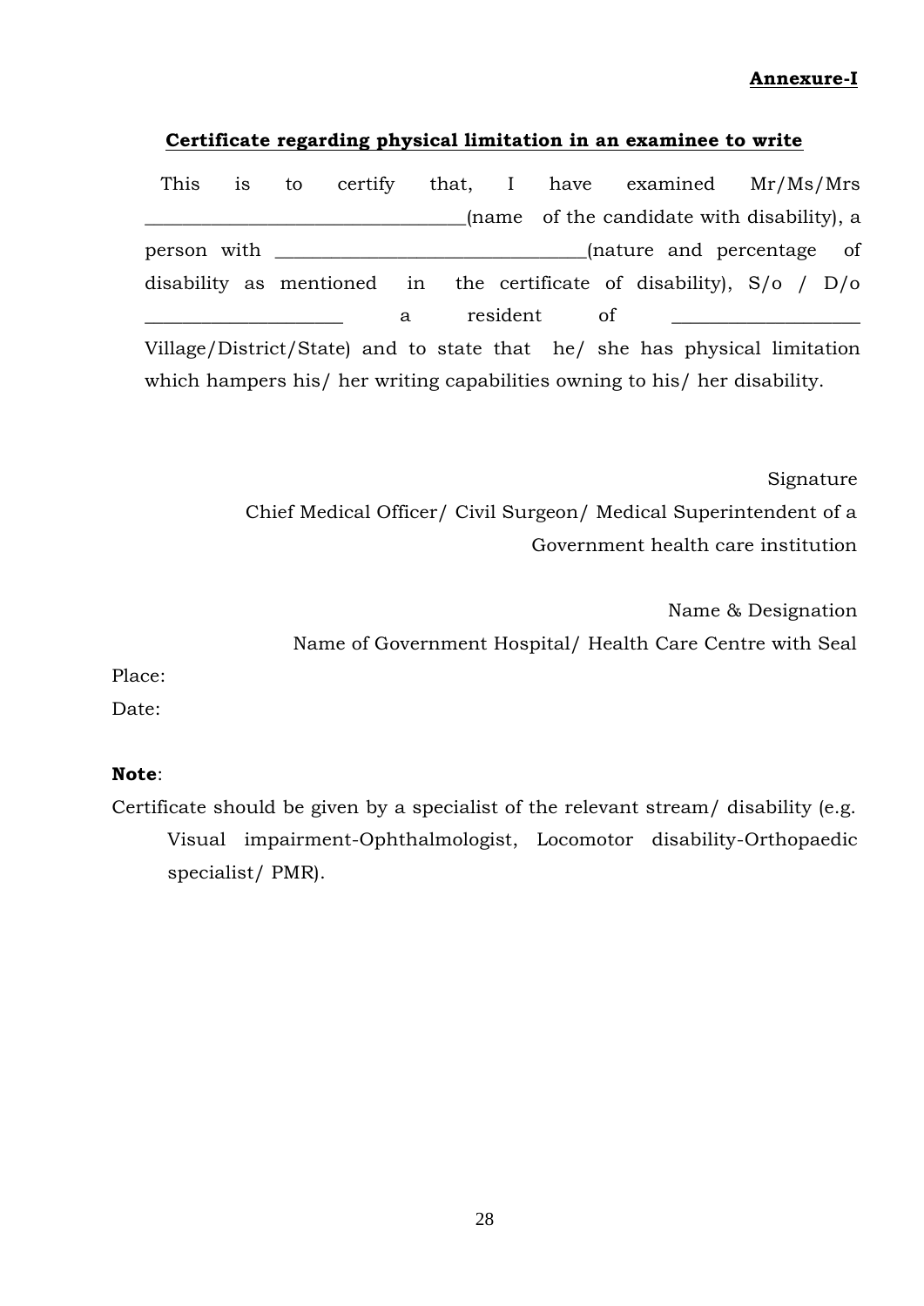**Annexure-I**

**Certificate regarding physical limitation in an examinee to write**

This is to certify that, I have examined Mr/Ms/Mrs _________________________________(name of the candidate with disability), a person with ________________________________(nature and percentage of disability as mentioned in the certificate of disability), S/o / D/o ____________________ a resident of ___________________ Village/District/State) and to state that he/ she has physical limitation which hampers his/ her writing capabilities owning to his/ her disability.

Signature

Chief Medical Officer/ Civil Surgeon/ Medical Superintendent of a Government health care institution

Name & Designation

Name of Government Hospital/ Health Care Centre with Seal

Place:

Date:

**Note**:

Certificate should be given by a specialist of the relevant stream/ disability (e.g. Visual impairment-Ophthalmologist, Locomotor disability-Orthopaedic specialist/ PMR).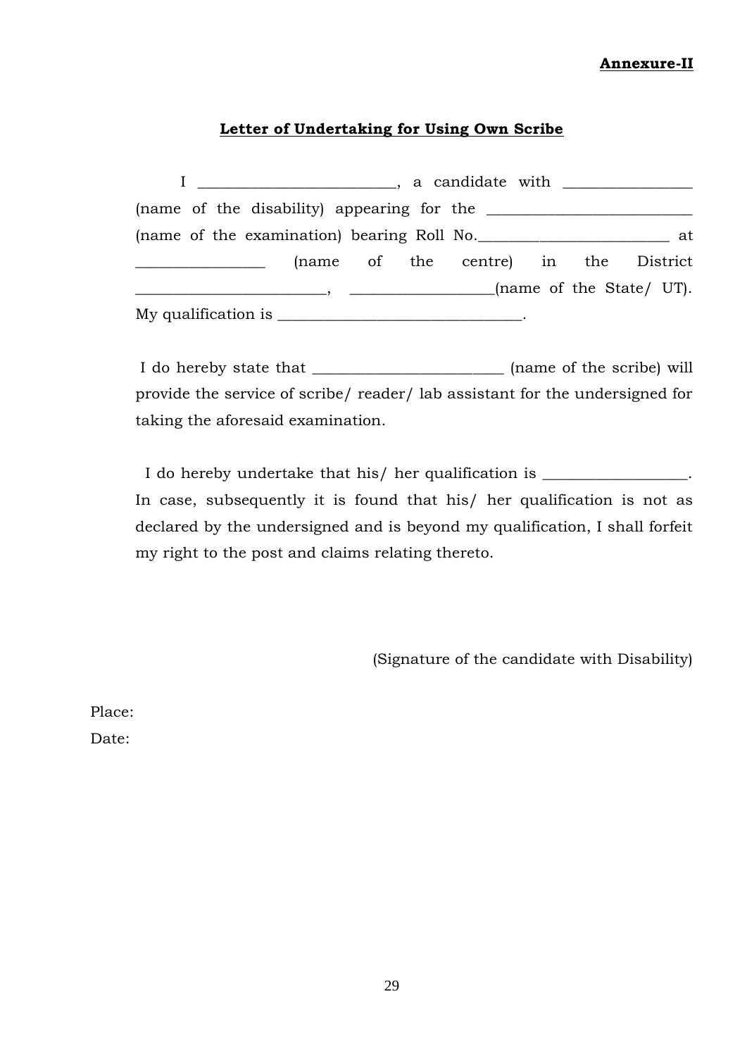**Annexure-II**

## Letter of Undertaking for Using Own Scribe

I _________________________, a candidate with ________________ (name of the disability) appearing for the __________________________ (name of the examination) bearing Roll No.________________________ at ________________ (name of the centre) in the District ________________________, __________________(name of the State/ UT). My qualification is ______________________________.

I do hereby state that ________________________ (name of the scribe) will provide the service of scribe/ reader/ lab assistant for the undersigned for taking the aforesaid examination.

I do hereby undertake that his/ her qualification is __________________. In case, subsequently it is found that his/ her qualification is not as declared by the undersigned and is beyond my qualification, I shall forfeit my right to the post and claims relating thereto.

(Signature of the candidate with Disability)

Place:

Date: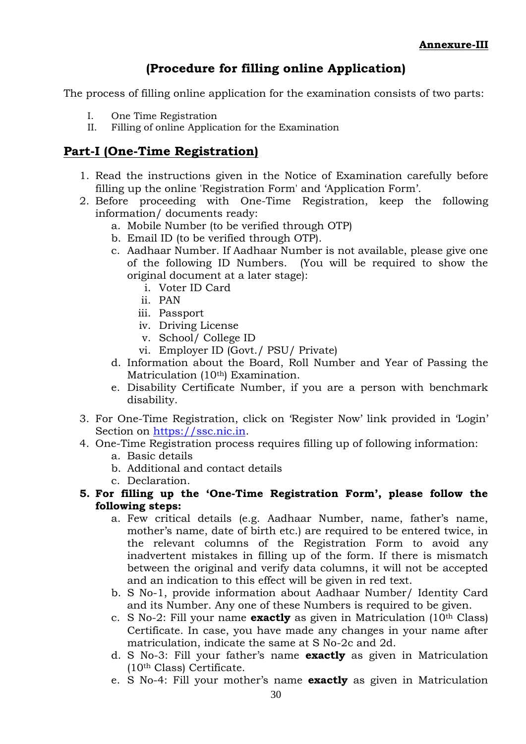**Annexure-III**

## (Procedure for filling online Application)

The process of filling online application for the examination consists of two parts:

I. One Time Registration
II. Filling of online Application for the Examination

## Part-I (One-Time Registration)

1. Read the instructions given in the Notice of Examination carefully before filling up the online 'Registration Form' and 'Application Form'.
2. Before proceeding with One-Time Registration, keep the following information/ documents ready:
    a. Mobile Number (to be verified through OTP)
    b. Email ID (to be verified through OTP).
    c. Aadhaar Number. If Aadhaar Number is not available, please give one of the following ID Numbers. (You will be required to show the original document at a later stage):
        i. Voter ID Card
        ii. PAN
        iii. Passport
        iv. Driving License
        v. School/ College ID
        vi. Employer ID (Govt./ PSU/ Private)
    d. Information about the Board, Roll Number and Year of Passing the Matriculation (10th) Examination.
    e. Disability Certificate Number, if you are a person with benchmark disability.
3. For One-Time Registration, click on 'Register Now' link provided in 'Login' Section on https://ssc.nic.in.
4. One-Time Registration process requires filling up of following information:
    a. Basic details
    b. Additional and contact details
    c. Declaration.
5. **For filling up the 'One-Time Registration Form', please follow the following steps:**
    a. Few critical details (e.g. Aadhaar Number, name, father's name, mother's name, date of birth etc.) are required to be entered twice, in the relevant columns of the Registration Form to avoid any inadvertent mistakes in filling up of the form. If there is mismatch between the original and verify data columns, it will not be accepted and an indication to this effect will be given in red text.
    b. S No-1, provide information about Aadhaar Number/ Identity Card and its Number. Any one of these Numbers is required to be given.
    c. S No-2: Fill your name **exactly** as given in Matriculation (10th Class) Certificate. In case, you have made any changes in your name after matriculation, indicate the same at S No-2c and 2d.
    d. S No-3: Fill your father's name **exactly** as given in Matriculation (10th Class) Certificate.
    e. S No-4: Fill your mother's name **exactly** as given in Matriculation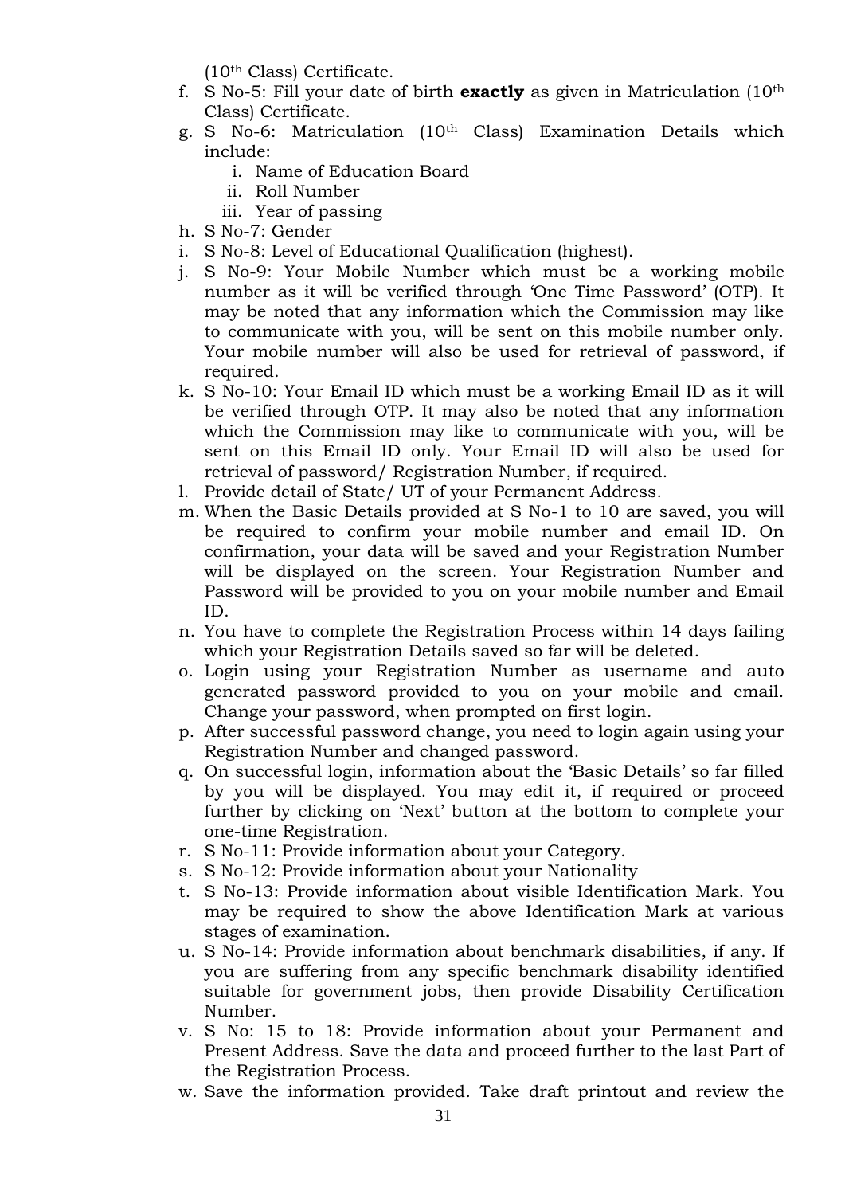(10th Class) Certificate.

f. S No-5: Fill your date of birth **exactly** as given in Matriculation (10th Class) Certificate.
g. S No-6: Matriculation (10th Class) Examination Details which include:
    i. Name of Education Board
    ii. Roll Number
    iii. Year of passing
h. S No-7: Gender
i. S No-8: Level of Educational Qualification (highest).
j. S No-9: Your Mobile Number which must be a working mobile number as it will be verified through 'One Time Password' (OTP). It may be noted that any information which the Commission may like to communicate with you, will be sent on this mobile number only. Your mobile number will also be used for retrieval of password, if required.
k. S No-10: Your Email ID which must be a working Email ID as it will be verified through OTP. It may also be noted that any information which the Commission may like to communicate with you, will be sent on this Email ID only. Your Email ID will also be used for retrieval of password/ Registration Number, if required.
l. Provide detail of State/ UT of your Permanent Address.
m. When the Basic Details provided at S No-1 to 10 are saved, you will be required to confirm your mobile number and email ID. On confirmation, your data will be saved and your Registration Number will be displayed on the screen. Your Registration Number and Password will be provided to you on your mobile number and Email ID.
n. You have to complete the Registration Process within 14 days failing which your Registration Details saved so far will be deleted.
o. Login using your Registration Number as username and auto generated password provided to you on your mobile and email. Change your password, when prompted on first login.
p. After successful password change, you need to login again using your Registration Number and changed password.
q. On successful login, information about the 'Basic Details' so far filled by you will be displayed. You may edit it, if required or proceed further by clicking on 'Next' button at the bottom to complete your one-time Registration.
r. S No-11: Provide information about your Category.
s. S No-12: Provide information about your Nationality
t. S No-13: Provide information about visible Identification Mark. You may be required to show the above Identification Mark at various stages of examination.
u. S No-14: Provide information about benchmark disabilities, if any. If you are suffering from any specific benchmark disability identified suitable for government jobs, then provide Disability Certification Number.
v. S No: 15 to 18: Provide information about your Permanent and Present Address. Save the data and proceed further to the last Part of the Registration Process.
w. Save the information provided. Take draft printout and review the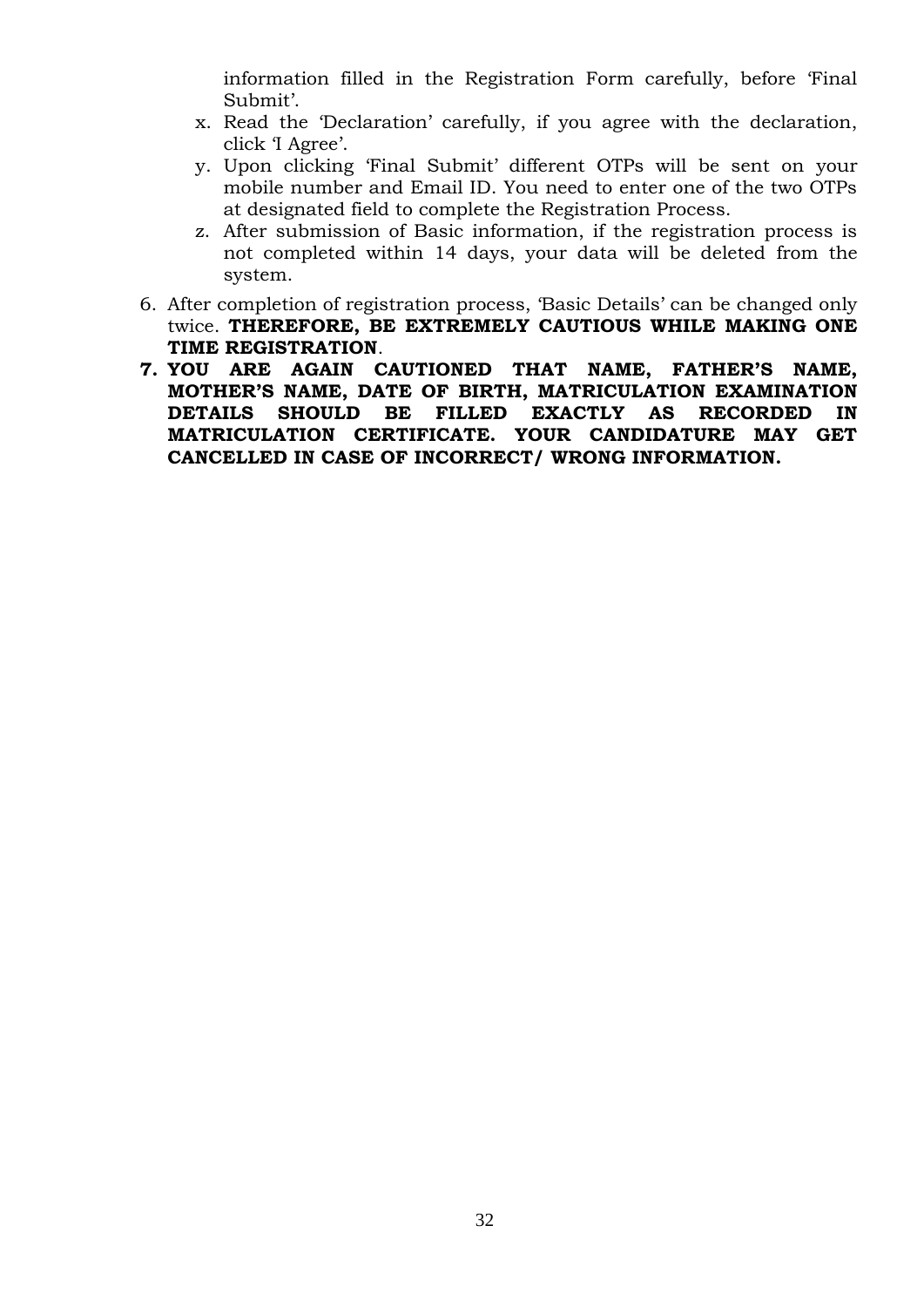information filled in the Registration Form carefully, before 'Final Submit'.

x. Read the 'Declaration' carefully, if you agree with the declaration, click 'I Agree'.
y. Upon clicking 'Final Submit' different OTPs will be sent on your mobile number and Email ID. You need to enter one of the two OTPs at designated field to complete the Registration Process.
z. After submission of Basic information, if the registration process is not completed within 14 days, your data will be deleted from the system.

6. After completion of registration process, 'Basic Details' can be changed only twice. **THEREFORE, BE EXTREMELY CAUTIOUS WHILE MAKING ONE TIME REGISTRATION**.
7. **YOU ARE AGAIN CAUTIONED THAT NAME, FATHER'S NAME, MOTHER'S NAME, DATE OF BIRTH, MATRICULATION EXAMINATION DETAILS SHOULD BE FILLED EXACTLY AS RECORDED IN MATRICULATION CERTIFICATE. YOUR CANDIDATURE MAY GET CANCELLED IN CASE OF INCORRECT/ WRONG INFORMATION.**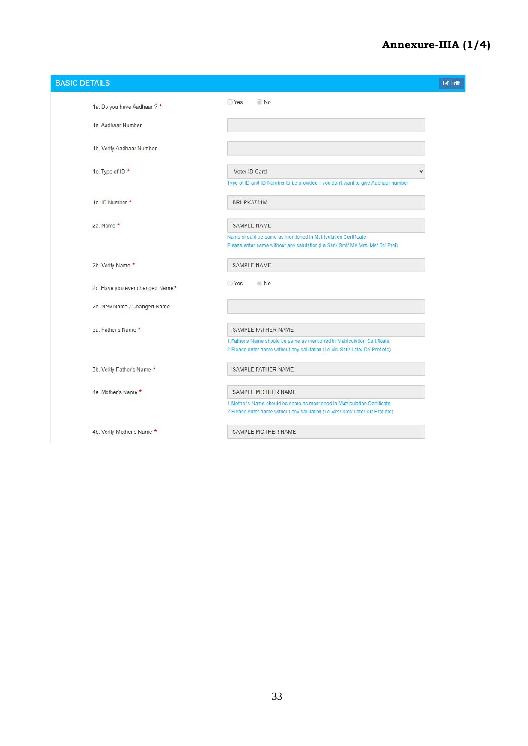**Annexure-IIIA (1/4)**

## BASIC DETAILS

Edit

| Field | Value |
|---|---|
| 1a. Do you have Aadhaar ? * | ○ Yes ◉ No |
| 1a. Aadhaar Number | |
| 1b. Verify Aadhaar Number | |
| 1c. Type of ID * | Voter ID Card<br>Type of ID and ID Number to be provided f you don't want to give Aadhaar number |
| 1d. ID Number * | BRHPK3731M |
| 2a. Name * | SAMPLE NAME<br>Name should be same as mentioned in Matriculation Certificate<br>Please enter name without any salutation (i e Shri/ Smt/ Mr/ Mrs/ Ms/ Dr/ Prof) |
| 2b. Verify Name * | SAMPLE NAME |
| 2c. Have you ever changed Name? | ○ Yes ◉ No |
| 2d. New Name / Changed Name | |
| 3a. Father's Name * | SAMPLE FATHER NAME<br>1.Fathers Name should be same as mentioned in Matriculation Certificate<br>2.Please enter name without any salutation (i e Mr/ Shri/ Late/ Dr/ Prof etc) |
| 3b. Verify Father's Name * | SAMPLE FATHER NAME |
| 4a. Mother's Name * | SAMPLE MOTHER NAME<br>1.Mother's Name should be same as mentioned in Matriculation Certificate<br>2.Please enter name without any salutation (i e Mrs/ Smt/ Late/ Dr/ Prof etc) |
| 4b. Verify Mother's Name * | SAMPLE MOTHER NAME |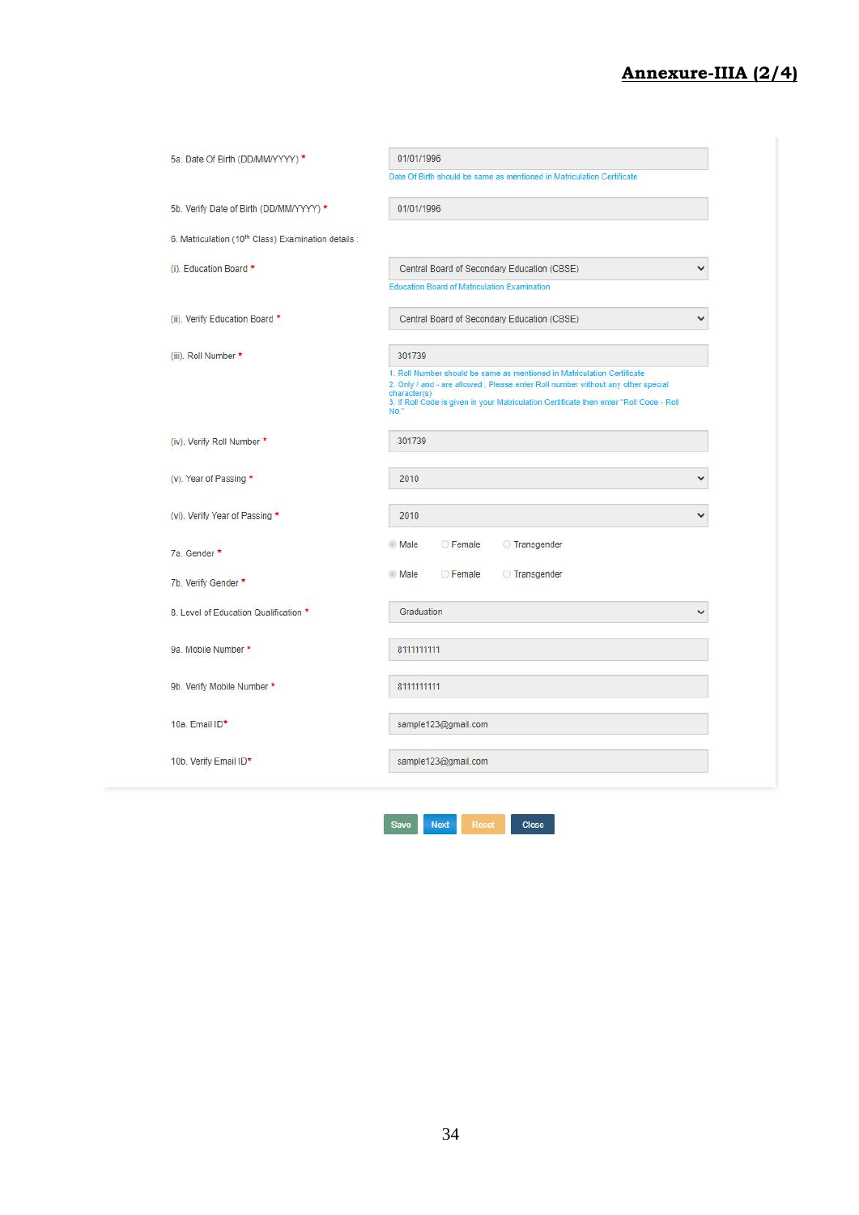**Annexure-IIIA (2/4)**

| Field | Value |
|---|---|
| 5a. Date Of Birth (DD/MM/YYYY) * | 01/01/1996<br>Date Of Birth should be same as mentioned in Matriculation Certificate |
| 5b. Verify Date of Birth (DD/MM/YYYY) * | 01/01/1996 |
| 6. Matriculation (10th Class) Examination details : | |
| (i). Education Board * | Central Board of Secondary Education (CBSE)<br>Education Board of Matriculation Examination |
| (ii). Verify Education Board * | Central Board of Secondary Education (CBSE) |
| (iii). Roll Number * | 301739<br>1. Roll Number should be same as mentioned in Matriculation Certificate<br>2. Only / and - are allowed , Please enter Roll number without any other special character(s)<br>3. If Roll Code is given in your Matriculation Certificate then enter "Roll Code - Roll No." |
| (iv). Verify Roll Number * | 301739 |
| (v). Year of Passing * | 2010 |
| (vi). Verify Year of Passing * | 2010 |
| 7a. Gender * | ◉ Male ○ Female ○ Transgender |
| 7b. Verify Gender * | ◉ Male ○ Female ○ Transgender |
| 8. Level of Education Qualification * | Graduation |
| 9a. Mobile Number * | 8111111111 |
| 9b. Verify Mobile Number * | 8111111111 |
| 10a. Email ID* | sample123@gmail.com |
| 10b. Verify Email ID* | sample123@gmail.com |

Save | Next | Reset | Close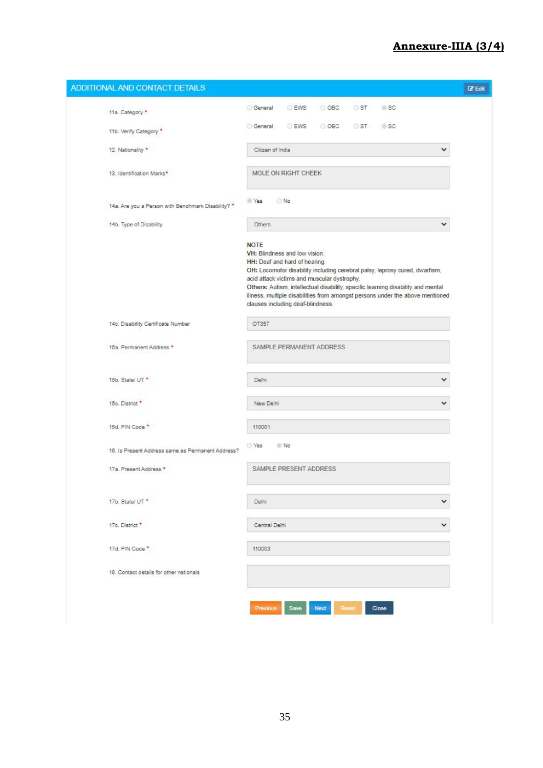**Annexure-IIIA (3/4)**

## ADDITIONAL AND CONTACT DETAILS

Edit

| Field | Value |
| --- | --- |
| 11a. Category * | ○ General ○ EWS ○ OBC ○ ST ◉ SC |
| 11b. Verify Category * | ○ General ○ EWS ○ OBC ○ ST ◉ SC |
| 12. Nationality * | Citizen of India |
| 13. Identification Marks* | MOLE ON RIGHT CHEEK |
| 14a. Are you a Person with Benchmark Disability? * | ◉ Yes ○ No |
| 14b. Type of Disability | Others |

**NOTE**
**VH:** Blindness and low vision.
**HH:** Deaf and hard of hearing.
**OH:** Locomotor disability including cerebral palsy, leprosy cured, dwarfism, acid attack victims and muscular dystrophy.
**Others:** Autism, intellectual disability, specific learning disability and mental illness, multiple disabilities from amongst persons under the above mentioned clauses including deaf-blindness.

| Field | Value |
| --- | --- |
| 14c. Disability Certificate Number | OT357 |
| 15a. Permanent Address * | SAMPLE PERMANENT ADDRESS |
| 15b. State/ UT * | Delhi |
| 15c. District * | New Delhi |
| 15d. PIN Code * | 110001 |
| 16. Is Present Address same as Permanent Address? | ○ Yes ◉ No |
| 17a. Present Address * | SAMPLE PRESENT ADDRESS |
| 17b. State/ UT * | Delhi |
| 17c. District * | Central Delhi |
| 17d. PIN Code * | 110003 |
| 18. Contact details for other nationals | |

Previous | Save | Next | Reset | Close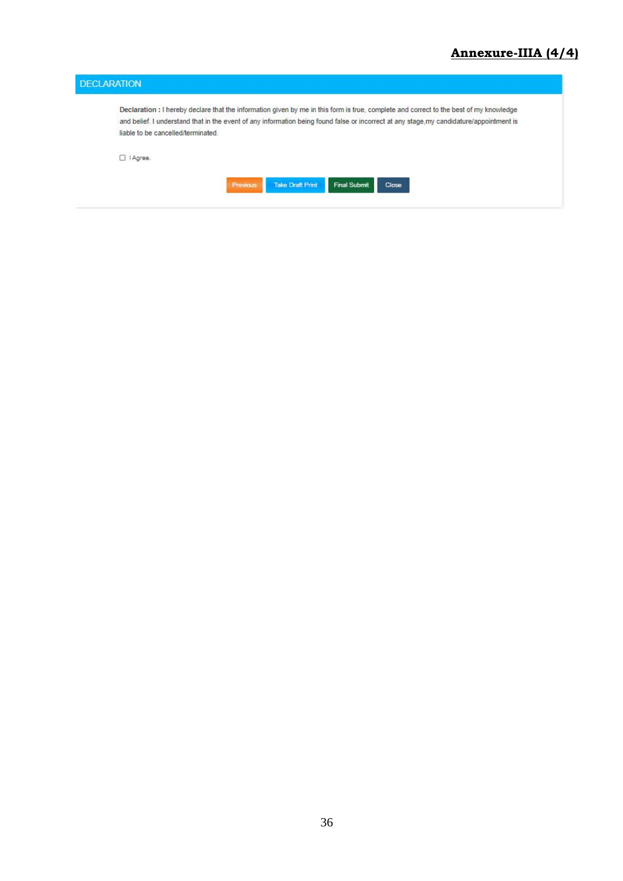**Annexure-IIIA (4/4)**

## DECLARATION

**Declaration :** I hereby declare that the information given by me in this form is true, complete and correct to the best of my knowledge and belief. I understand that in the event of any information being found false or incorrect at any stage,my candidature/appointment is liable to be cancelled/terminated.

☐ I Agree.

Previous | Take Draft Print | Final Submit | Close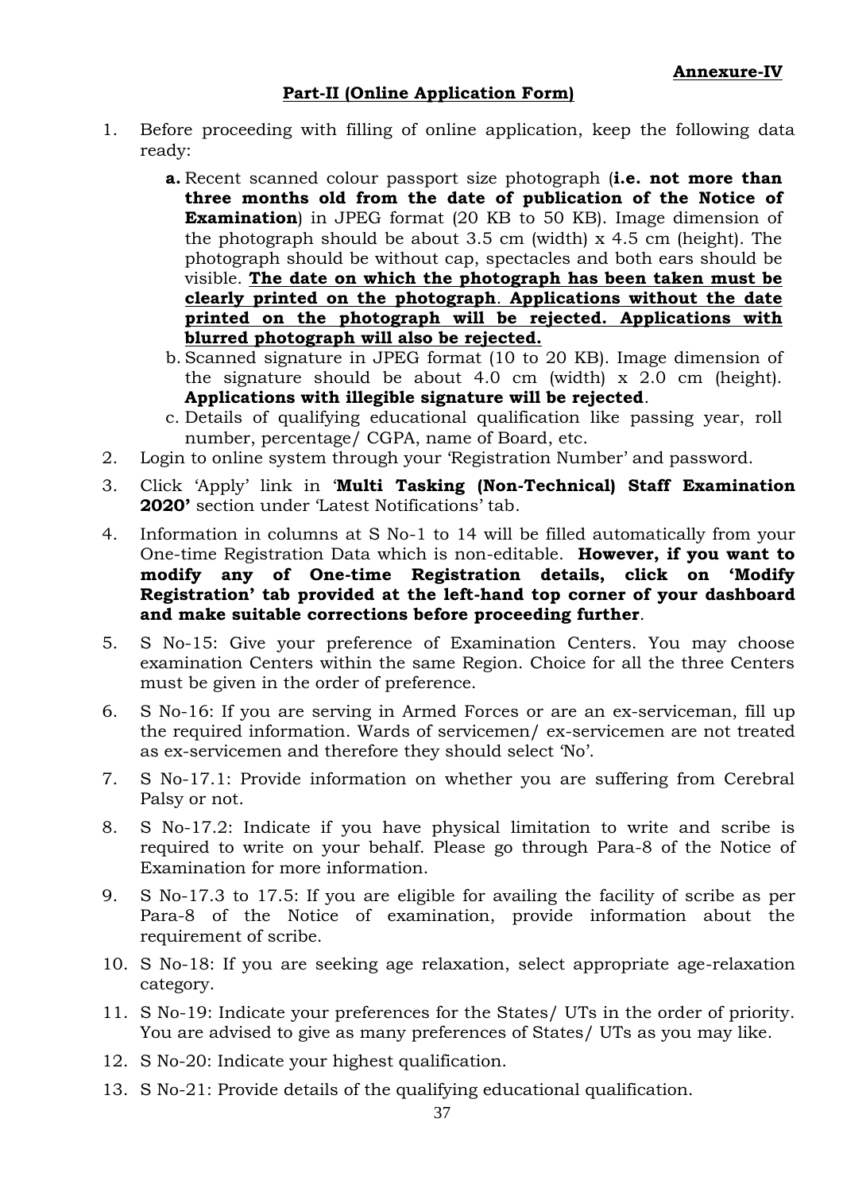**Annexure-IV**

## Part-II (Online Application Form)

1. Before proceeding with filling of online application, keep the following data ready:
    - **a.** Recent scanned colour passport size photograph (**i.e. not more than three months old from the date of publication of the Notice of Examination**) in JPEG format (20 KB to 50 KB). Image dimension of the photograph should be about 3.5 cm (width) x 4.5 cm (height). The photograph should be without cap, spectacles and both ears should be visible. **The date on which the photograph has been taken must be clearly printed on the photograph**. **Applications without the date printed on the photograph will be rejected. Applications with blurred photograph will also be rejected.**
    - b. Scanned signature in JPEG format (10 to 20 KB). Image dimension of the signature should be about 4.0 cm (width) x 2.0 cm (height). **Applications with illegible signature will be rejected**.
    - c. Details of qualifying educational qualification like passing year, roll number, percentage/ CGPA, name of Board, etc.
2. Login to online system through your 'Registration Number' and password.
3. Click 'Apply' link in '**Multi Tasking (Non-Technical) Staff Examination 2020'** section under 'Latest Notifications' tab.
4. Information in columns at S No-1 to 14 will be filled automatically from your One-time Registration Data which is non-editable. **However, if you want to modify any of One-time Registration details, click on 'Modify Registration' tab provided at the left-hand top corner of your dashboard and make suitable corrections before proceeding further**.
5. S No-15: Give your preference of Examination Centers. You may choose examination Centers within the same Region. Choice for all the three Centers must be given in the order of preference.
6. S No-16: If you are serving in Armed Forces or are an ex-serviceman, fill up the required information. Wards of servicemen/ ex-servicemen are not treated as ex-servicemen and therefore they should select 'No'.
7. S No-17.1: Provide information on whether you are suffering from Cerebral Palsy or not.
8. S No-17.2: Indicate if you have physical limitation to write and scribe is required to write on your behalf. Please go through Para-8 of the Notice of Examination for more information.
9. S No-17.3 to 17.5: If you are eligible for availing the facility of scribe as per Para-8 of the Notice of examination, provide information about the requirement of scribe.
10. S No-18: If you are seeking age relaxation, select appropriate age-relaxation category.
11. S No-19: Indicate your preferences for the States/ UTs in the order of priority. You are advised to give as many preferences of States/ UTs as you may like.
12. S No-20: Indicate your highest qualification.
13. S No-21: Provide details of the qualifying educational qualification.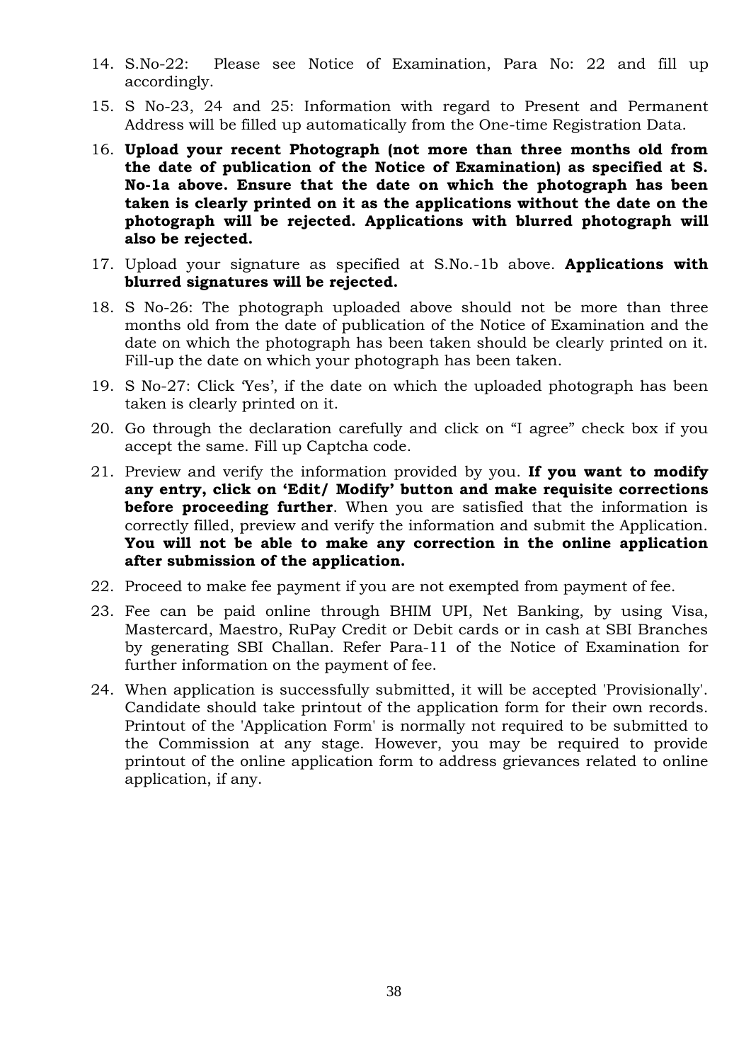14. S.No-22: Please see Notice of Examination, Para No: 22 and fill up accordingly.
15. S No-23, 24 and 25: Information with regard to Present and Permanent Address will be filled up automatically from the One-time Registration Data.
16. **Upload your recent Photograph (not more than three months old from the date of publication of the Notice of Examination) as specified at S. No-1a above. Ensure that the date on which the photograph has been taken is clearly printed on it as the applications without the date on the photograph will be rejected. Applications with blurred photograph will also be rejected.**
17. Upload your signature as specified at S.No.-1b above. **Applications with blurred signatures will be rejected.**
18. S No-26: The photograph uploaded above should not be more than three months old from the date of publication of the Notice of Examination and the date on which the photograph has been taken should be clearly printed on it. Fill-up the date on which your photograph has been taken.
19. S No-27: Click 'Yes', if the date on which the uploaded photograph has been taken is clearly printed on it.
20. Go through the declaration carefully and click on "I agree" check box if you accept the same. Fill up Captcha code.
21. Preview and verify the information provided by you. **If you want to modify any entry, click on 'Edit/ Modify' button and make requisite corrections before proceeding further**. When you are satisfied that the information is correctly filled, preview and verify the information and submit the Application. **You will not be able to make any correction in the online application after submission of the application.**
22. Proceed to make fee payment if you are not exempted from payment of fee.
23. Fee can be paid online through BHIM UPI, Net Banking, by using Visa, Mastercard, Maestro, RuPay Credit or Debit cards or in cash at SBI Branches by generating SBI Challan. Refer Para-11 of the Notice of Examination for further information on the payment of fee.
24. When application is successfully submitted, it will be accepted 'Provisionally'. Candidate should take printout of the application form for their own records. Printout of the 'Application Form' is normally not required to be submitted to the Commission at any stage. However, you may be required to provide printout of the online application form to address grievances related to online application, if any.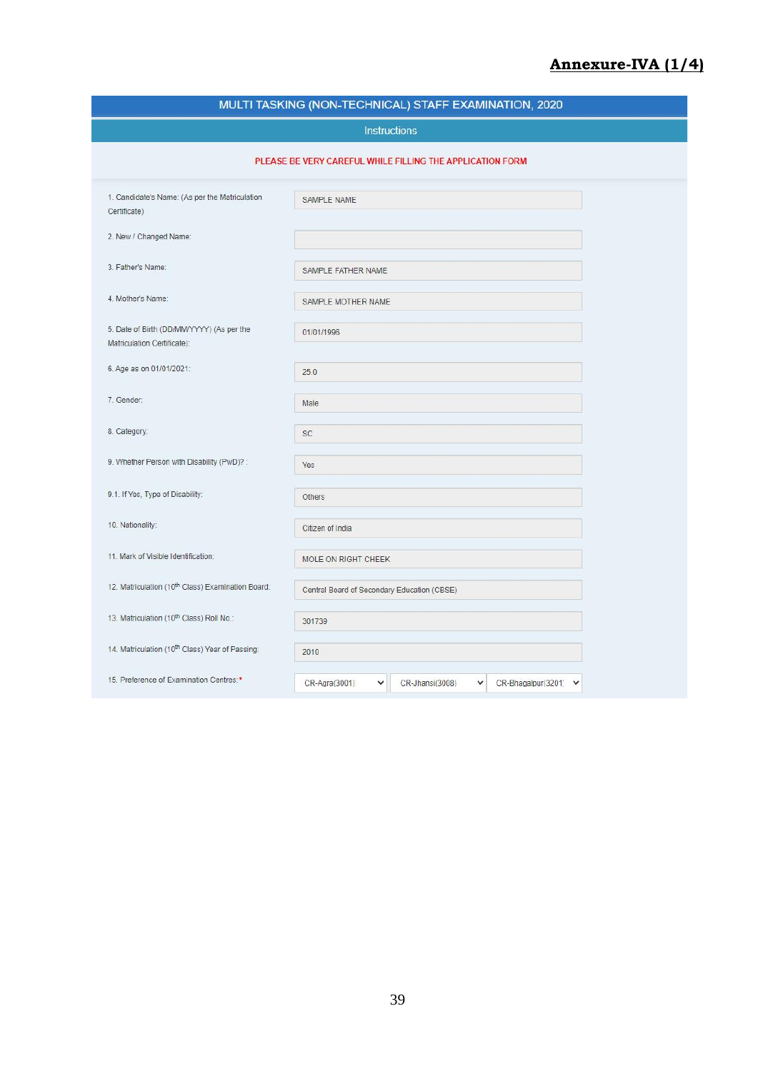**Annexure-IVA (1/4)**

## MULTI TASKING (NON-TECHNICAL) STAFF EXAMINATION, 2020

### Instructions

PLEASE BE VERY CAREFUL WHILE FILLING THE APPLICATION FORM

| Field | Value |
|---|---|
| 1. Candidate's Name: (As per the Matriculation Certificate) | SAMPLE NAME |
| 2. New / Changed Name: | |
| 3. Father's Name: | SAMPLE FATHER NAME |
| 4. Mother's Name: | SAMPLE MOTHER NAME |
| 5. Date of Birth (DD/MM/YYYY) (As per the Matriculation Certificate): | 01/01/1996 |
| 6. Age as on 01/01/2021: | 25.0 |
| 7. Gender: | Male |
| 8. Category: | SC |
| 9. Whether Person with Disability (PwD)? : | Yes |
| 9.1. If Yes, Type of Disability: | Others |
| 10. Nationality: | Citizen of India |
| 11. Mark of Visible Identification: | MOLE ON RIGHT CHEEK |
| 12. Matriculation (10th Class) Examination Board: | Central Board of Secondary Education (CBSE) |
| 13. Matriculation (10th Class) Roll No.: | 301739 |
| 14. Matriculation (10th Class) Year of Passing: | 2010 |
| 15. Preference of Examination Centres:* | CR-Agra(3001) / CR-Jhansi(3008) / CR-Bhagalpur(3201) |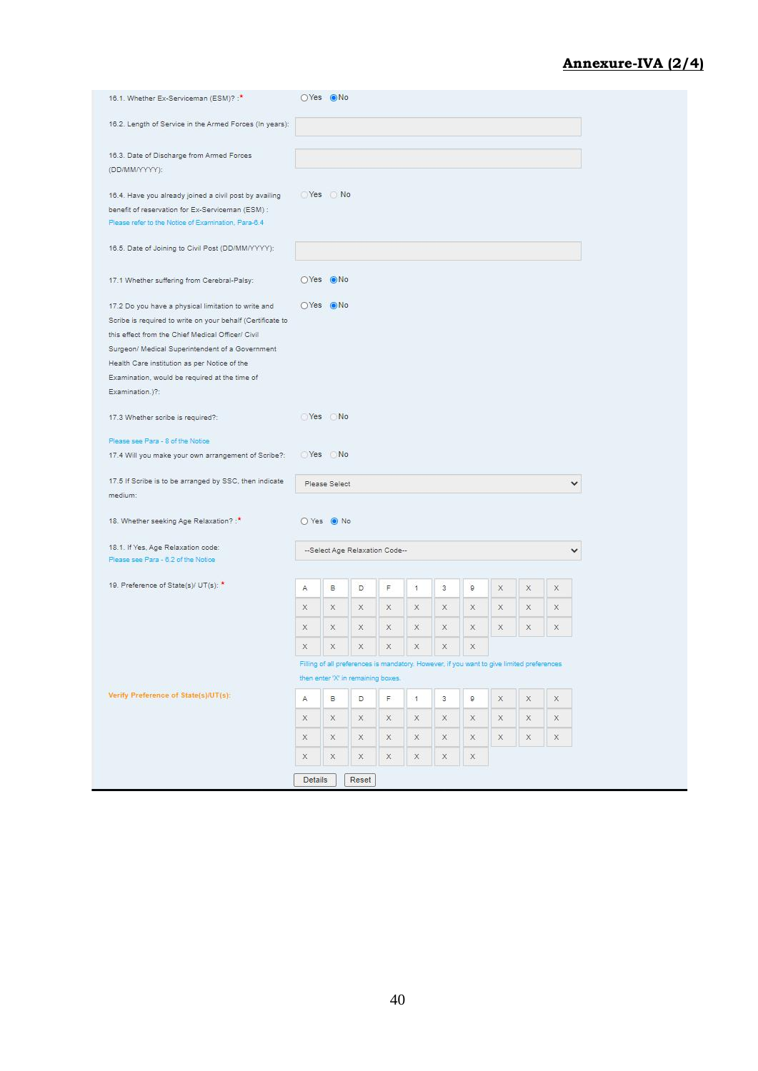**Annexure-IVA (2/4)**

16.1. Whether Ex-Serviceman (ESM)? :* ○Yes ◉No

16.2. Length of Service in the Armed Forces (In years):

16.3. Date of Discharge from Armed Forces (DD/MM/YYYY):

16.4. Have you already joined a civil post by availing benefit of reservation for Ex-Serviceman (ESM) : ○Yes ○No
Please refer to the Notice of Examination, Para-6.4

16.5. Date of Joining to Civil Post (DD/MM/YYYY):

17.1 Whether suffering from Cerebral-Palsy: ○Yes ◉No

17.2 Do you have a physical limitation to write and Scribe is required to write on your behalf (Certificate to this effect from the Chief Medical Officer/ Civil Surgeon/ Medical Superintendent of a Government Health Care institution as per Notice of the Examination, would be required at the time of Examination.)?: ○Yes ◉No

17.3 Whether scribe is required?: ○Yes ○No

Please see Para - 8 of the Notice

17.4 Will you make your own arrangement of Scribe?: ○Yes ○No

17.5 If Scribe is to be arranged by SSC, then indicate medium: Please Select

18. Whether seeking Age Relaxation? :* ○Yes ◉No

18.1. If Yes, Age Relaxation code: --Select Age Relaxation Code--
Please see Para - 6.2 of the Notice

19. Preference of State(s)/ UT(s): *

| A | B | D | F | 1 | 3 | 9 | X | X | X |
|---|---|---|---|---|---|---|---|---|---|
| X | X | X | X | X | X | X | X | X | X |
| X | X | X | X | X | X | X | X | X | X |
| X | X | X | X | X | X | X | | | |

Filling of all preferences is mandatory. However, if you want to give limited preferences then enter 'X' in remaining boxes.

Verify Preference of State(s)/UT(s):

| A | B | D | F | 1 | 3 | 9 | X | X | X |
|---|---|---|---|---|---|---|---|---|---|
| X | X | X | X | X | X | X | X | X | X |
| X | X | X | X | X | X | X | X | X | X |
| X | X | X | X | X | X | X | | | |

Details Reset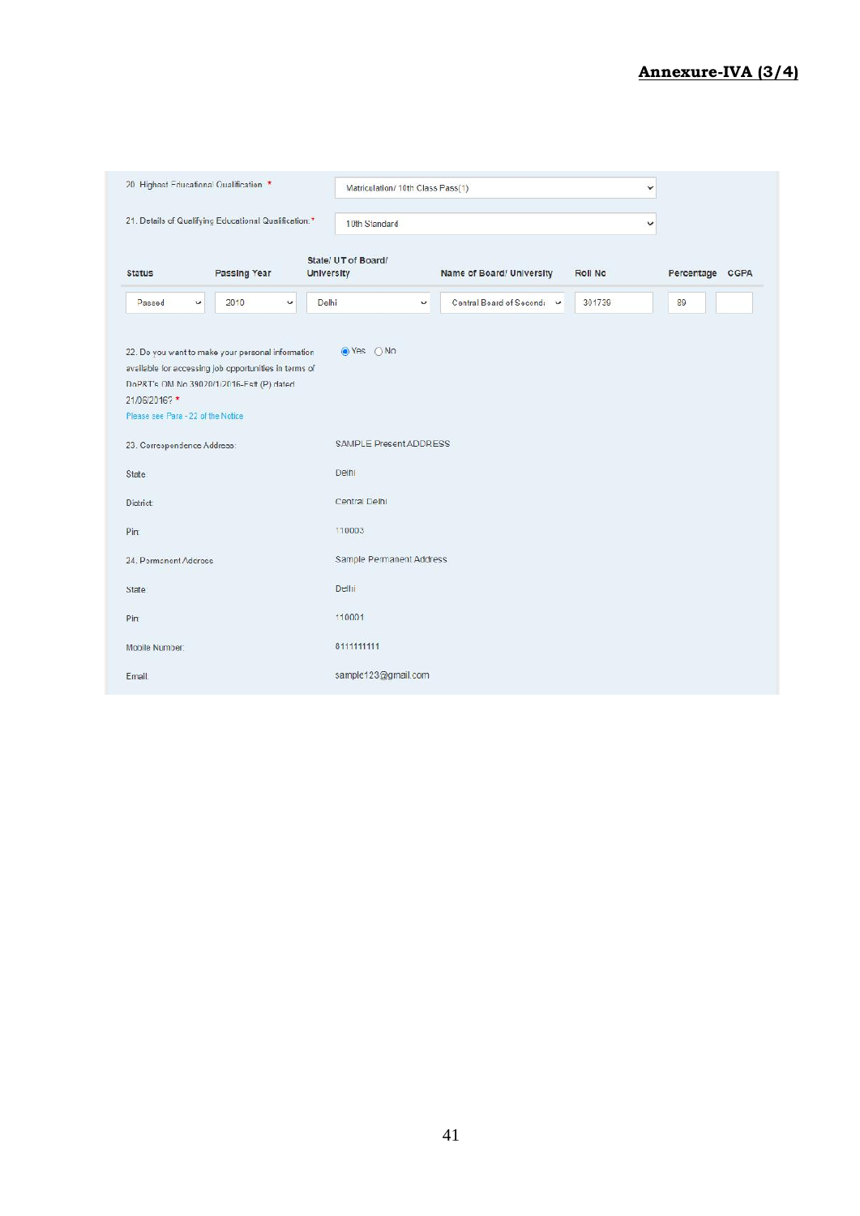**Annexure-IVA (3/4)**

20. Highest Educational Qualification * &nbsp;&nbsp; Matriculation/ 10th Class Pass(1)

21. Details of Qualifying Educational Qualification * &nbsp;&nbsp; 10th Standard

| Status | Passing Year | State/ UT of Board/ University | Name of Board/ University | Roll No | Percentage | CGPA |
|---|---|---|---|---|---|---|
| Passed | 2010 | Delhi | Central Board of Second | 301739 | 89 | |

22. Do you want to make your personal information available for accessing job opportunities in terms of DoPBT's OM No 39020/1/2016-Estt (P) dated 21/06/2016? * &nbsp;&nbsp; ◉ Yes ○ No

Please see Para - 22 of the Notice

| | |
|---|---|
| 23. Correspondence Address: | SAMPLE Present ADDRESS |
| State | Delhi |
| District | Central Delhi |
| Pin | 110003 |
| 24. Permanent Address | Sample Permanent Address |
| State | Delhi |
| Pin | 110001 |
| Mobile Number | 8111111111 |
| Email | sample123@gmail.com |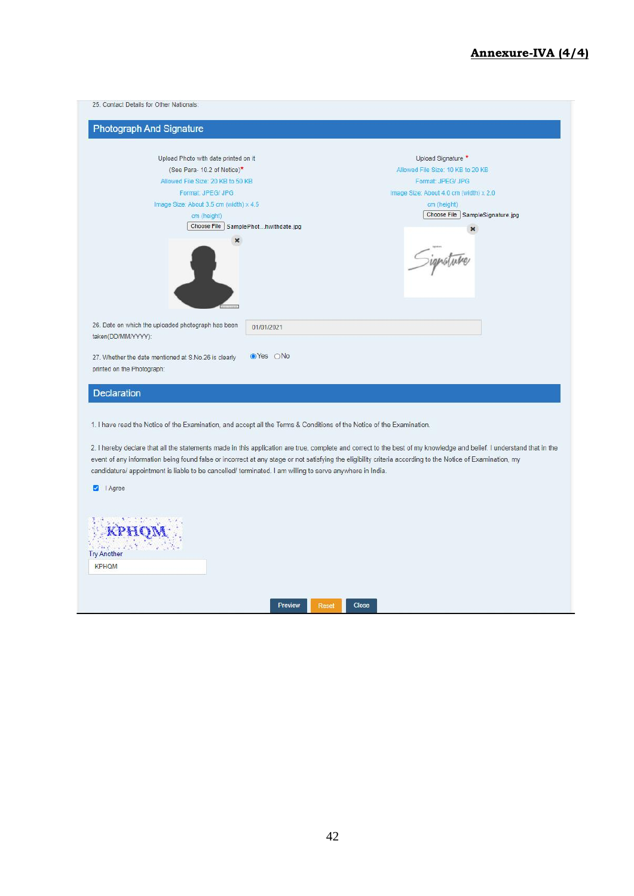# Annexure-IVA (4/4)

25. Contact Details for Other Nationals.

## Photograph And Signature

Upload Photo with date printed on it

(See Para- 10.2 of Notice)*

Allowed File Size: 20 KB to 50 KB

Format: JPEG/ JPG

Image Size: About 3.5 cm (width) x 4.5 cm (height)

Choose File SamplePhot...hwithdate.jpg

Upload Signature *

Allowed File Size: 10 KB to 20 KB

Format: JPEG/ JPG

Image Size: About 4.0 cm (width) x 2.0 cm (height)

Choose File SampleSignature.jpg

26. Date on which the uploaded photograph has been taken(DD/MM/YYYY): 01/01/2021

27. Whether the date mentioned at S.No.26 is clearly printed on the Photograph: ◉Yes ○No

## Declaration

1. I have read the Notice of the Examination, and accept all the Terms & Conditions of the Notice of the Examination.

2. I hereby declare that all the statements made in this application are true, complete and correct to the best of my knowledge and belief. I understand that in the event of any information being found false or incorrect at any stage or not satisfying the eligibility criteria according to the Notice of Examination, my candidature/ appointment is liable to be cancelled/ terminated. I am willing to serve anywhere in India.

☑ I Agree

KPHQM

Try Another

KPHQM

Preview | Reset | Close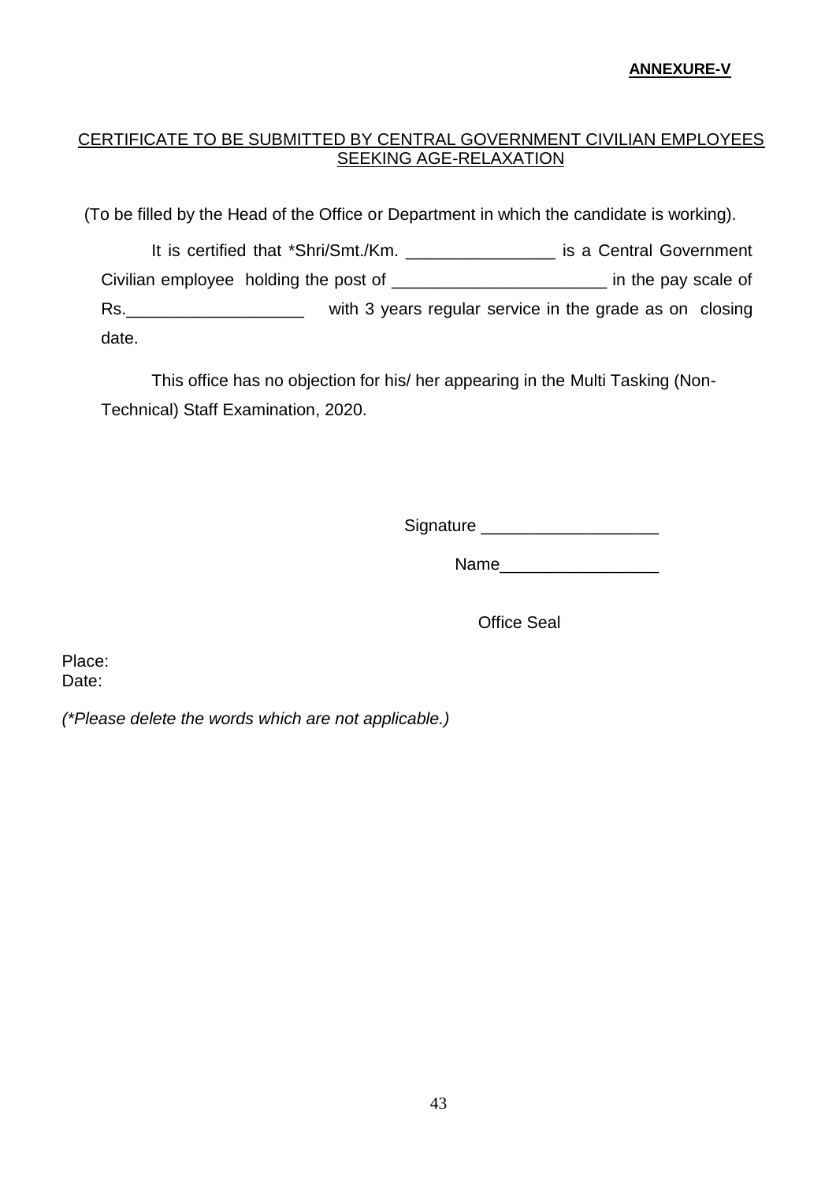**ANNEXURE-V**

CERTIFICATE TO BE SUBMITTED BY CENTRAL GOVERNMENT CIVILIAN EMPLOYEES SEEKING AGE-RELAXATION

(To be filled by the Head of the Office or Department in which the candidate is working).

It is certified that *Shri/Smt./Km. ________________ is a Central Government Civilian employee holding the post of _______________________ in the pay scale of Rs.___________________ with 3 years regular service in the grade as on closing date.

This office has no objection for his/ her appearing in the Multi Tasking (Non-Technical) Staff Examination, 2020.

Signature ___________________

Name_________________

Office Seal

Place:
Date:

*(*Please delete the words which are not applicable.)*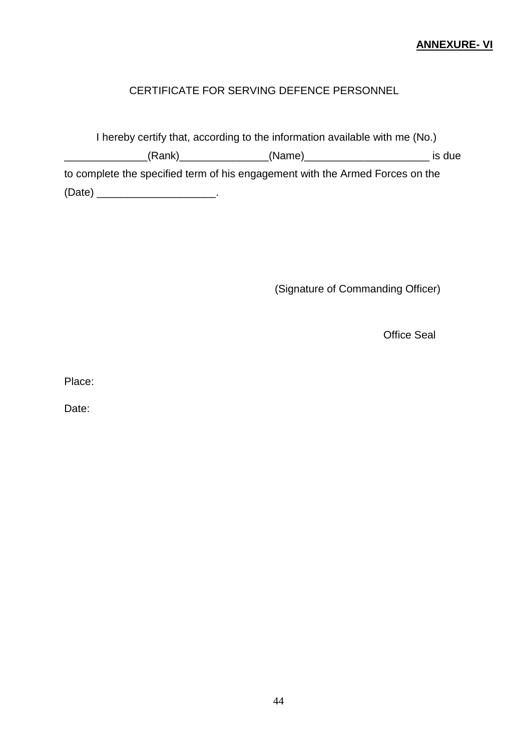**ANNEXURE- VI**

CERTIFICATE FOR SERVING DEFENCE PERSONNEL

I hereby certify that, according to the information available with me (No.) ______________(Rank)_______________(Name)_____________________ is due to complete the specified term of his engagement with the Armed Forces on the (Date) ____________________.

(Signature of Commanding Officer)

Office Seal

Place:

Date: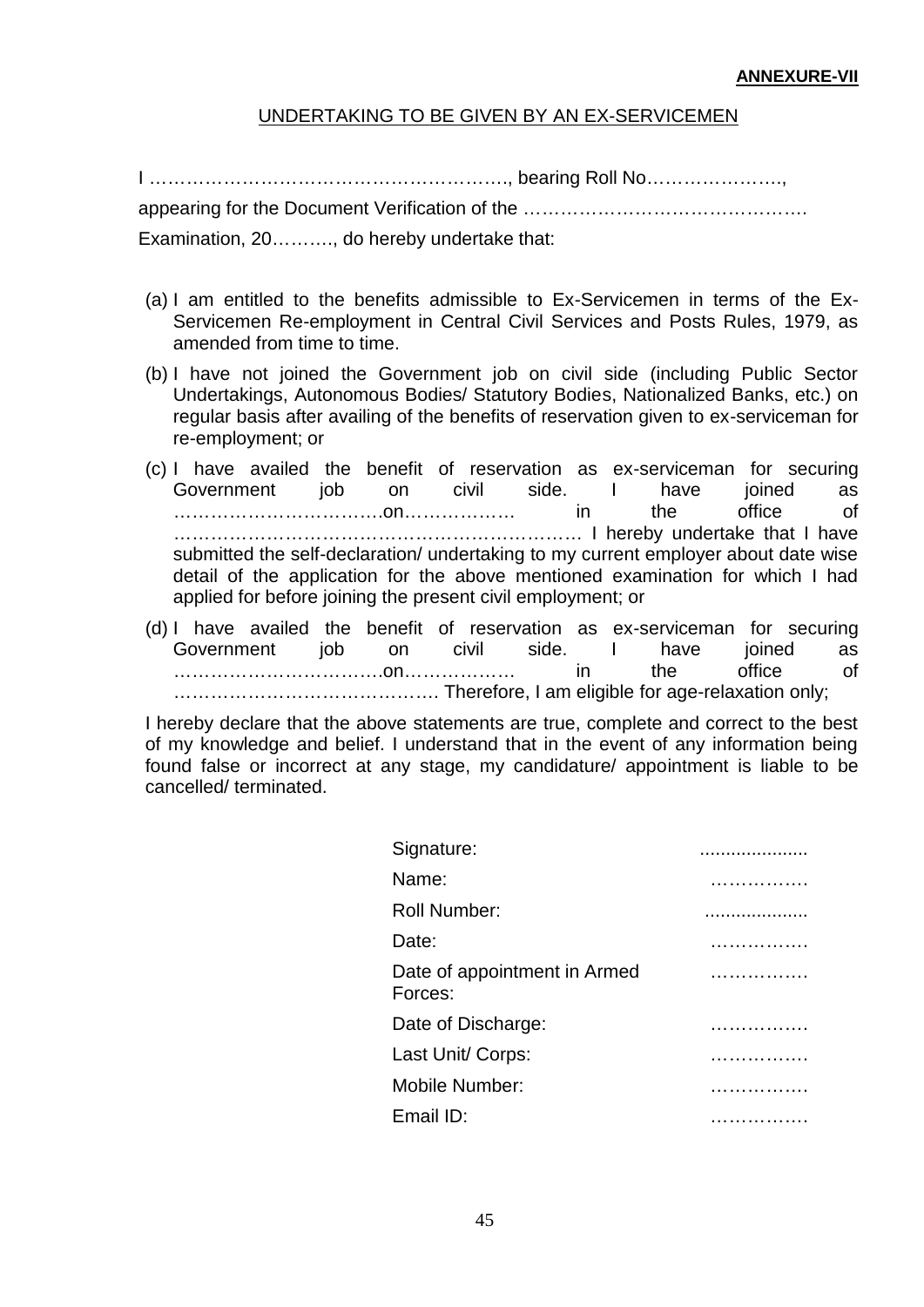**ANNEXURE-VII**

UNDERTAKING TO BE GIVEN BY AN EX-SERVICEMEN

I …………………………………………………., bearing Roll No…………………., appearing for the Document Verification of the ………………………………………. Examination, 20………., do hereby undertake that:

(a) I am entitled to the benefits admissible to Ex-Servicemen in terms of the Ex-Servicemen Re-employment in Central Civil Services and Posts Rules, 1979, as amended from time to time.

(b) I have not joined the Government job on civil side (including Public Sector Undertakings, Autonomous Bodies/ Statutory Bodies, Nationalized Banks, etc.) on regular basis after availing of the benefits of reservation given to ex-serviceman for re-employment; or

(c) I have availed the benefit of reservation as ex-serviceman for securing Government job on civil side. I have joined as …………………………….on……………… in the office of ………………………………………………………… I hereby undertake that I have submitted the self-declaration/ undertaking to my current employer about date wise detail of the application for the above mentioned examination for which I had applied for before joining the present civil employment; or

(d) I have availed the benefit of reservation as ex-serviceman for securing Government job on civil side. I have joined as …………………………….on……………… in the office of ……………………………………. Therefore, I am eligible for age-relaxation only;

I hereby declare that the above statements are true, complete and correct to the best of my knowledge and belief. I understand that in the event of any information being found false or incorrect at any stage, my candidature/ appointment is liable to be cancelled/ terminated.

| | |
|---|---|
| Signature: | .................... |
| Name: | ……………. |
| Roll Number: | ................... |
| Date: | ……………. |
| Date of appointment in Armed Forces: | ……………. |
| Date of Discharge: | ……………. |
| Last Unit/ Corps: | ……………. |
| Mobile Number: | ……………. |
| Email ID: | ……………. |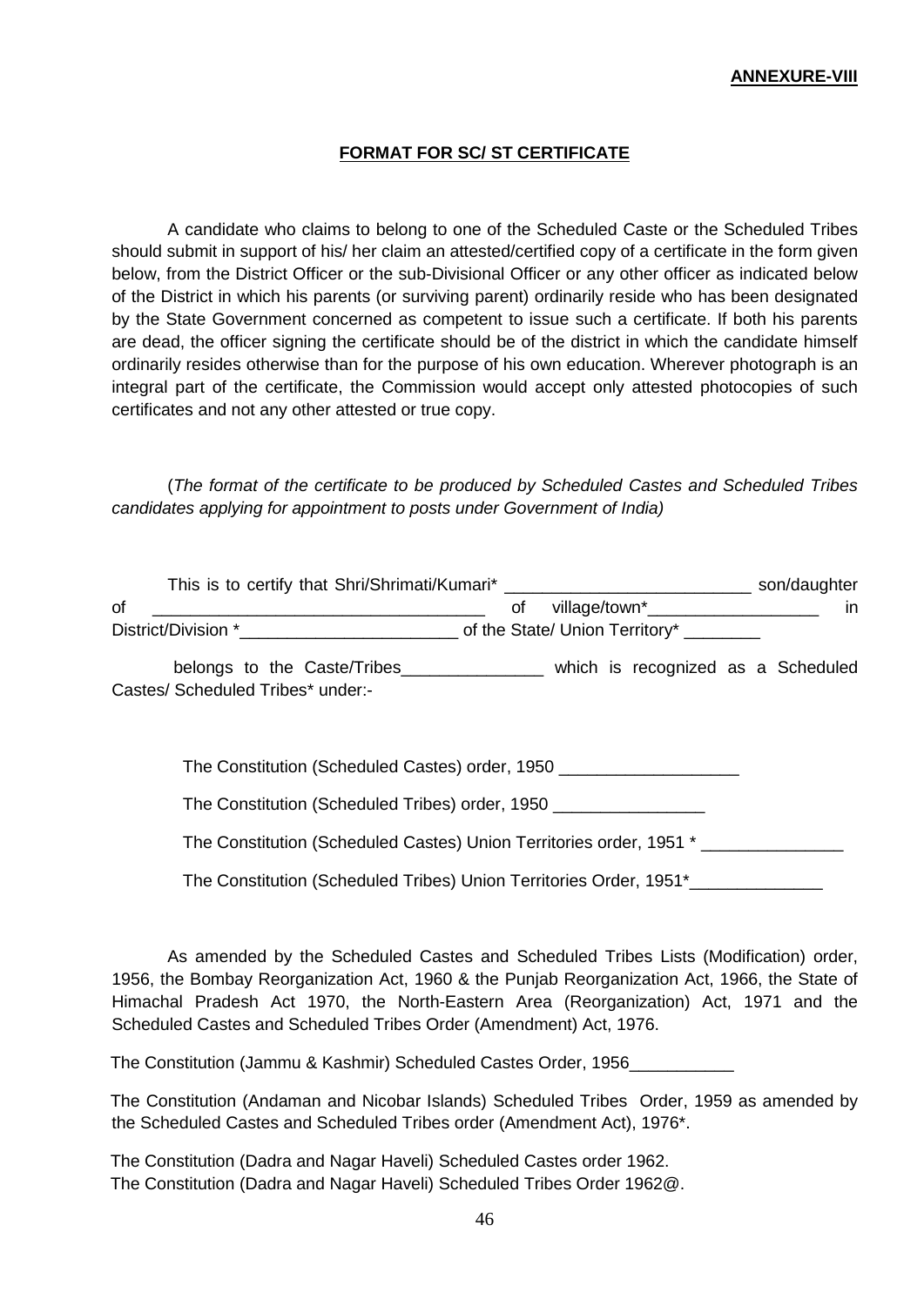**ANNEXURE-VIII**

## FORMAT FOR SC/ ST CERTIFICATE

A candidate who claims to belong to one of the Scheduled Caste or the Scheduled Tribes should submit in support of his/ her claim an attested/certified copy of a certificate in the form given below, from the District Officer or the sub-Divisional Officer or any other officer as indicated below of the District in which his parents (or surviving parent) ordinarily reside who has been designated by the State Government concerned as competent to issue such a certificate. If both his parents are dead, the officer signing the certificate should be of the district in which the candidate himself ordinarily resides otherwise than for the purpose of his own education. Wherever photograph is an integral part of the certificate, the Commission would accept only attested photocopies of such certificates and not any other attested or true copy.

(*The format of the certificate to be produced by Scheduled Castes and Scheduled Tribes candidates applying for appointment to posts under Government of India)*

This is to certify that Shri/Shrimati/Kumari* __________________________ son/daughter of ___________________________________ of village/town*__________________ in District/Division *_______________________ of the State/ Union Territory* ________

belongs to the Caste/Tribes_______________ which is recognized as a Scheduled Castes/ Scheduled Tribes* under:-

The Constitution (Scheduled Castes) order, 1950 ___________________

The Constitution (Scheduled Tribes) order, 1950 ________________

The Constitution (Scheduled Castes) Union Territories order, 1951 * _______________

The Constitution (Scheduled Tribes) Union Territories Order, 1951*______________

As amended by the Scheduled Castes and Scheduled Tribes Lists (Modification) order, 1956, the Bombay Reorganization Act, 1960 & the Punjab Reorganization Act, 1966, the State of Himachal Pradesh Act 1970, the North-Eastern Area (Reorganization) Act, 1971 and the Scheduled Castes and Scheduled Tribes Order (Amendment) Act, 1976.

The Constitution (Jammu & Kashmir) Scheduled Castes Order, 1956___________

The Constitution (Andaman and Nicobar Islands) Scheduled Tribes Order, 1959 as amended by the Scheduled Castes and Scheduled Tribes order (Amendment Act), 1976*.

The Constitution (Dadra and Nagar Haveli) Scheduled Castes order 1962.
The Constitution (Dadra and Nagar Haveli) Scheduled Tribes Order 1962@.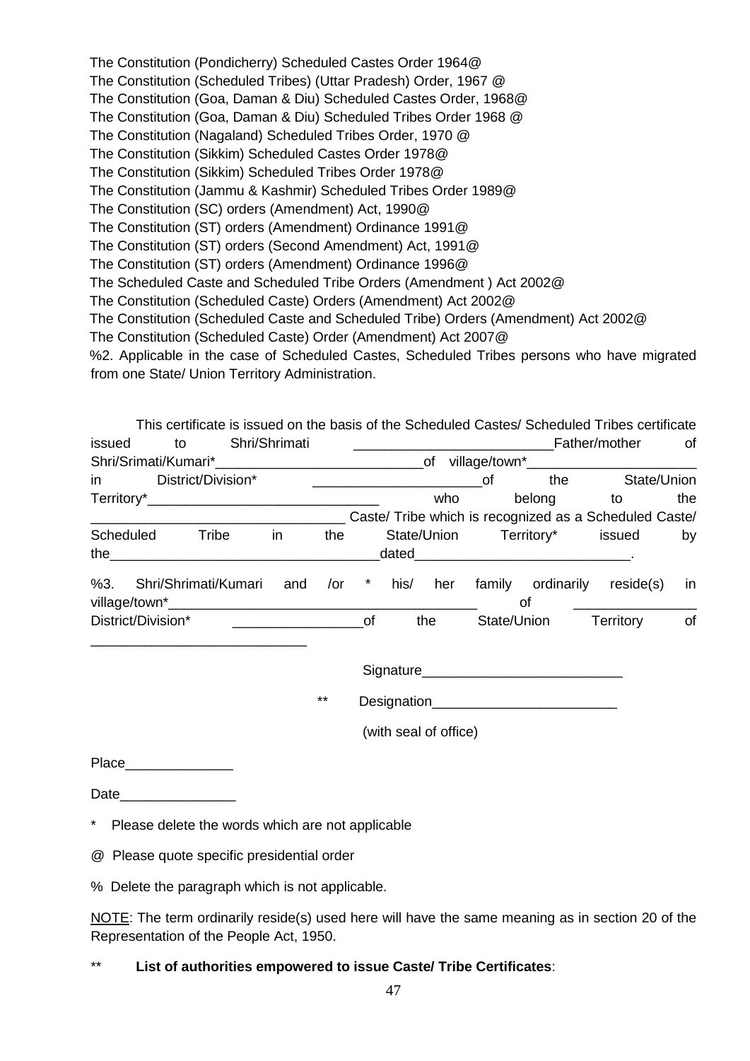The Constitution (Pondicherry) Scheduled Castes Order 1964@
The Constitution (Scheduled Tribes) (Uttar Pradesh) Order, 1967 @
The Constitution (Goa, Daman & Diu) Scheduled Castes Order, 1968@
The Constitution (Goa, Daman & Diu) Scheduled Tribes Order 1968 @
The Constitution (Nagaland) Scheduled Tribes Order, 1970 @
The Constitution (Sikkim) Scheduled Castes Order 1978@
The Constitution (Sikkim) Scheduled Tribes Order 1978@
The Constitution (Jammu & Kashmir) Scheduled Tribes Order 1989@
The Constitution (SC) orders (Amendment) Act, 1990@
The Constitution (ST) orders (Amendment) Ordinance 1991@
The Constitution (ST) orders (Second Amendment) Act, 1991@
The Constitution (ST) orders (Amendment) Ordinance 1996@
The Scheduled Caste and Scheduled Tribe Orders (Amendment ) Act 2002@
The Constitution (Scheduled Caste) Orders (Amendment) Act 2002@
The Constitution (Scheduled Caste and Scheduled Tribe) Orders (Amendment) Act 2002@
The Constitution (Scheduled Caste) Order (Amendment) Act 2007@

%2. Applicable in the case of Scheduled Castes, Scheduled Tribes persons who have migrated from one State/ Union Territory Administration.

This certificate is issued on the basis of the Scheduled Castes/ Scheduled Tribes certificate issued to Shri/Shrimati __________________________Father/mother of Shri/Srimati/Kumari*___________________________of village/town*______________________ in District/Division* _____________________of the State/Union Territory*______________________________ who belong to the ________________________________ Caste/ Tribe which is recognized as a Scheduled Caste/ Scheduled Tribe in the State/Union Territory* issued by the___________________________________dated____________________________.

%3. Shri/Shrimati/Kumari and /or * his/ her family ordinarily reside(s) in village/town*________________________________________ of ________________ District/Division* _________________of the State/Union Territory of ____________________________

Signature__________________________

** Designation________________________

(with seal of office)

Place______________

Date_______________

\* Please delete the words which are not applicable

@ Please quote specific presidential order

% Delete the paragraph which is not applicable.

NOTE: The term ordinarily reside(s) used here will have the same meaning as in section 20 of the Representation of the People Act, 1950.

** **List of authorities empowered to issue Caste/ Tribe Certificates**: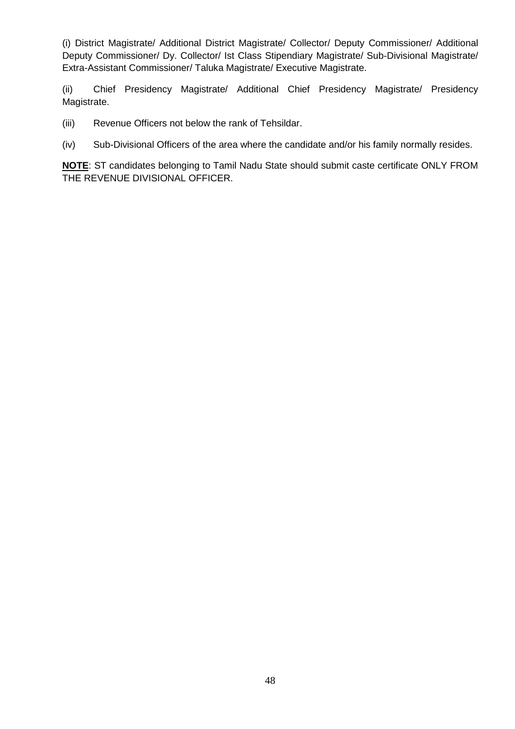(i) District Magistrate/ Additional District Magistrate/ Collector/ Deputy Commissioner/ Additional Deputy Commissioner/ Dy. Collector/ Ist Class Stipendiary Magistrate/ Sub-Divisional Magistrate/ Extra-Assistant Commissioner/ Taluka Magistrate/ Executive Magistrate.

(ii) Chief Presidency Magistrate/ Additional Chief Presidency Magistrate/ Presidency Magistrate.

(iii) Revenue Officers not below the rank of Tehsildar.

(iv) Sub-Divisional Officers of the area where the candidate and/or his family normally resides.

**NOTE**: ST candidates belonging to Tamil Nadu State should submit caste certificate ONLY FROM THE REVENUE DIVISIONAL OFFICER.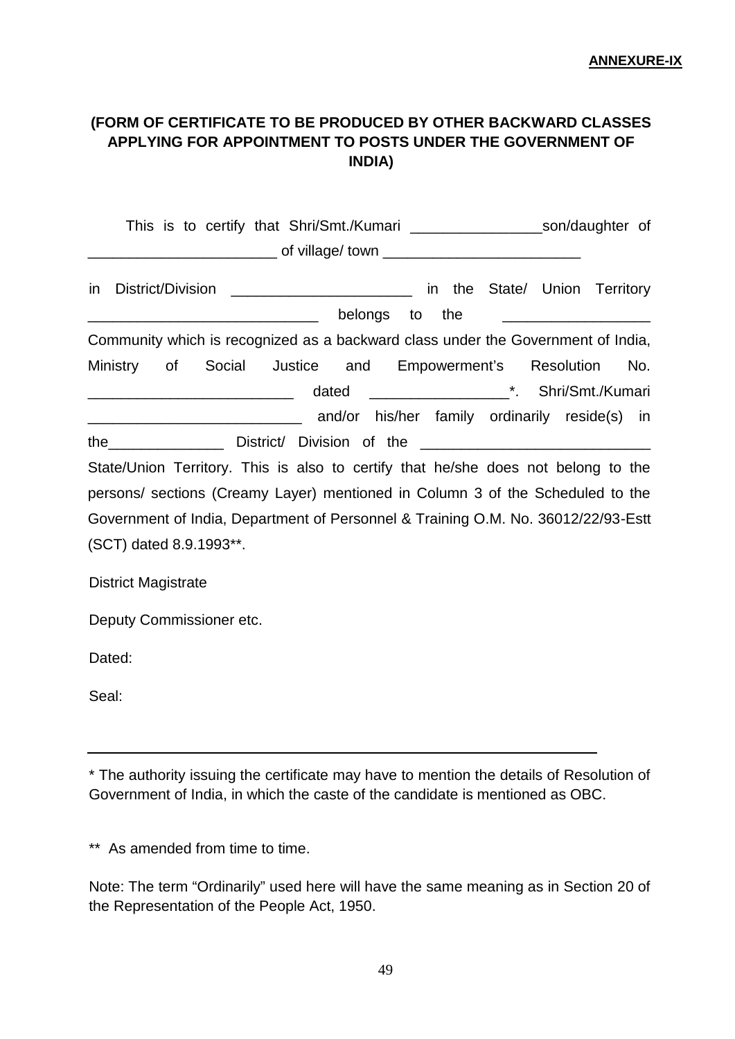**ANNEXURE-IX**

**(FORM OF CERTIFICATE TO BE PRODUCED BY OTHER BACKWARD CLASSES APPLYING FOR APPOINTMENT TO POSTS UNDER THE GOVERNMENT OF INDIA)**

This is to certify that Shri/Smt./Kumari ________________son/daughter of _______________________ of village/ town ________________________

in District/Division ______________________ in the State/ Union Territory ____________________________ belongs to the _________________ Community which is recognized as a backward class under the Government of India, Ministry of Social Justice and Empowerment's Resolution No. _________________________ dated ________________*. Shri/Smt./Kumari __________________________ and/or his/her family ordinarily reside(s) in the______________ District/ Division of the ____________________________ State/Union Territory. This is also to certify that he/she does not belong to the persons/ sections (Creamy Layer) mentioned in Column 3 of the Scheduled to the Government of India, Department of Personnel & Training O.M. No. 36012/22/93-Estt (SCT) dated 8.9.1993**.

District Magistrate

Deputy Commissioner etc.

Dated:

Seal:

---

* The authority issuing the certificate may have to mention the details of Resolution of Government of India, in which the caste of the candidate is mentioned as OBC.

** As amended from time to time.

Note: The term "Ordinarily" used here will have the same meaning as in Section 20 of the Representation of the People Act, 1950.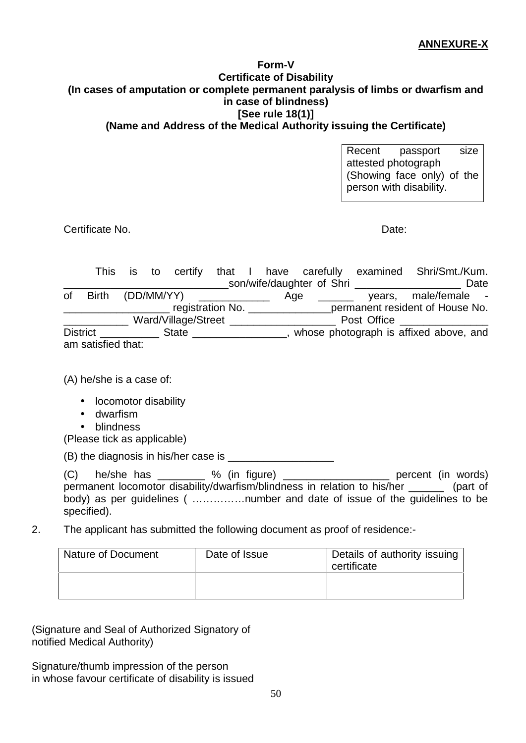**ANNEXURE-X**

**Form-V**
**Certificate of Disability**
**(In cases of amputation or complete permanent paralysis of limbs or dwarfism and in case of blindness)**
**[See rule 18(1)]**
**(Name and Address of the Medical Authority issuing the Certificate)**

| Recent passport size attested photograph (Showing face only) of the person with disability. |
|---|

Certificate No. Date:

This is to certify that I have carefully examined Shri/Smt./Kum. ____________________________son/wife/daughter of Shri __________________ Date of Birth (DD/MM/YY) ____________ Age ______ years, male/female - __________________ registration No. ______________permanent resident of House No. ___________ Ward/Village/Street __________________ Post Office _______________ District __________ State ________________, whose photograph is affixed above, and am satisfied that:

(A) he/she is a case of:

- locomotor disability
- dwarfism
- blindness

(Please tick as applicable)

(B) the diagnosis in his/her case is __________________

(C) he/she has ________ % (in figure) __________________ percent (in words) permanent locomotor disability/dwarfism/blindness in relation to his/her ______ (part of body) as per guidelines ( ……………number and date of issue of the guidelines to be specified).

2. The applicant has submitted the following document as proof of residence:-

| Nature of Document | Date of Issue | Details of authority issuing certificate |
|---|---|---|
| | | |

(Signature and Seal of Authorized Signatory of notified Medical Authority)

Signature/thumb impression of the person in whose favour certificate of disability is issued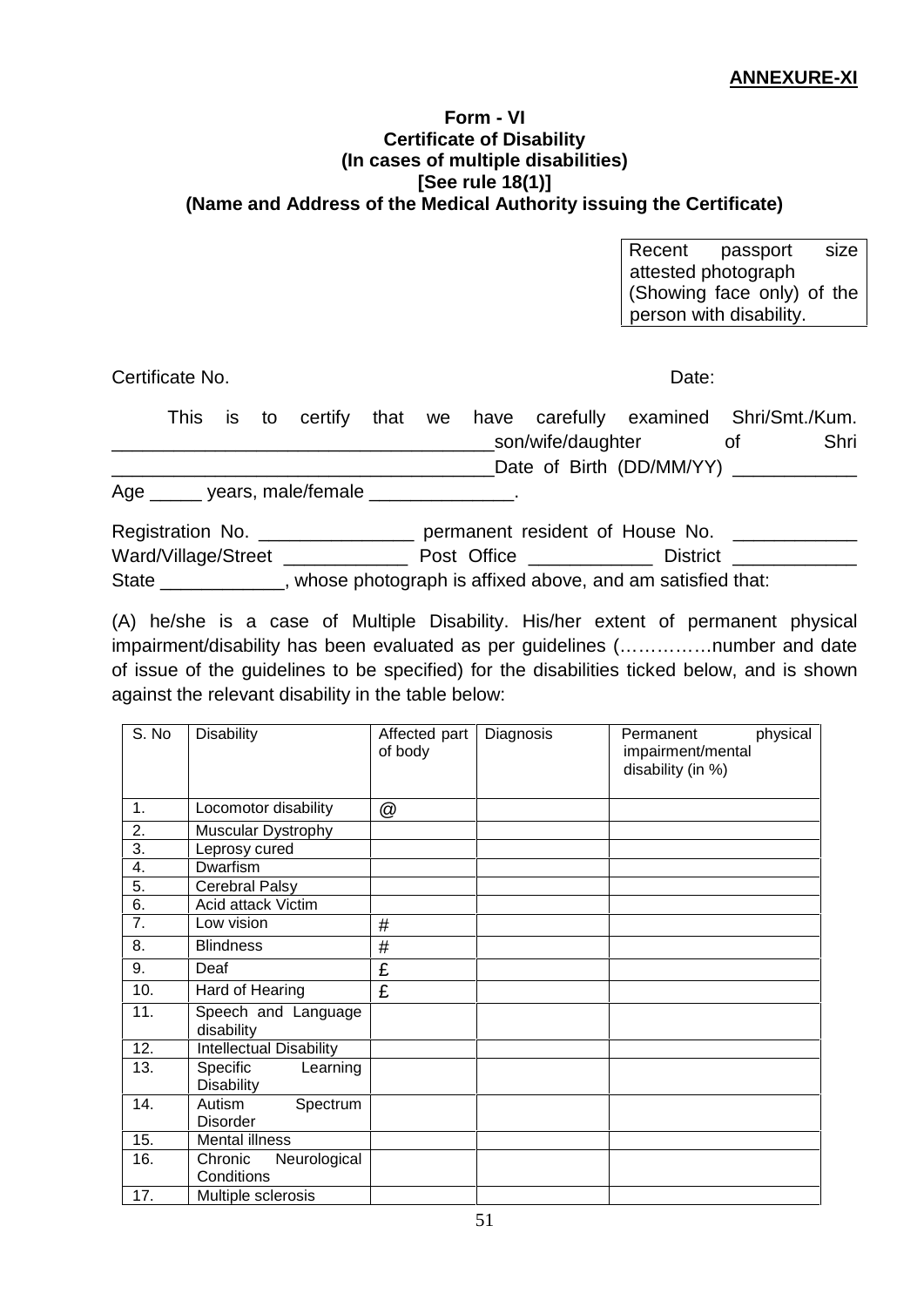**ANNEXURE-XI**

**Form - VI**
**Certificate of Disability**
**(In cases of multiple disabilities)**
**[See rule 18(1)]**
**(Name and Address of the Medical Authority issuing the Certificate)**

| Recent passport size attested photograph (Showing face only) of the person with disability. |
|---|

Certificate No. Date:

This is to certify that we have carefully examined Shri/Smt./Kum. ____________________________________son/wife/daughter of Shri ____________________________________Date of Birth (DD/MM/YY) ____________ Age _____ years, male/female ______________.

Registration No. _______________ permanent resident of House No. ____________ Ward/Village/Street ____________ Post Office ____________ District ____________ State ____________, whose photograph is affixed above, and am satisfied that:

(A) he/she is a case of Multiple Disability. His/her extent of permanent physical impairment/disability has been evaluated as per guidelines (……………number and date of issue of the guidelines to be specified) for the disabilities ticked below, and is shown against the relevant disability in the table below:

| S. No | Disability | Affected part of body | Diagnosis | Permanent physical impairment/mental disability (in %) |
|---|---|---|---|---|
| 1. | Locomotor disability | @ | | |
| 2. | Muscular Dystrophy | | | |
| 3. | Leprosy cured | | | |
| 4. | Dwarfism | | | |
| 5. | Cerebral Palsy | | | |
| 6. | Acid attack Victim | | | |
| 7. | Low vision | # | | |
| 8. | Blindness | # | | |
| 9. | Deaf | £ | | |
| 10. | Hard of Hearing | £ | | |
| 11. | Speech and Language disability | | | |
| 12. | Intellectual Disability | | | |
| 13. | Specific Learning Disability | | | |
| 14. | Autism Spectrum Disorder | | | |
| 15. | Mental illness | | | |
| 16. | Chronic Neurological Conditions | | | |
| 17. | Multiple sclerosis | | | |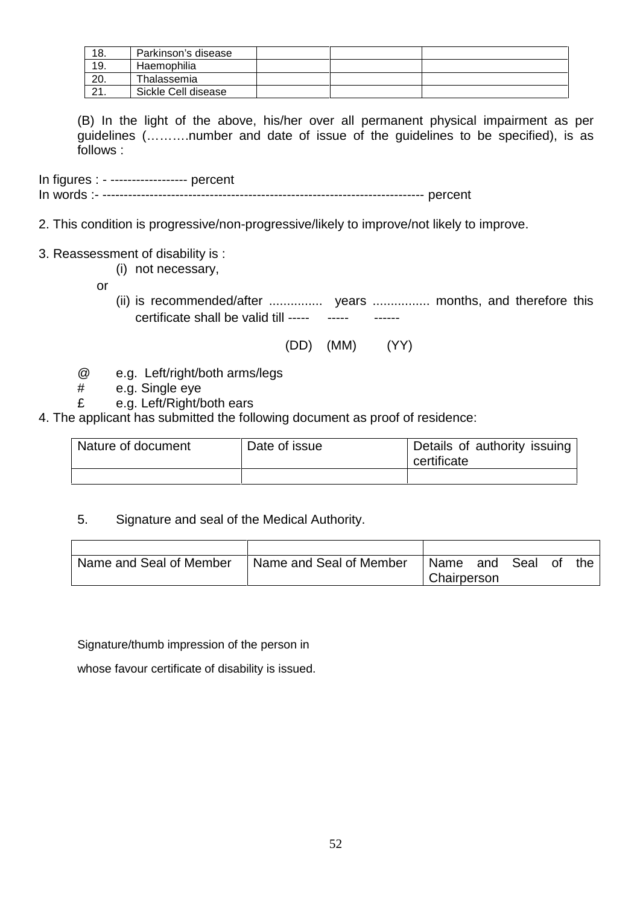| 18. | Parkinson's disease | | | |
|---|---|---|---|---|
| 19. | Haemophilia | | | |
| 20. | Thalassemia | | | |
| 21. | Sickle Cell disease | | | |

(B) In the light of the above, his/her over all permanent physical impairment as per guidelines (……….number and date of issue of the guidelines to be specified), is as follows :

In figures : - ------------------ percent
In words :- -------------------------------------------------------------------------- percent

2. This condition is progressive/non-progressive/likely to improve/not likely to improve.

3. Reassessment of disability is :

(i) not necessary,

or

(ii) is recommended/after ............... years ................ months, and therefore this certificate shall be valid till ----- ----- ------

(DD) (MM) (YY)

@ e.g. Left/right/both arms/legs
# e.g. Single eye
£ e.g. Left/Right/both ears

4. The applicant has submitted the following document as proof of residence:

| Nature of document | Date of issue | Details of authority issuing certificate |
|---|---|---|
| | | |

5. Signature and seal of the Medical Authority.

| | | |
|---|---|---|
| Name and Seal of Member | Name and Seal of Member | Name and Seal of the Chairperson |

Signature/thumb impression of the person in

whose favour certificate of disability is issued.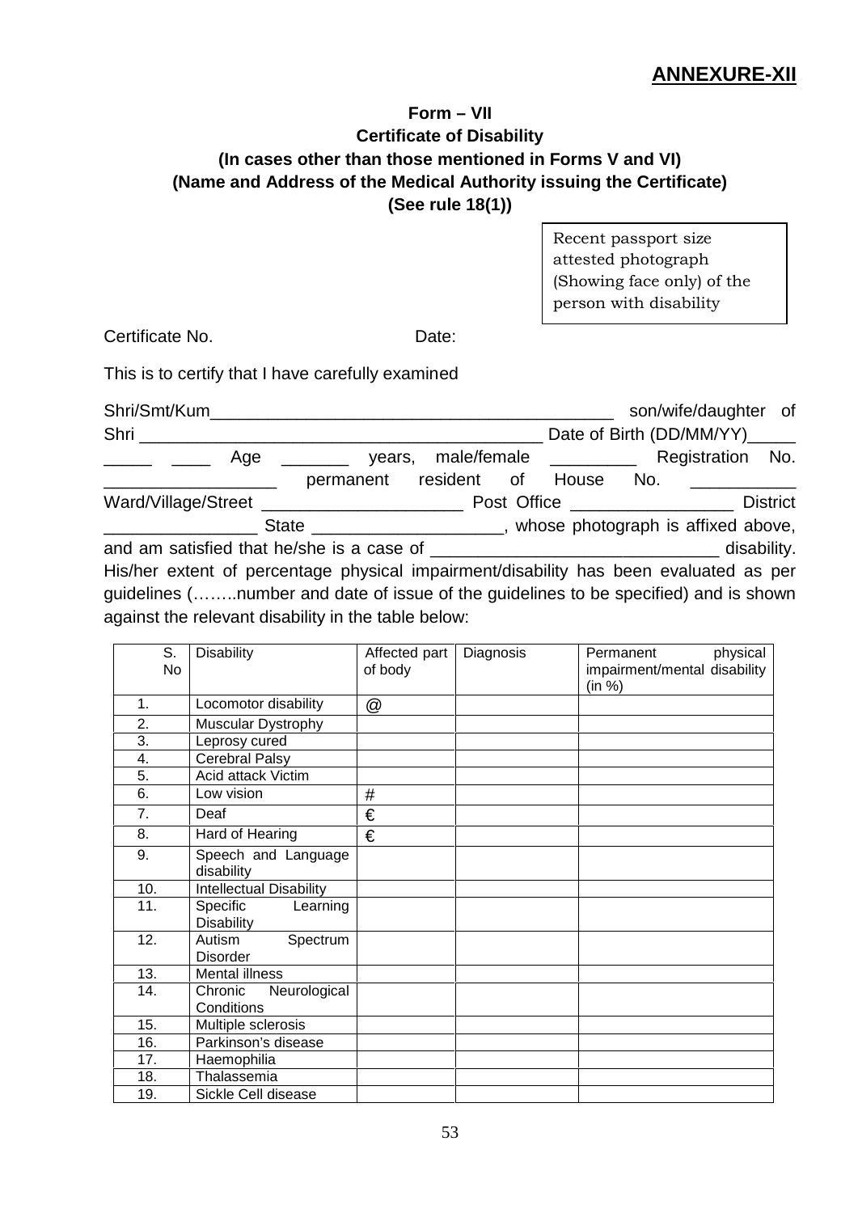**ANNEXURE-XII**

**Form – VII**
**Certificate of Disability**
**(In cases other than those mentioned in Forms V and VI)**
**(Name and Address of the Medical Authority issuing the Certificate)**
**(See rule 18(1))**

Recent passport size attested photograph (Showing face only) of the person with disability

Certificate No. Date:

This is to certify that I have carefully examined

Shri/Smt/Kum__________________________________________ son/wife/daughter of Shri ____________________________________________ Date of Birth (DD/MM/YY)_____ _____ ____ Age _______ years, male/female _________ Registration No. __________________ permanent resident of House No. ___________ Ward/Village/Street _____________________ Post Office _________________ District ________________ State ____________________, whose photograph is affixed above, and am satisfied that he/she is a case of ______________________________ disability. His/her extent of percentage physical impairment/disability has been evaluated as per guidelines (……..number and date of issue of the guidelines to be specified) and is shown against the relevant disability in the table below:

| S. No | Disability | Affected part of body | Diagnosis | Permanent physical impairment/mental disability (in %) |
|---|---|---|---|---|
| 1. | Locomotor disability | @ | | |
| 2. | Muscular Dystrophy | | | |
| 3. | Leprosy cured | | | |
| 4. | Cerebral Palsy | | | |
| 5. | Acid attack Victim | | | |
| 6. | Low vision | # | | |
| 7. | Deaf | € | | |
| 8. | Hard of Hearing | € | | |
| 9. | Speech and Language disability | | | |
| 10. | Intellectual Disability | | | |
| 11. | Specific Learning Disability | | | |
| 12. | Autism Spectrum Disorder | | | |
| 13. | Mental illness | | | |
| 14. | Chronic Neurological Conditions | | | |
| 15. | Multiple sclerosis | | | |
| 16. | Parkinson's disease | | | |
| 17. | Haemophilia | | | |
| 18. | Thalassemia | | | |
| 19. | Sickle Cell disease | | | |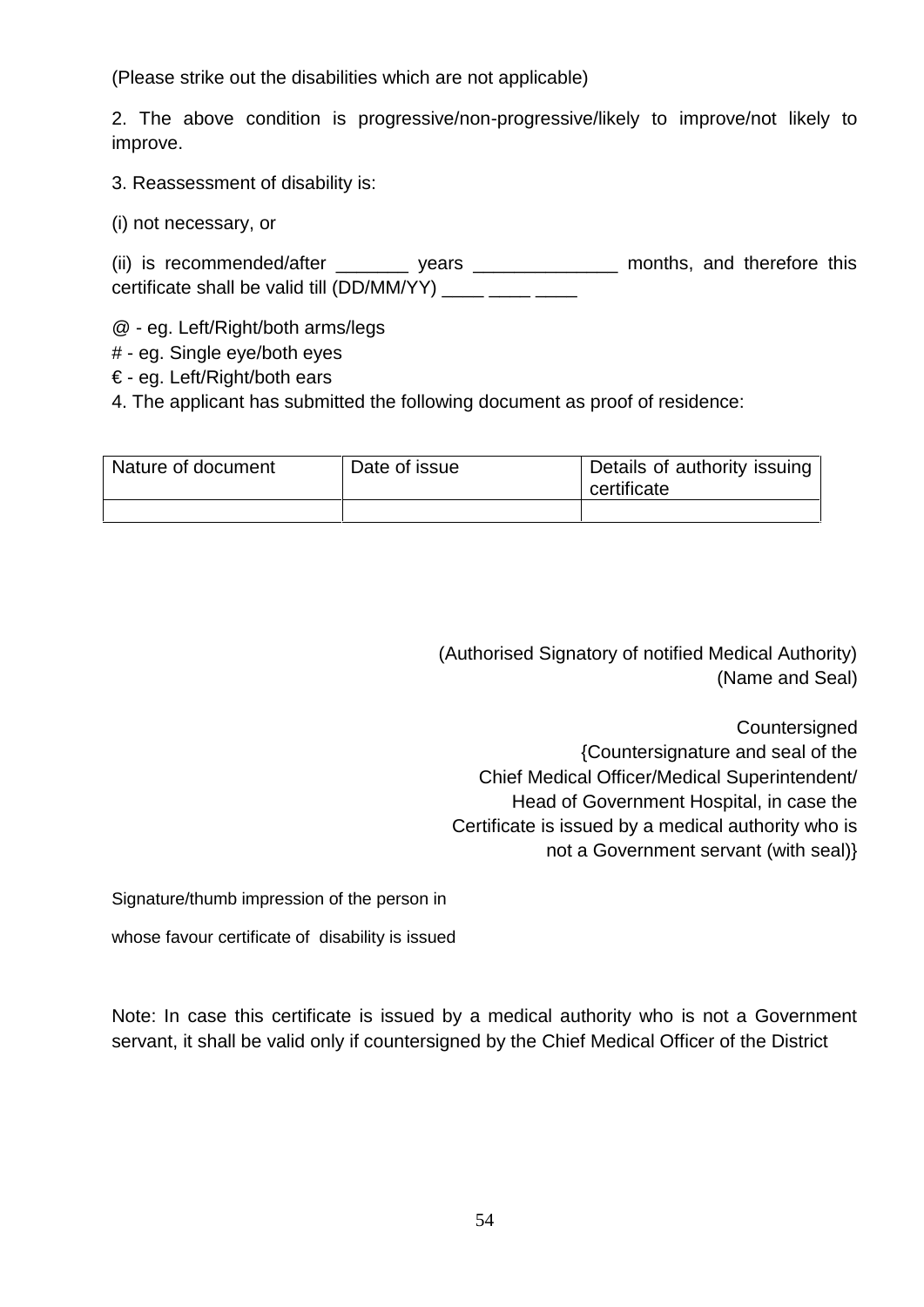(Please strike out the disabilities which are not applicable)

2. The above condition is progressive/non-progressive/likely to improve/not likely to improve.

3. Reassessment of disability is:

(i) not necessary, or

(ii) is recommended/after _______ years ______________ months, and therefore this certificate shall be valid till (DD/MM/YY) ____ ____ ____

@ - eg. Left/Right/both arms/legs
# - eg. Single eye/both eyes
€ - eg. Left/Right/both ears

4. The applicant has submitted the following document as proof of residence:

| Nature of document | Date of issue | Details of authority issuing certificate |
|---|---|---|
| | | |

(Authorised Signatory of notified Medical Authority)
(Name and Seal)

Countersigned
{Countersignature and seal of the Chief Medical Officer/Medical Superintendent/ Head of Government Hospital, in case the Certificate is issued by a medical authority who is not a Government servant (with seal)}

Signature/thumb impression of the person in whose favour certificate of disability is issued

Note: In case this certificate is issued by a medical authority who is not a Government servant, it shall be valid only if countersigned by the Chief Medical Officer of the District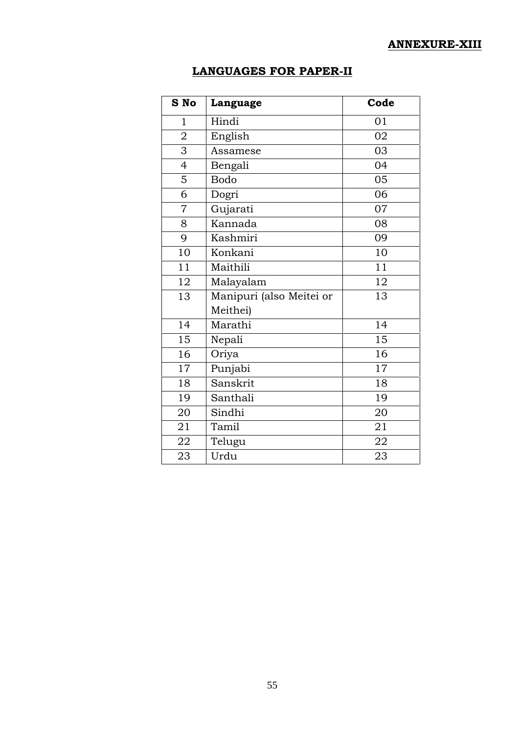**ANNEXURE-XIII**

## LANGUAGES FOR PAPER-II

| S No | Language | Code |
|---|---|---|
| 1 | Hindi | 01 |
| 2 | English | 02 |
| 3 | Assamese | 03 |
| 4 | Bengali | 04 |
| 5 | Bodo | 05 |
| 6 | Dogri | 06 |
| 7 | Gujarati | 07 |
| 8 | Kannada | 08 |
| 9 | Kashmiri | 09 |
| 10 | Konkani | 10 |
| 11 | Maithili | 11 |
| 12 | Malayalam | 12 |
| 13 | Manipuri (also Meitei or Meithei) | 13 |
| 14 | Marathi | 14 |
| 15 | Nepali | 15 |
| 16 | Oriya | 16 |
| 17 | Punjabi | 17 |
| 18 | Sanskrit | 18 |
| 19 | Santhali | 19 |
| 20 | Sindhi | 20 |
| 21 | Tamil | 21 |
| 22 | Telugu | 22 |
| 23 | Urdu | 23 |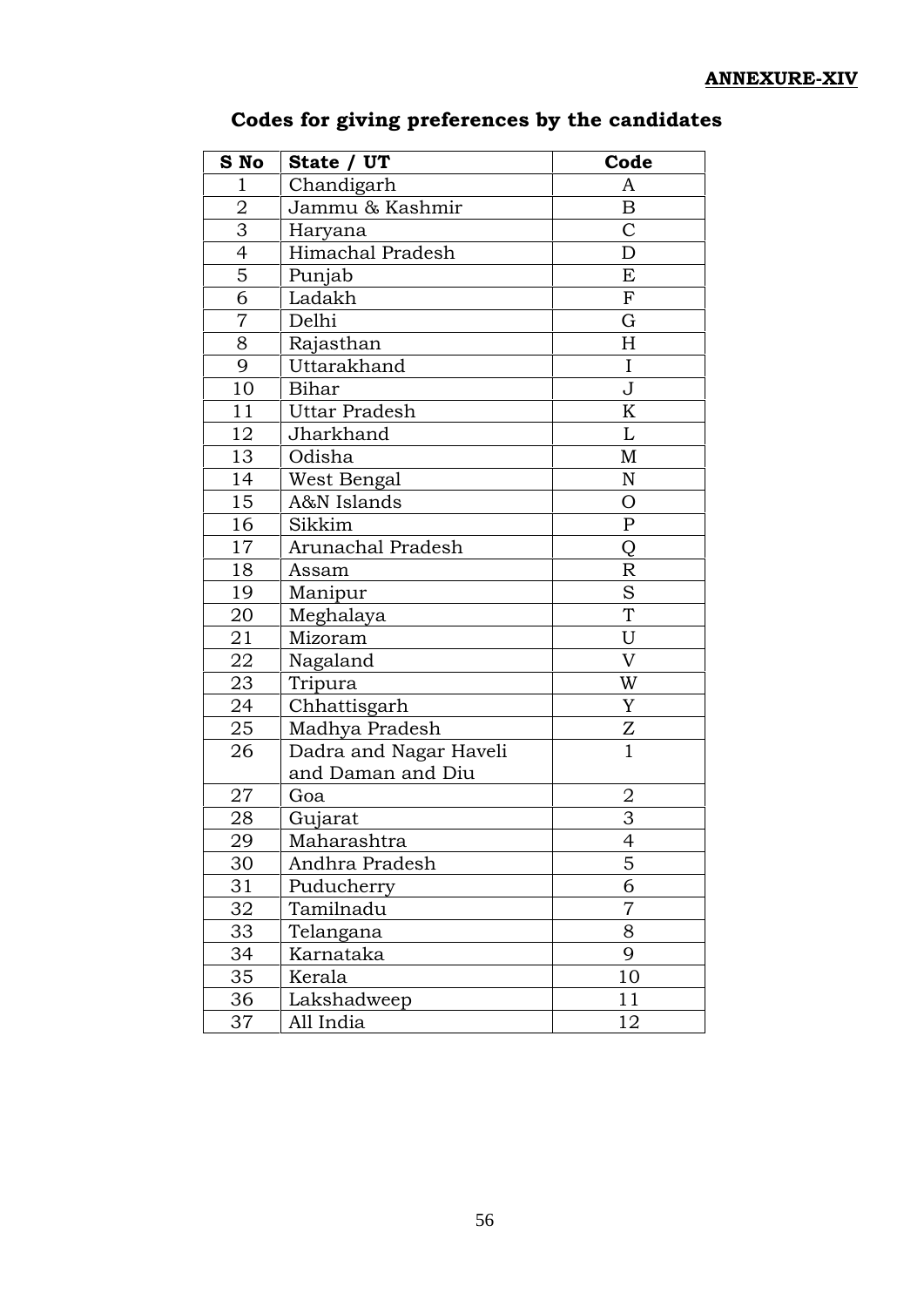**ANNEXURE-XIV**

## Codes for giving preferences by the candidates

| S No | State / UT | Code |
|---|---|---|
| 1 | Chandigarh | A |
| 2 | Jammu & Kashmir | B |
| 3 | Haryana | C |
| 4 | Himachal Pradesh | D |
| 5 | Punjab | E |
| 6 | Ladakh | F |
| 7 | Delhi | G |
| 8 | Rajasthan | H |
| 9 | Uttarakhand | I |
| 10 | Bihar | J |
| 11 | Uttar Pradesh | K |
| 12 | Jharkhand | L |
| 13 | Odisha | M |
| 14 | West Bengal | N |
| 15 | A&N Islands | O |
| 16 | Sikkim | P |
| 17 | Arunachal Pradesh | Q |
| 18 | Assam | R |
| 19 | Manipur | S |
| 20 | Meghalaya | T |
| 21 | Mizoram | U |
| 22 | Nagaland | V |
| 23 | Tripura | W |
| 24 | Chhattisgarh | Y |
| 25 | Madhya Pradesh | Z |
| 26 | Dadra and Nagar Haveli and Daman and Diu | 1 |
| 27 | Goa | 2 |
| 28 | Gujarat | 3 |
| 29 | Maharashtra | 4 |
| 30 | Andhra Pradesh | 5 |
| 31 | Puducherry | 6 |
| 32 | Tamilnadu | 7 |
| 33 | Telangana | 8 |
| 34 | Karnataka | 9 |
| 35 | Kerala | 10 |
| 36 | Lakshadweep | 11 |
| 37 | All India | 12 |